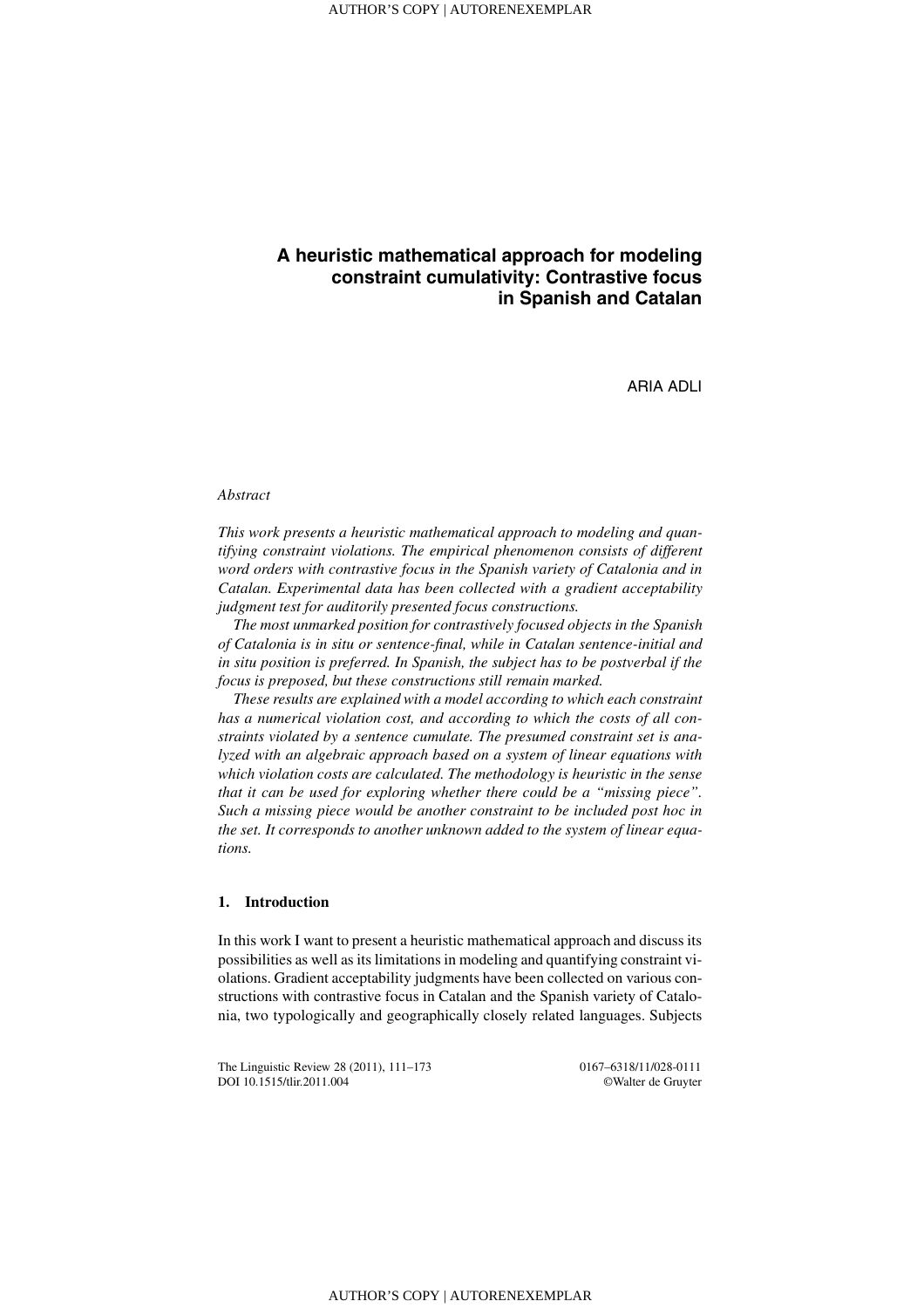# A heuristic mathematical approach for modeling constraint cumulativity: Contrastive focus in Spanish and Catalan

ARIA ADLI

*Abstract*

*This work presents a heuristic mathematical approach to modeling and quantifying constraint violations. The empirical phenomenon consists of different word orders with contrastive focus in the Spanish variety of Catalonia and in Catalan. Experimental data has been collected with a gradient acceptability judgment test for auditorily presented focus constructions.*

*The most unmarked position for contrastively focused objects in the Spanish of Catalonia is in situ or sentence-final, while in Catalan sentence-initial and in situ position is preferred. In Spanish, the subject has to be postverbal if the focus is preposed, but these constructions still remain marked.*

*These results are explained with a model according to which each constraint has a numerical violation cost, and according to which the costs of all constraints violated by a sentence cumulate. The presumed constraint set is analyzed with an algebraic approach based on a system of linear equations with which violation costs are calculated. The methodology is heuristic in the sense that it can be used for exploring whether there could be a "missing piece". Such a missing piece would be another constraint to be included post hoc in the set. It corresponds to another unknown added to the system of linear equations.*

## 1. Introduction

In this work I want to present a heuristic mathematical approach and discuss its possibilities as well as its limitations in modeling and quantifying constraint violations. Gradient acceptability judgments have been collected on various constructions with contrastive focus in Catalan and the Spanish variety of Catalonia, two typologically and geographically closely related languages. Subjects

The Linguistic Review 28 (2011), 111–173
DOI 10.1515/tlir.2011.004

0167–6318/11/028-0111
©Walter de Gruyter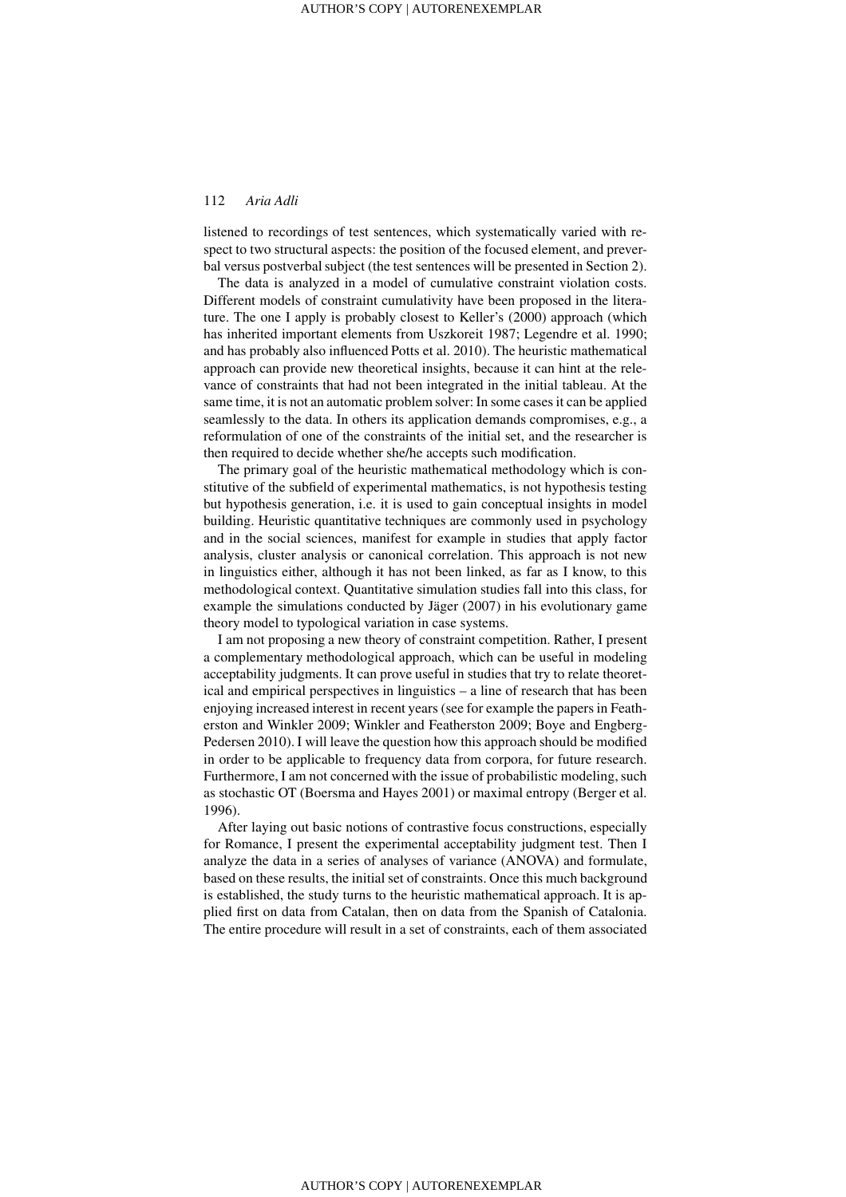listened to recordings of test sentences, which systematically varied with respect to two structural aspects: the position of the focused element, and preverbal versus postverbal subject (the test sentences will be presented in Section 2).

The data is analyzed in a model of cumulative constraint violation costs. Different models of constraint cumulativity have been proposed in the literature. The one I apply is probably closest to Keller's (2000) approach (which has inherited important elements from Uszkoreit 1987; Legendre et al. 1990; and has probably also influenced Potts et al. 2010). The heuristic mathematical approach can provide new theoretical insights, because it can hint at the relevance of constraints that had not been integrated in the initial tableau. At the same time, it is not an automatic problem solver: In some cases it can be applied seamlessly to the data. In others its application demands compromises, e.g., a reformulation of one of the constraints of the initial set, and the researcher is then required to decide whether she/he accepts such modification.

The primary goal of the heuristic mathematical methodology which is constitutive of the subfield of experimental mathematics, is not hypothesis testing but hypothesis generation, i.e. it is used to gain conceptual insights in model building. Heuristic quantitative techniques are commonly used in psychology and in the social sciences, manifest for example in studies that apply factor analysis, cluster analysis or canonical correlation. This approach is not new in linguistics either, although it has not been linked, as far as I know, to this methodological context. Quantitative simulation studies fall into this class, for example the simulations conducted by Jäger (2007) in his evolutionary game theory model to typological variation in case systems.

I am not proposing a new theory of constraint competition. Rather, I present a complementary methodological approach, which can be useful in modeling acceptability judgments. It can prove useful in studies that try to relate theoretical and empirical perspectives in linguistics – a line of research that has been enjoying increased interest in recent years (see for example the papers in Featherston and Winkler 2009; Winkler and Featherston 2009; Boye and Engberg-Pedersen 2010). I will leave the question how this approach should be modified in order to be applicable to frequency data from corpora, for future research. Furthermore, I am not concerned with the issue of probabilistic modeling, such as stochastic OT (Boersma and Hayes 2001) or maximal entropy (Berger et al. 1996).

After laying out basic notions of contrastive focus constructions, especially for Romance, I present the experimental acceptability judgment test. Then I analyze the data in a series of analyses of variance (ANOVA) and formulate, based on these results, the initial set of constraints. Once this much background is established, the study turns to the heuristic mathematical approach. It is applied first on data from Catalan, then on data from the Spanish of Catalonia. The entire procedure will result in a set of constraints, each of them associated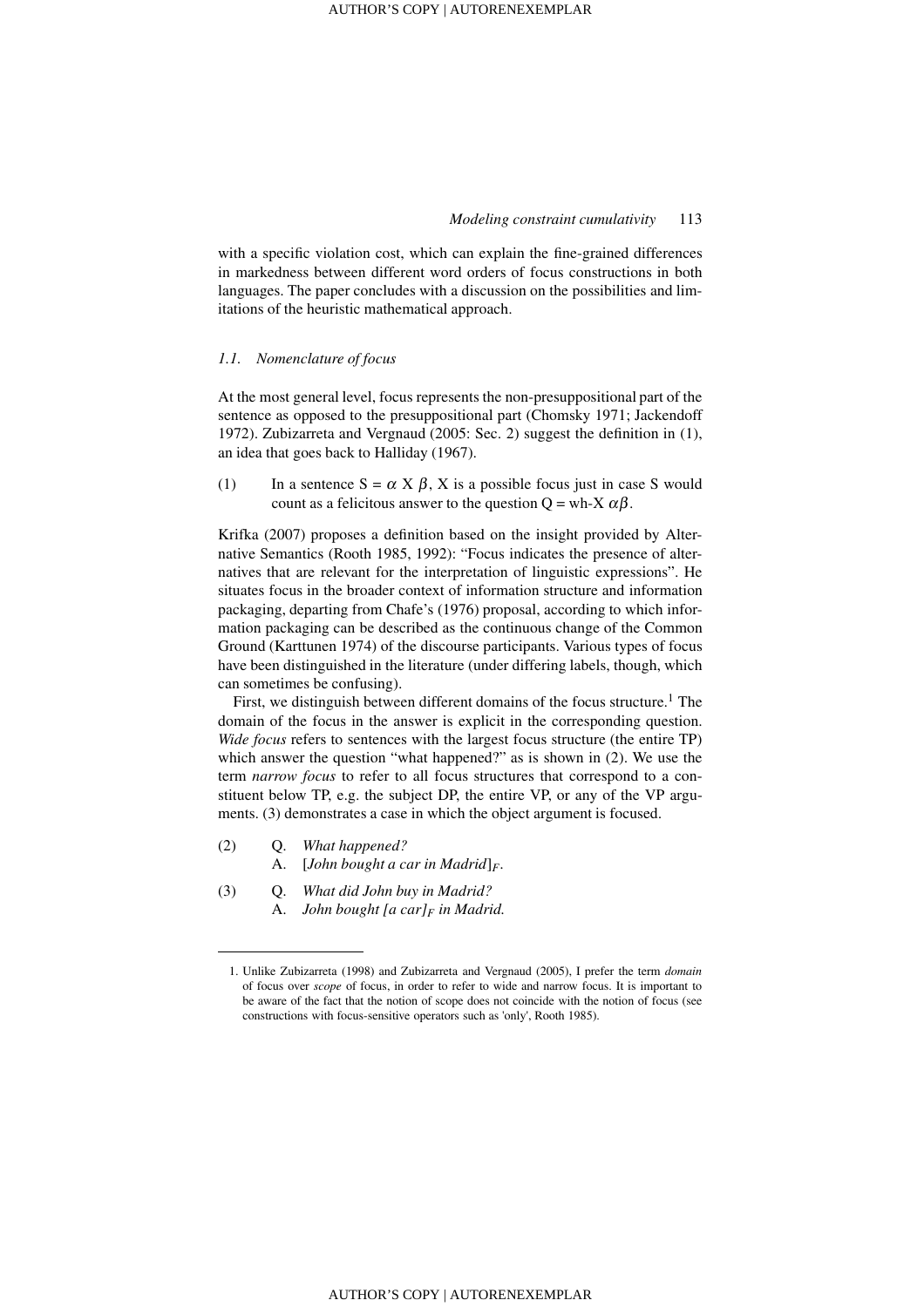with a specific violation cost, which can explain the fine-grained differences in markedness between different word orders of focus constructions in both languages. The paper concludes with a discussion on the possibilities and limitations of the heuristic mathematical approach.

### *1.1. Nomenclature of focus*

At the most general level, focus represents the non-presuppositional part of the sentence as opposed to the presuppositional part (Chomsky 1971; Jackendoff 1972). Zubizarreta and Vergnaud (2005: Sec. 2) suggest the definition in (1), an idea that goes back to Halliday (1967).

(1) In a sentence S = $\alpha$ X $\beta$, X is a possible focus just in case S would count as a felicitous answer to the question Q = wh-X $\alpha\beta$.

Krifka (2007) proposes a definition based on the insight provided by Alternative Semantics (Rooth 1985, 1992): "Focus indicates the presence of alternatives that are relevant for the interpretation of linguistic expressions". He situates focus in the broader context of information structure and information packaging, departing from Chafe's (1976) proposal, according to which information packaging can be described as the continuous change of the Common Ground (Karttunen 1974) of the discourse participants. Various types of focus have been distinguished in the literature (under differing labels, though, which can sometimes be confusing).

First, we distinguish between different domains of the focus structure.[1] The domain of the focus in the answer is explicit in the corresponding question. *Wide focus* refers to sentences with the largest focus structure (the entire TP) which answer the question "what happened?" as is shown in (2). We use the term *narrow focus* to refer to all focus structures that correspond to a constituent below TP, e.g. the subject DP, the entire VP, or any of the VP arguments. (3) demonstrates a case in which the object argument is focused.

(2) Q. *What happened?*
 A. [*John bought a car in Madrid*]$_F$.

(3) Q. *What did John buy in Madrid?*
 A. *John bought [a car]$_F$ in Madrid.*

---

1. Unlike Zubizarreta (1998) and Zubizarreta and Vergnaud (2005), I prefer the term *domain* of focus over *scope* of focus, in order to refer to wide and narrow focus. It is important to be aware of the fact that the notion of scope does not coincide with the notion of focus (see constructions with focus-sensitive operators such as 'only', Rooth 1985).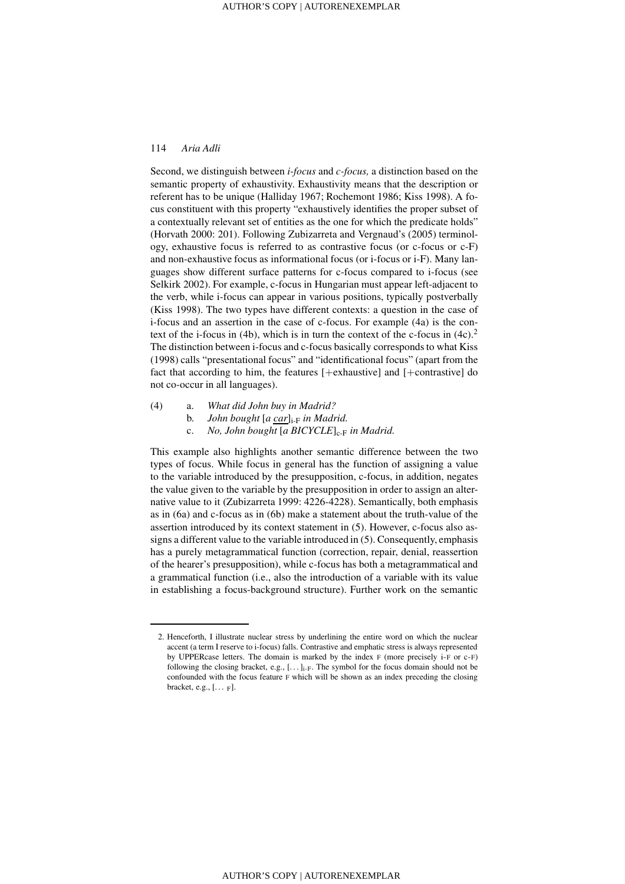Second, we distinguish between *i-focus* and *c-focus,* a distinction based on the semantic property of exhaustivity. Exhaustivity means that the description or referent has to be unique (Halliday 1967; Rochemont 1986; Kiss 1998). A focus constituent with this property "exhaustively identifies the proper subset of a contextually relevant set of entities as the one for which the predicate holds" (Horvath 2000: 201). Following Zubizarreta and Vergnaud's (2005) terminology, exhaustive focus is referred to as contrastive focus (or c-focus or c-F) and non-exhaustive focus as informational focus (or i-focus or i-F). Many languages show different surface patterns for c-focus compared to i-focus (see Selkirk 2002). For example, c-focus in Hungarian must appear left-adjacent to the verb, while i-focus can appear in various positions, typically postverbally (Kiss 1998). The two types have different contexts: a question in the case of i-focus and an assertion in the case of c-focus. For example (4a) is the context of the i-focus in (4b), which is in turn the context of the c-focus in (4c).[2] The distinction between i-focus and c-focus basically corresponds to what Kiss (1998) calls "presentational focus" and "identificational focus" (apart from the fact that according to him, the features [+exhaustive] and [+contrastive] do not co-occur in all languages).

(4) a. *What did John buy in Madrid?*
   b. *John bought* [*a <u>car</u>*]$_{\text{i-F}}$ *in Madrid.*
   c. *No, John bought* [*a BICYCLE*]$_{\text{c-F}}$ *in Madrid.*

This example also highlights another semantic difference between the two types of focus. While focus in general has the function of assigning a value to the variable introduced by the presupposition, c-focus, in addition, negates the value given to the variable by the presupposition in order to assign an alternative value to it (Zubizarreta 1999: 4226-4228). Semantically, both emphasis as in (6a) and c-focus as in (6b) make a statement about the truth-value of the assertion introduced by its context statement in (5). However, c-focus also assigns a different value to the variable introduced in (5). Consequently, emphasis has a purely metagrammatical function (correction, repair, denial, reassertion of the hearer's presupposition), while c-focus has both a metagrammatical and a grammatical function (i.e., also the introduction of a variable with its value in establishing a focus-background structure). Further work on the semantic

---

2. Henceforth, I illustrate nuclear stress by underlining the entire word on which the nuclear accent (a term I reserve to i-focus) falls. Contrastive and emphatic stress is always represented by UPPERcase letters. The domain is marked by the index F (more precisely i-F or c-F) following the closing bracket, e.g., [...]$_{\text{i-F}}$. The symbol for the focus domain should not be confounded with the focus feature F which will be shown as an index preceding the closing bracket, e.g., [... $_{\text{F}}$].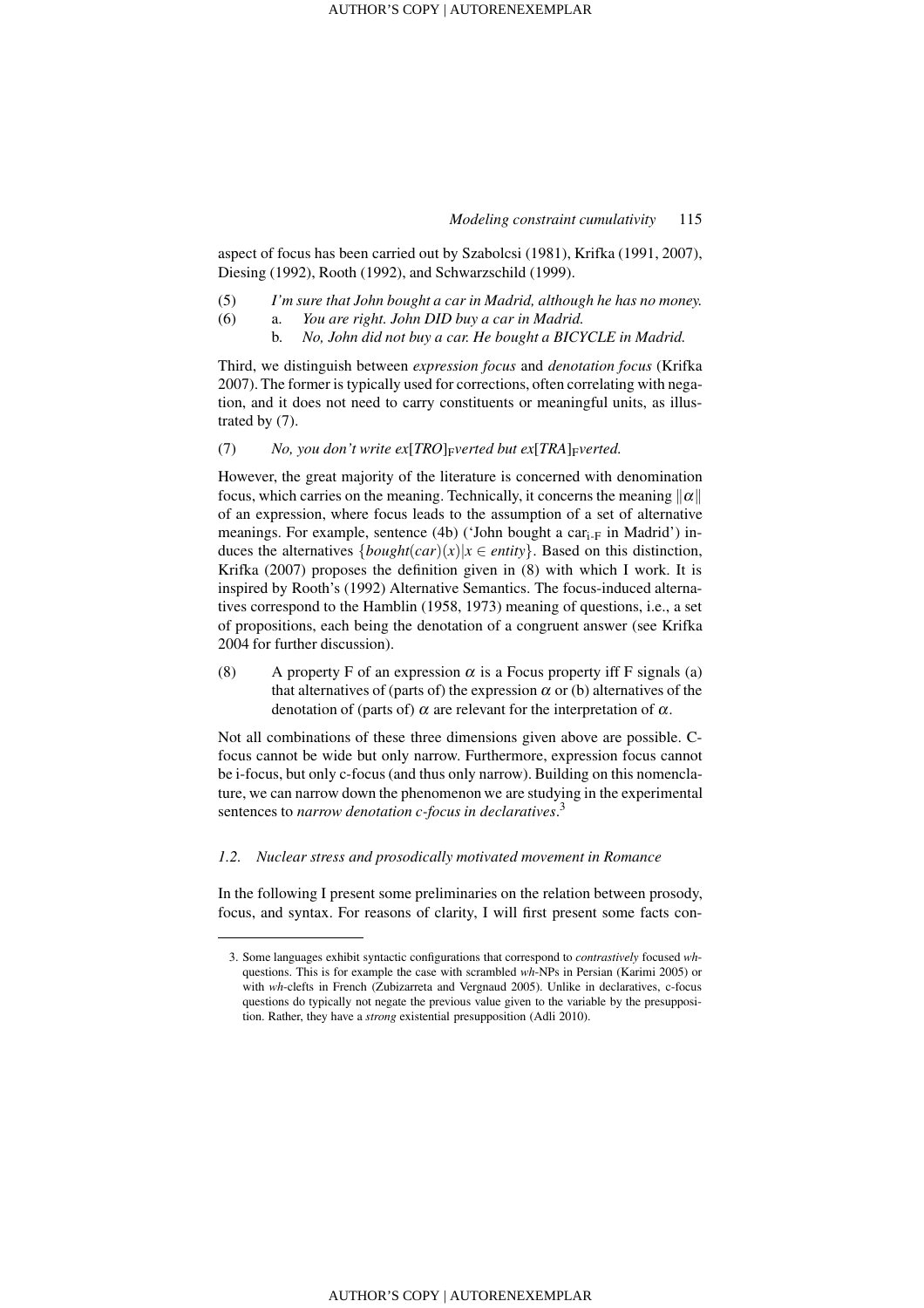aspect of focus has been carried out by Szabolcsi (1981), Krifka (1991, 2007), Diesing (1992), Rooth (1992), and Schwarzschild (1999).

(5) *I'm sure that John bought a car in Madrid, although he has no money.*

(6) a. *You are right. John DID buy a car in Madrid.*

b. *No, John did not buy a car. He bought a BICYCLE in Madrid.*

Third, we distinguish between *expression focus* and *denotation focus* (Krifka 2007). The former is typically used for corrections, often correlating with negation, and it does not need to carry constituents or meaningful units, as illustrated by (7).

(7) *No, you don't write ex[TRO]$_F$verted but ex[TRA]$_F$verted.*

However, the great majority of the literature is concerned with denomination focus, which carries on the meaning. Technically, it concerns the meaning $\|\alpha\|$ of an expression, where focus leads to the assumption of a set of alternative meanings. For example, sentence (4b) ('John bought a car$_{\text{i-F}}$ in Madrid') induces the alternatives $\{bought(car)(x)|x \in entity\}$. Based on this distinction, Krifka (2007) proposes the definition given in (8) with which I work. It is inspired by Rooth's (1992) Alternative Semantics. The focus-induced alternatives correspond to the Hamblin (1958, 1973) meaning of questions, i.e., a set of propositions, each being the denotation of a congruent answer (see Krifka 2004 for further discussion).

(8) A property F of an expression $\alpha$ is a Focus property iff F signals (a) that alternatives of (parts of) the expression $\alpha$ or (b) alternatives of the denotation of (parts of) $\alpha$ are relevant for the interpretation of $\alpha$.

Not all combinations of these three dimensions given above are possible. C-focus cannot be wide but only narrow. Furthermore, expression focus cannot be i-focus, but only c-focus (and thus only narrow). Building on this nomenclature, we can narrow down the phenomenon we are studying in the experimental sentences to *narrow denotation c-focus in declaratives*.[3]

### 1.2. Nuclear stress and prosodically motivated movement in Romance

In the following I present some preliminaries on the relation between prosody, focus, and syntax. For reasons of clarity, I will first present some facts con-

3. Some languages exhibit syntactic configurations that correspond to *contrastively* focused *wh*-questions. This is for example the case with scrambled *wh*-NPs in Persian (Karimi 2005) or with *wh*-clefts in French (Zubizarreta and Vergnaud 2005). Unlike in declaratives, c-focus questions do typically not negate the previous value given to the variable by the presupposition. Rather, they have a *strong* existential presupposition (Adli 2010).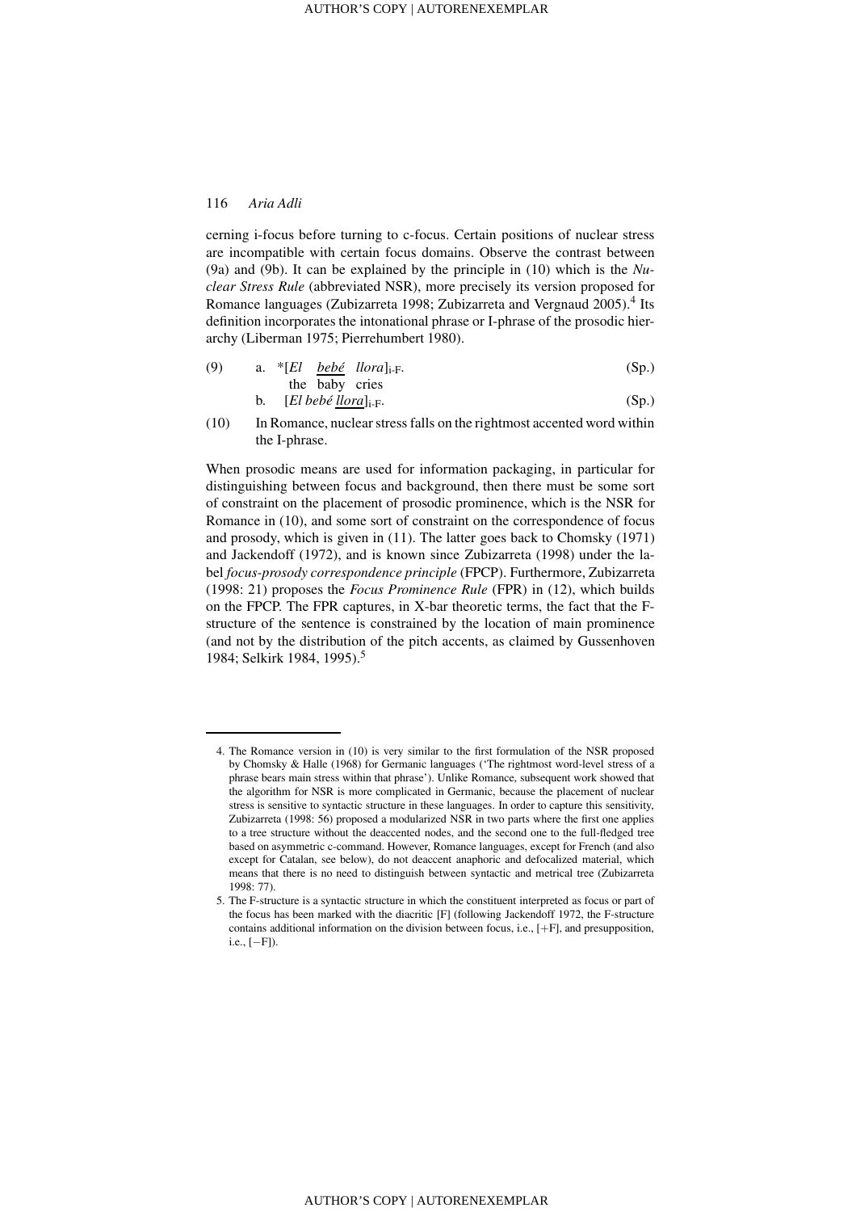cerning i-focus before turning to c-focus. Certain positions of nuclear stress are incompatible with certain focus domains. Observe the contrast between (9a) and (9b). It can be explained by the principle in (10) which is the *Nuclear Stress Rule* (abbreviated NSR), more precisely its version proposed for Romance languages (Zubizarreta 1998; Zubizarreta and Vergnaud 2005).[4] Its definition incorporates the intonational phrase or I-phrase of the prosodic hierarchy (Liberman 1975; Pierrehumbert 1980).

(9) a. *[*El* <u>*bebé*</u> *llora*]$_{\text{i-F}}$. (Sp.)
   the baby cries
   b. [*El bebé* <u>*llora*</u>]$_{\text{i-F}}$. (Sp.)

(10) In Romance, nuclear stress falls on the rightmost accented word within the I-phrase.

When prosodic means are used for information packaging, in particular for distinguishing between focus and background, then there must be some sort of constraint on the placement of prosodic prominence, which is the NSR for Romance in (10), and some sort of constraint on the correspondence of focus and prosody, which is given in (11). The latter goes back to Chomsky (1971) and Jackendoff (1972), and is known since Zubizarreta (1998) under the label *focus-prosody correspondence principle* (FPCP). Furthermore, Zubizarreta (1998: 21) proposes the *Focus Prominence Rule* (FPR) in (12), which builds on the FPCP. The FPR captures, in X-bar theoretic terms, the fact that the F-structure of the sentence is constrained by the location of main prominence (and not by the distribution of the pitch accents, as claimed by Gussenhoven 1984; Selkirk 1984, 1995).[5]

---

4. The Romance version in (10) is very similar to the first formulation of the NSR proposed by Chomsky & Halle (1968) for Germanic languages ('The rightmost word-level stress of a phrase bears main stress within that phrase'). Unlike Romance, subsequent work showed that the algorithm for NSR is more complicated in Germanic, because the placement of nuclear stress is sensitive to syntactic structure in these languages. In order to capture this sensitivity, Zubizarreta (1998: 56) proposed a modularized NSR in two parts where the first one applies to a tree structure without the deaccented nodes, and the second one to the full-fledged tree based on asymmetric c-command. However, Romance languages, except for French (and also except for Catalan, see below), do not deaccent anaphoric and defocalized material, which means that there is no need to distinguish between syntactic and metrical tree (Zubizarreta 1998: 77).

5. The F-structure is a syntactic structure in which the constituent interpreted as focus or part of the focus has been marked with the diacritic [F] (following Jackendoff 1972, the F-structure contains additional information on the division between focus, i.e., [+F], and presupposition, i.e., [−F]).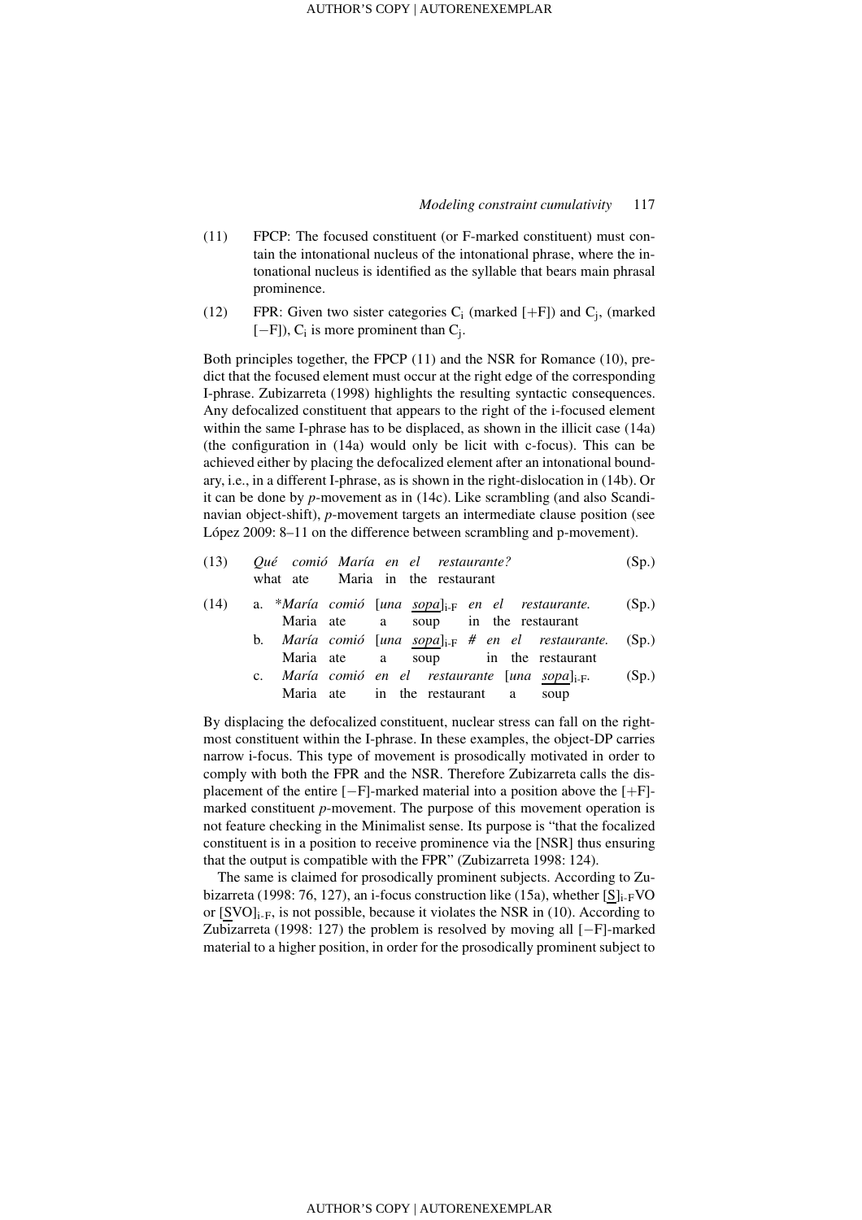(11) FPCP: The focused constituent (or F-marked constituent) must contain the intonational nucleus of the intonational phrase, where the intonational nucleus is identified as the syllable that bears main phrasal prominence.

(12) FPR: Given two sister categories $C_i$ (marked [+F]) and $C_j$, (marked [−F]), $C_i$ is more prominent than $C_j$.

Both principles together, the FPCP (11) and the NSR for Romance (10), predict that the focused element must occur at the right edge of the corresponding I-phrase. Zubizarreta (1998) highlights the resulting syntactic consequences. Any defocalized constituent that appears to the right of the i-focused element within the same I-phrase has to be displaced, as shown in the illicit case (14a) (the configuration in (14a) would only be licit with c-focus). This can be achieved either by placing the defocalized element after an intonational boundary, i.e., in a different I-phrase, as is shown in the right-dislocation in (14b). Or it can be done by *p*-movement as in (14c). Like scrambling (and also Scandinavian object-shift), *p*-movement targets an intermediate clause position (see López 2009: 8–11 on the difference between scrambling and p-movement).

(13) *Qué comió María en el restaurante?* (Sp.)
what ate Maria in the restaurant

(14) a. \**María comió* [*una <u>sopa</u>*]$_{\text{i-F}}$ *en el restaurante.* (Sp.)
Maria ate a soup in the restaurant

b. *María comió* [*una <u>sopa</u>*]$_{\text{i-F}}$ *# en el restaurante.* (Sp.)
Maria ate a soup in the restaurant

c. *María comió en el restaurante* [*una <u>sopa</u>*]$_{\text{i-F}}$. (Sp.)
Maria ate in the restaurant a soup

By displacing the defocalized constituent, nuclear stress can fall on the rightmost constituent within the I-phrase. In these examples, the object-DP carries narrow i-focus. This type of movement is prosodically motivated in order to comply with both the FPR and the NSR. Therefore Zubizarreta calls the displacement of the entire [−F]-marked material into a position above the [+F]-marked constituent *p*-movement. The purpose of this movement operation is not feature checking in the Minimalist sense. Its purpose is "that the focalized constituent is in a position to receive prominence via the [NSR] thus ensuring that the output is compatible with the FPR" (Zubizarreta 1998: 124).

The same is claimed for prosodically prominent subjects. According to Zubizarreta (1998: 76, 127), an i-focus construction like (15a), whether [<u>S</u>]$_{\text{i-F}}$VO or [<u>S</u>VO]$_{\text{i-F}}$, is not possible, because it violates the NSR in (10). According to Zubizarreta (1998: 127) the problem is resolved by moving all [−F]-marked material to a higher position, in order for the prosodically prominent subject to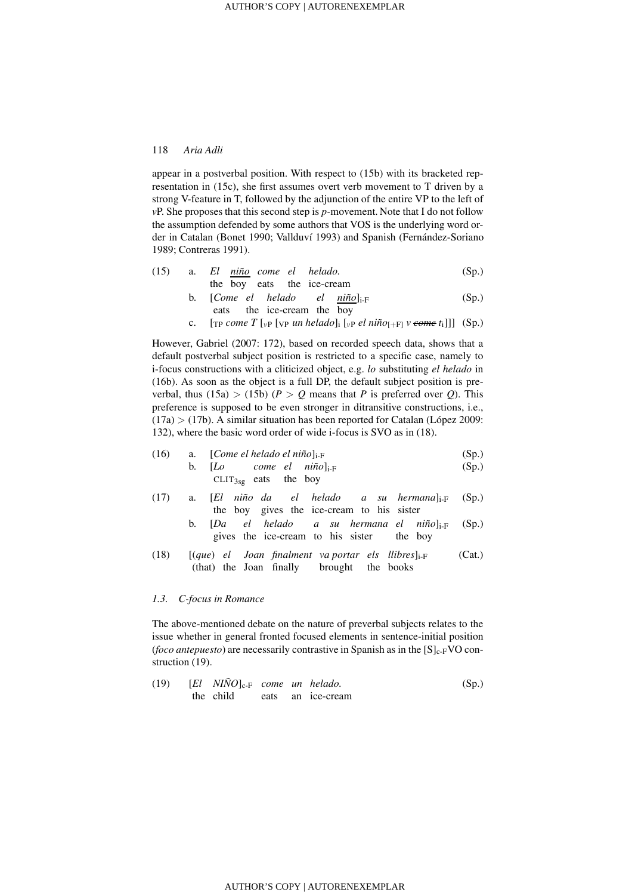appear in a postverbal position. With respect to (15b) with its bracketed representation in (15c), she first assumes overt verb movement to T driven by a strong V-feature in T, followed by the adjunction of the entire VP to the left of *v*P. She proposes that this second step is *p*-movement. Note that I do not follow the assumption defended by some authors that VOS is the underlying word order in Catalan (Bonet 1990; Vallduví 1993) and Spanish (Fernández-Soriano 1989; Contreras 1991).

(15) a. *El <u>niño</u> come el helado.* (Sp.)
 the boy eats the ice-cream

b. [*Come el helado el <u>niño</u>*]$_{\text{i-F}}$ (Sp.)
 eats the ice-cream the boy

c. [$_{\text{TP}}$ *come T* [$_{v\text{P}}$ [$_{\text{VP}}$ *un helado*]$_{\text{i}}$ [$_{v\text{P}}$ *el niño*$_{[+\text{F}]}$ *v* ~~*come*~~ *t*$_{\text{i}}$]]] (Sp.)

However, Gabriel (2007: 172), based on recorded speech data, shows that a default postverbal subject position is restricted to a specific case, namely to i-focus constructions with a cliticized object, e.g. *lo* substituting *el helado* in (16b). As soon as the object is a full DP, the default subject position is preverbal, thus (15a) > (15b) (*P* > *Q* means that *P* is preferred over *Q*). This preference is supposed to be even stronger in ditransitive constructions, i.e., (17a) > (17b). A similar situation has been reported for Catalan (López 2009: 132), where the basic word order of wide i-focus is SVO as in (18).

(16) a. [*Come el helado el niño*]$_{\text{i-F}}$ (Sp.)

b. [*Lo come el niño*]$_{\text{i-F}}$ (Sp.)
 CLIT$_{3\text{sg}}$ eats the boy

(17) a. [*El niño da el helado a su hermana*]$_{\text{i-F}}$ (Sp.)
 the boy gives the ice-cream to his sister

b. [*Da el helado a su hermana el niño*]$_{\text{i-F}}$ (Sp.)
 gives the ice-cream to his sister the boy

(18) [(*que*) *el Joan finalment va portar els llibres*]$_{\text{i-F}}$ (Cat.)
 (that) the Joan finally brought the books

### *1.3. C-focus in Romance*

The above-mentioned debate on the nature of preverbal subjects relates to the issue whether in general fronted focused elements in sentence-initial position (*foco antepuesto*) are necessarily contrastive in Spanish as in the [S]$_{\text{c-F}}$VO construction (19).

(19) [*El NIÑO*]$_{\text{c-F}}$ *come un helado.* (Sp.)
 the child eats an ice-cream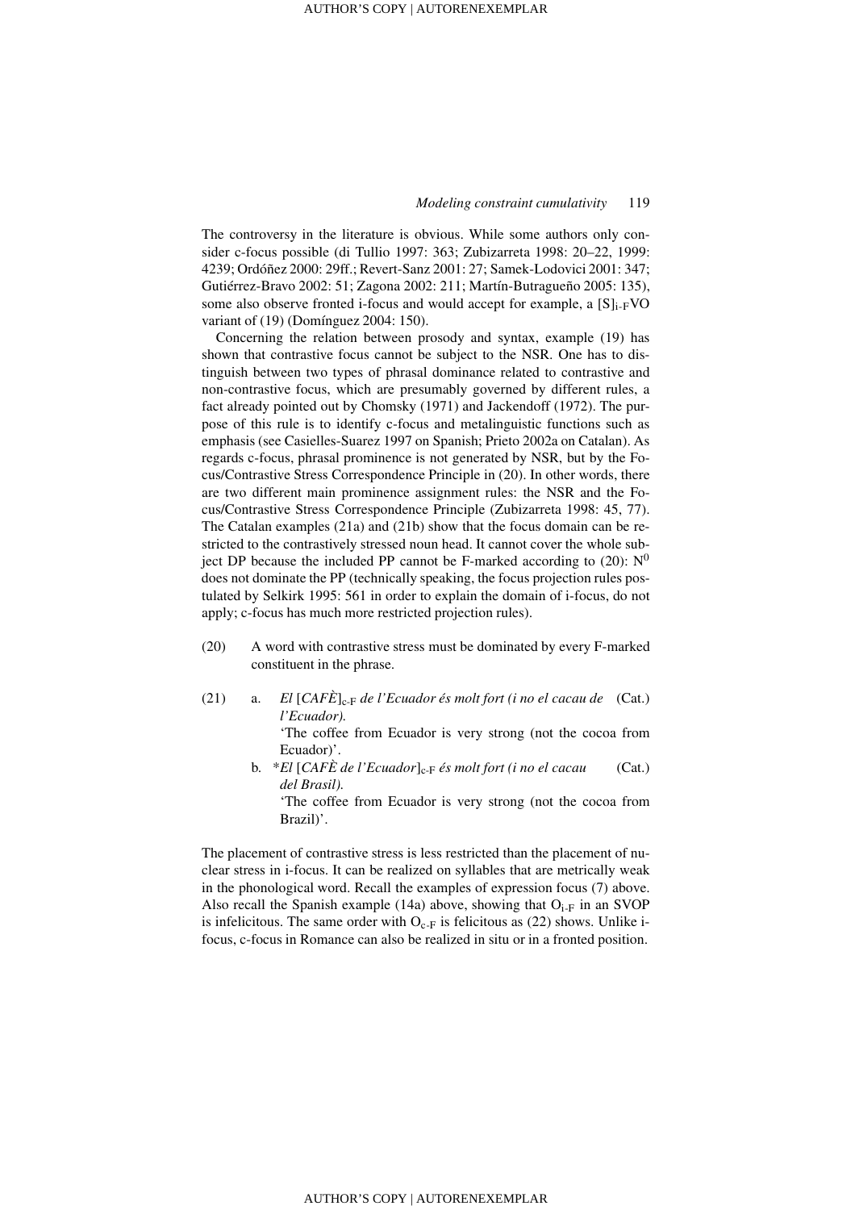The controversy in the literature is obvious. While some authors only consider c-focus possible (di Tullio 1997: 363; Zubizarreta 1998: 20–22, 1999: 4239; Ordóñez 2000: 29ff.; Revert-Sanz 2001: 27; Samek-Lodovici 2001: 347; Gutiérrez-Bravo 2002: 51; Zagona 2002: 211; Martín-Butragueño 2005: 135), some also observe fronted i-focus and would accept for example, a $[S]_{i\text{-}F}$VO variant of (19) (Domínguez 2004: 150).

Concerning the relation between prosody and syntax, example (19) has shown that contrastive focus cannot be subject to the NSR. One has to distinguish between two types of phrasal dominance related to contrastive and non-contrastive focus, which are presumably governed by different rules, a fact already pointed out by Chomsky (1971) and Jackendoff (1972). The purpose of this rule is to identify c-focus and metalinguistic functions such as emphasis (see Casielles-Suarez 1997 on Spanish; Prieto 2002a on Catalan). As regards c-focus, phrasal prominence is not generated by NSR, but by the Focus/Contrastive Stress Correspondence Principle in (20). In other words, there are two different main prominence assignment rules: the NSR and the Focus/Contrastive Stress Correspondence Principle (Zubizarreta 1998: 45, 77). The Catalan examples (21a) and (21b) show that the focus domain can be restricted to the contrastively stressed noun head. It cannot cover the whole subject DP because the included PP cannot be F-marked according to (20): $N^0$ does not dominate the PP (technically speaking, the focus projection rules postulated by Selkirk 1995: 561 in order to explain the domain of i-focus, do not apply; c-focus has much more restricted projection rules).

(20) A word with contrastive stress must be dominated by every F-marked constituent in the phrase.

(21) a. *El* $[$*CAFÈ*$]_{c\text{-}F}$ *de l'Ecuador és molt fort (i no el cacau de l'Ecuador).* (Cat.)
'The coffee from Ecuador is very strong (not the cocoa from Ecuador)'.

b. \**El* $[$*CAFÈ de l'Ecuador*$]_{c\text{-}F}$ *és molt fort (i no el cacau del Brasil).* (Cat.)
'The coffee from Ecuador is very strong (not the cocoa from Brazil)'.

The placement of contrastive stress is less restricted than the placement of nuclear stress in i-focus. It can be realized on syllables that are metrically weak in the phonological word. Recall the examples of expression focus (7) above. Also recall the Spanish example (14a) above, showing that $O_{i\text{-}F}$ in an SVOP is infelicitous. The same order with $O_{c\text{-}F}$ is felicitous as (22) shows. Unlike i-focus, c-focus in Romance can also be realized in situ or in a fronted position.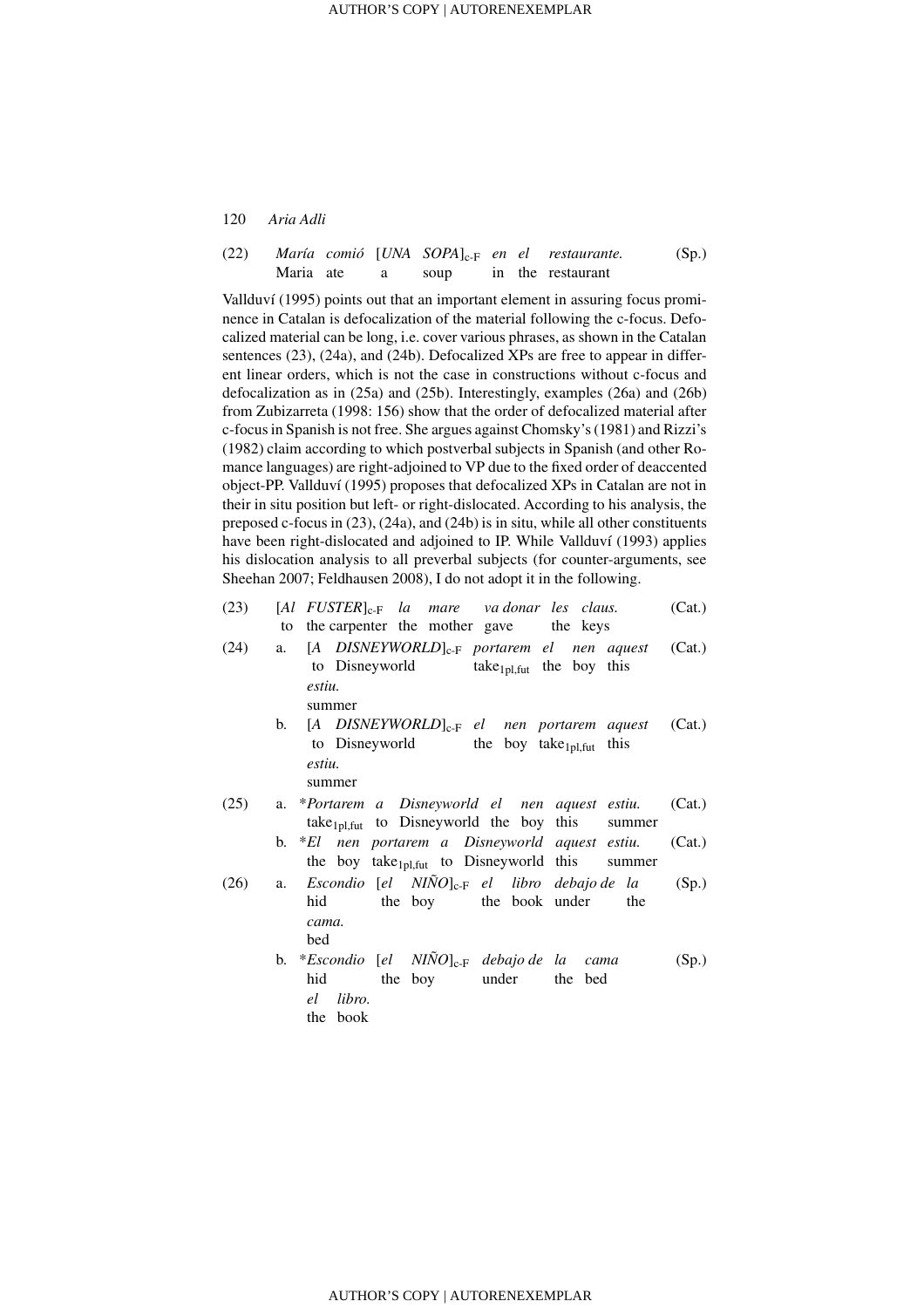(22) *María comió* [*UNA SOPA*]$_{c\text{-}F}$ *en el restaurante.* (Sp.)
Maria ate a soup in the restaurant

Vallduví (1995) points out that an important element in assuring focus prominence in Catalan is defocalization of the material following the c-focus. Defocalized material can be long, i.e. cover various phrases, as shown in the Catalan sentences (23), (24a), and (24b). Defocalized XPs are free to appear in different linear orders, which is not the case in constructions without c-focus and defocalization as in (25a) and (25b). Interestingly, examples (26a) and (26b) from Zubizarreta (1998: 156) show that the order of defocalized material after c-focus in Spanish is not free. She argues against Chomsky's (1981) and Rizzi's (1982) claim according to which postverbal subjects in Spanish (and other Romance languages) are right-adjoined to VP due to the fixed order of deaccented object-PP. Vallduví (1995) proposes that defocalized XPs in Catalan are not in their in situ position but left- or right-dislocated. According to his analysis, the preposed c-focus in (23), (24a), and (24b) is in situ, while all other constituents have been right-dislocated and adjoined to IP. While Vallduví (1993) applies his dislocation analysis to all preverbal subjects (for counter-arguments, see Sheehan 2007; Feldhausen 2008), I do not adopt it in the following.

(23) [*Al FUSTER*]$_{c\text{-}F}$ *la mare va donar les claus.* (Cat.)
to the carpenter the mother gave the keys

(24) a. [*A DISNEYWORLD*]$_{c\text{-}F}$ *portarem el nen aquest estiu.* (Cat.)
to Disneyworld take$_{1pl,fut}$ the boy this summer

b. [*A DISNEYWORLD*]$_{c\text{-}F}$ *el nen portarem aquest estiu.* (Cat.)
to Disneyworld the boy take$_{1pl,fut}$ this summer

(25) a. \**Portarem a Disneyworld el nen aquest estiu.* (Cat.)
take$_{1pl,fut}$ to Disneyworld the boy this summer

b. \**El nen portarem a Disneyworld aquest estiu.* (Cat.)
the boy take$_{1pl,fut}$ to Disneyworld this summer

(26) a. *Escondio* [*el NIÑO*]$_{c\text{-}F}$ *el libro debajo de la cama.* (Sp.)
hid the boy the book under the bed

b. \**Escondio* [*el NIÑO*]$_{c\text{-}F}$ *debajo de la cama el libro.* (Sp.)
hid the boy under the bed the book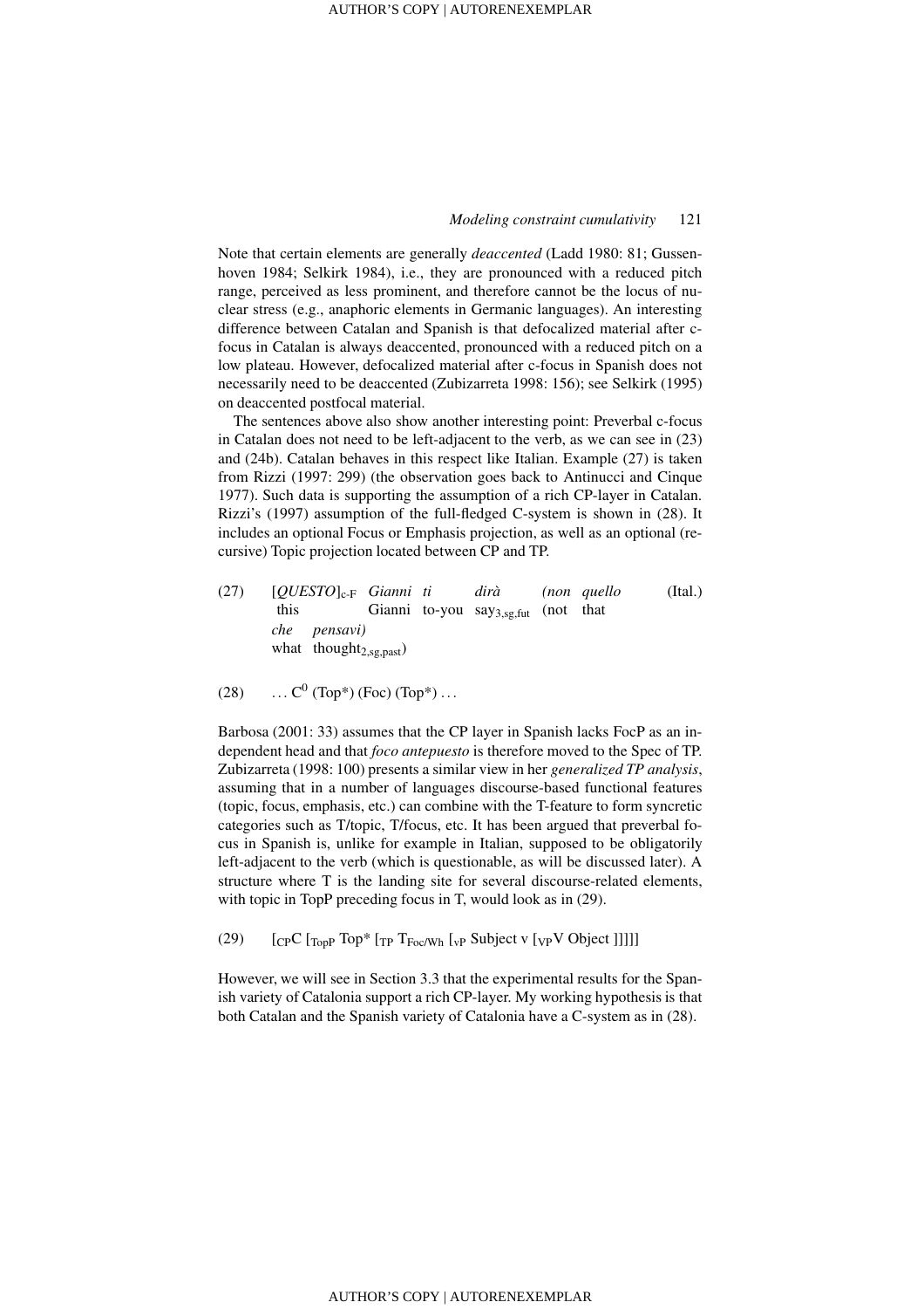Note that certain elements are generally *deaccented* (Ladd 1980: 81; Gussenhoven 1984; Selkirk 1984), i.e., they are pronounced with a reduced pitch range, perceived as less prominent, and therefore cannot be the locus of nuclear stress (e.g., anaphoric elements in Germanic languages). An interesting difference between Catalan and Spanish is that defocalized material after c-focus in Catalan is always deaccented, pronounced with a reduced pitch on a low plateau. However, defocalized material after c-focus in Spanish does not necessarily need to be deaccented (Zubizarreta 1998: 156); see Selkirk (1995) on deaccented postfocal material.

The sentences above also show another interesting point: Preverbal c-focus in Catalan does not need to be left-adjacent to the verb, as we can see in (23) and (24b). Catalan behaves in this respect like Italian. Example (27) is taken from Rizzi (1997: 299) (the observation goes back to Antinucci and Cinque 1977). Such data is supporting the assumption of a rich CP-layer in Catalan. Rizzi's (1997) assumption of the full-fledged C-system is shown in (28). It includes an optional Focus or Emphasis projection, as well as an optional (recursive) Topic projection located between CP and TP.

(27) [*QUESTO*]$_{\text{c-F}}$ *Gianni ti dirà (non quello che pensavi)* (Ital.)
this Gianni to-you say$_{3,sg,fut}$ (not that what thought$_{2,sg,past}$)

(28) … $C^0$ (Top*) (Foc) (Top*) …

Barbosa (2001: 33) assumes that the CP layer in Spanish lacks FocP as an independent head and that *foco antepuesto* is therefore moved to the Spec of TP. Zubizarreta (1998: 100) presents a similar view in her *generalized TP analysis*, assuming that in a number of languages discourse-based functional features (topic, focus, emphasis, etc.) can combine with the T-feature to form syncretic categories such as T/topic, T/focus, etc. It has been argued that preverbal focus in Spanish is, unlike for example in Italian, supposed to be obligatorily left-adjacent to the verb (which is questionable, as will be discussed later). A structure where T is the landing site for several discourse-related elements, with topic in TopP preceding focus in T, would look as in (29).

(29) [$_{\text{CP}}$C [$_{\text{TopP}}$ Top* [$_{\text{TP}}$ T$_{\text{Foc/Wh}}$ [$_{\text{vP}}$ Subject v [$_{\text{VP}}$V Object ]]]]]

However, we will see in Section 3.3 that the experimental results for the Spanish variety of Catalonia support a rich CP-layer. My working hypothesis is that both Catalan and the Spanish variety of Catalonia have a C-system as in (28).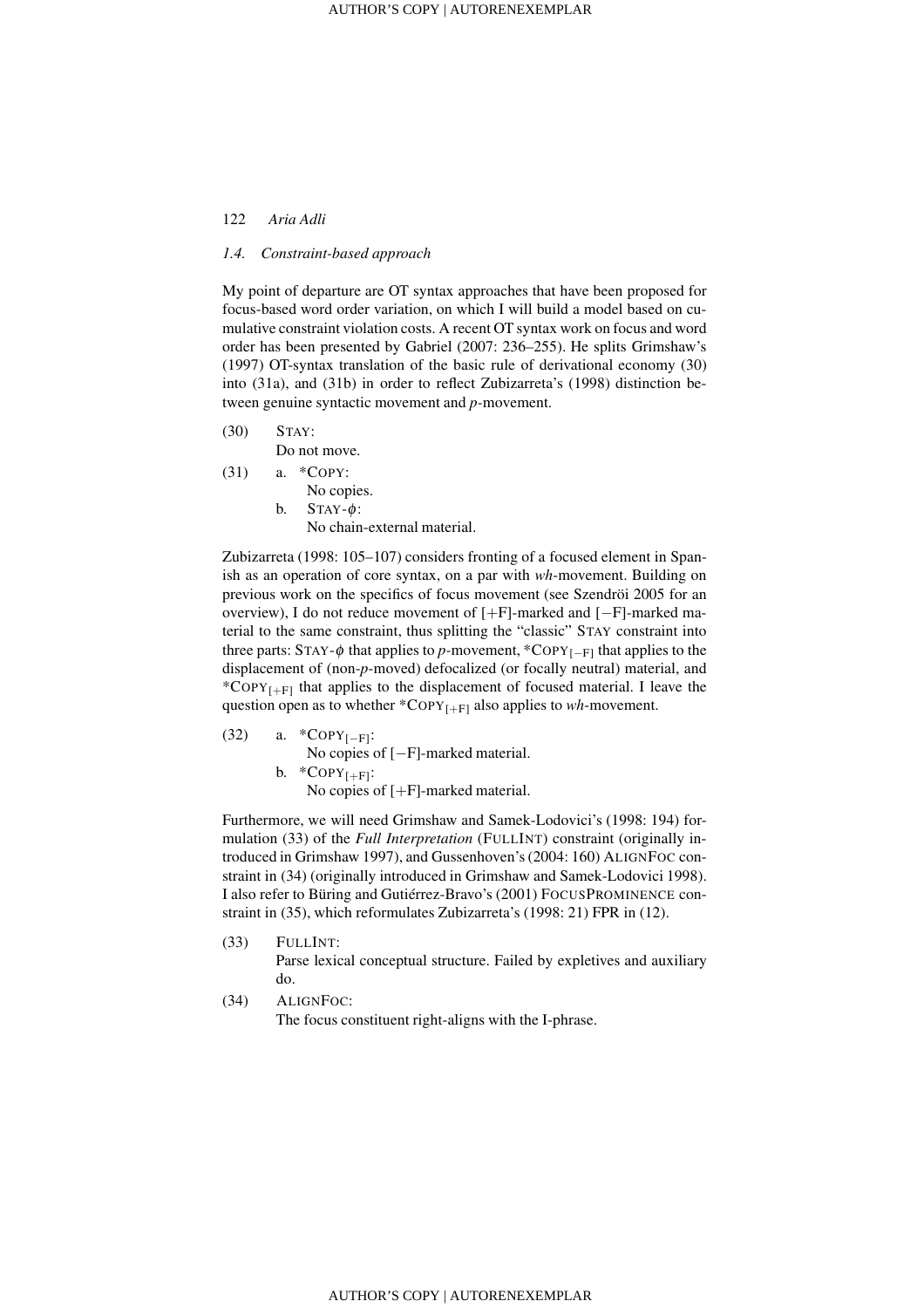### 1.4. Constraint-based approach

My point of departure are OT syntax approaches that have been proposed for focus-based word order variation, on which I will build a model based on cumulative constraint violation costs. A recent OT syntax work on focus and word order has been presented by Gabriel (2007: 236–255). He splits Grimshaw's (1997) OT-syntax translation of the basic rule of derivational economy (30) into (31a), and (31b) in order to reflect Zubizarreta's (1998) distinction between genuine syntactic movement and *p*-movement.

(30) STAY:
Do not move.

(31) a. \*COPY:
No copies.
b. STAY-$\phi$:
No chain-external material.

Zubizarreta (1998: 105–107) considers fronting of a focused element in Spanish as an operation of core syntax, on a par with *wh*-movement. Building on previous work on the specifics of focus movement (see Szendröi 2005 for an overview), I do not reduce movement of [+F]-marked and [−F]-marked material to the same constraint, thus splitting the "classic" STAY constraint into three parts: STAY-$\phi$ that applies to *p*-movement, \*COPY$_{[-F]}$ that applies to the displacement of (non-*p*-moved) defocalized (or focally neutral) material, and \*COPY$_{[+F]}$ that applies to the displacement of focused material. I leave the question open as to whether \*COPY$_{[+F]}$ also applies to *wh*-movement.

(32) a. \*COPY$_{[-F]}$:
No copies of [−F]-marked material.
b. \*COPY$_{[+F]}$:
No copies of [+F]-marked material.

Furthermore, we will need Grimshaw and Samek-Lodovici's (1998: 194) formulation (33) of the *Full Interpretation* (FULLINT) constraint (originally introduced in Grimshaw 1997), and Gussenhoven's (2004: 160) ALIGNFOC constraint in (34) (originally introduced in Grimshaw and Samek-Lodovici 1998). I also refer to Büring and Gutiérrez-Bravo's (2001) FOCUSPROMINENCE constraint in (35), which reformulates Zubizarreta's (1998: 21) FPR in (12).

(33) FULLINT:
Parse lexical conceptual structure. Failed by expletives and auxiliary do.

(34) ALIGNFOC:
The focus constituent right-aligns with the I-phrase.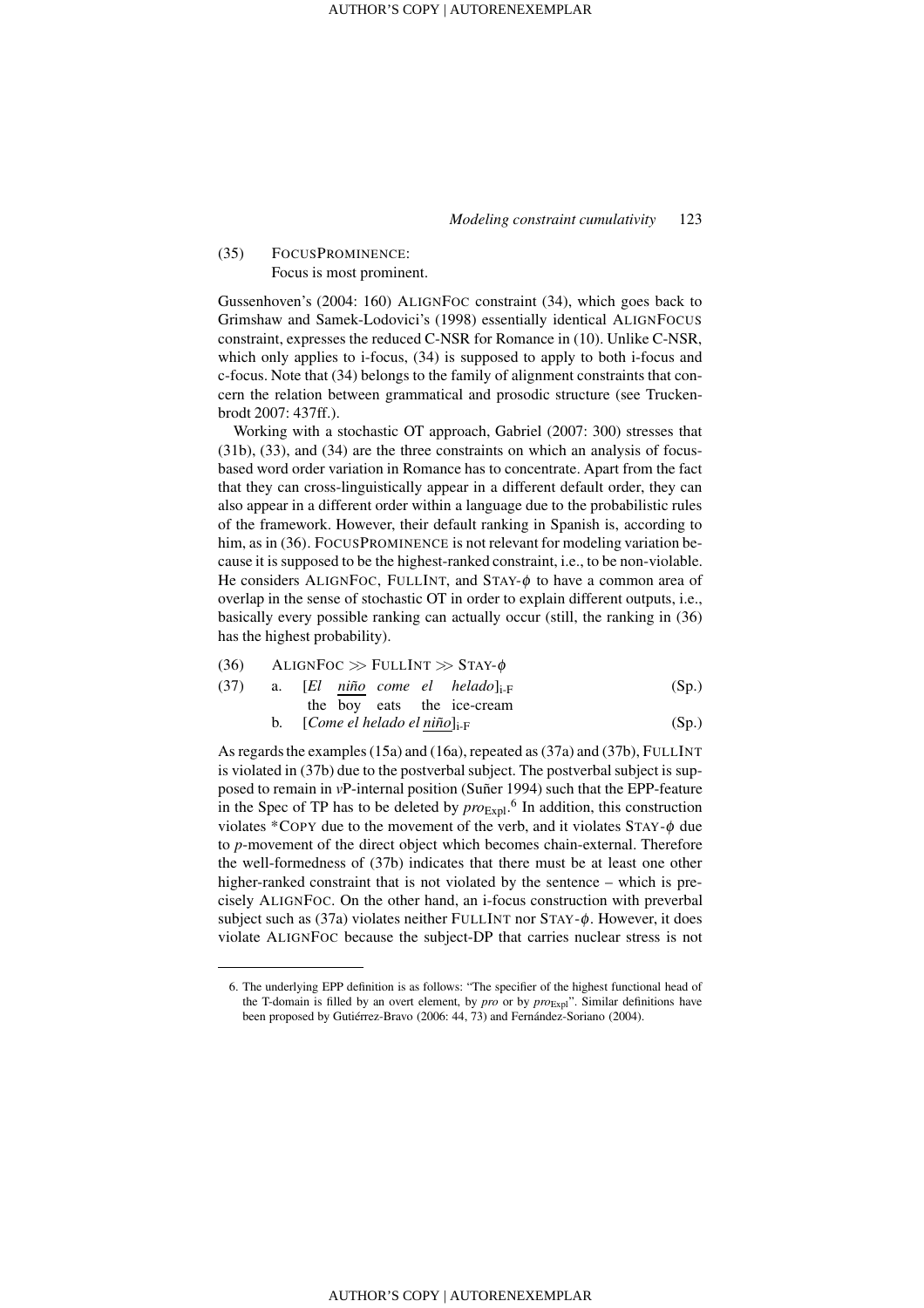(35) FOCUSPROMINENCE:
Focus is most prominent.

Gussenhoven's (2004: 160) ALIGNFOC constraint (34), which goes back to Grimshaw and Samek-Lodovici's (1998) essentially identical ALIGNFOCUS constraint, expresses the reduced C-NSR for Romance in (10). Unlike C-NSR, which only applies to i-focus, (34) is supposed to apply to both i-focus and c-focus. Note that (34) belongs to the family of alignment constraints that concern the relation between grammatical and prosodic structure (see Truckenbrodt 2007: 437ff.).

Working with a stochastic OT approach, Gabriel (2007: 300) stresses that (31b), (33), and (34) are the three constraints on which an analysis of focus-based word order variation in Romance has to concentrate. Apart from the fact that they can cross-linguistically appear in a different default order, they can also appear in a different order within a language due to the probabilistic rules of the framework. However, their default ranking in Spanish is, according to him, as in (36). FOCUSPROMINENCE is not relevant for modeling variation because it is supposed to be the highest-ranked constraint, i.e., to be non-violable. He considers ALIGNFOC, FULLINT, and STAY-$\phi$ to have a common area of overlap in the sense of stochastic OT in order to explain different outputs, i.e., basically every possible ranking can actually occur (still, the ranking in (36) has the highest probability).

(36) ALIGNFOC $\gg$ FULLINT $\gg$ STAY-$\phi$

(37) a. [*El niño come el helado*]$_{\text{i-F}}$ (Sp.)
the boy eats the ice-cream

b. [*Come el helado el niño*]$_{\text{i-F}}$ (Sp.)

As regards the examples (15a) and (16a), repeated as (37a) and (37b), FULLINT is violated in (37b) due to the postverbal subject. The postverbal subject is supposed to remain in *v*P-internal position (Suñer 1994) such that the EPP-feature in the Spec of TP has to be deleted by *pro*$_{\text{Expl}}$.[6] In addition, this construction violates *COPY due to the movement of the verb, and it violates STAY-$\phi$ due to *p*-movement of the direct object which becomes chain-external. Therefore the well-formedness of (37b) indicates that there must be at least one other higher-ranked constraint that is not violated by the sentence – which is precisely ALIGNFOC. On the other hand, an i-focus construction with preverbal subject such as (37a) violates neither FULLINT nor STAY-$\phi$. However, it does violate ALIGNFOC because the subject-DP that carries nuclear stress is not

---

6. The underlying EPP definition is as follows: "The specifier of the highest functional head of the T-domain is filled by an overt element, by *pro* or by *pro*$_{\text{Expl}}$". Similar definitions have been proposed by Gutiérrez-Bravo (2006: 44, 73) and Fernández-Soriano (2004).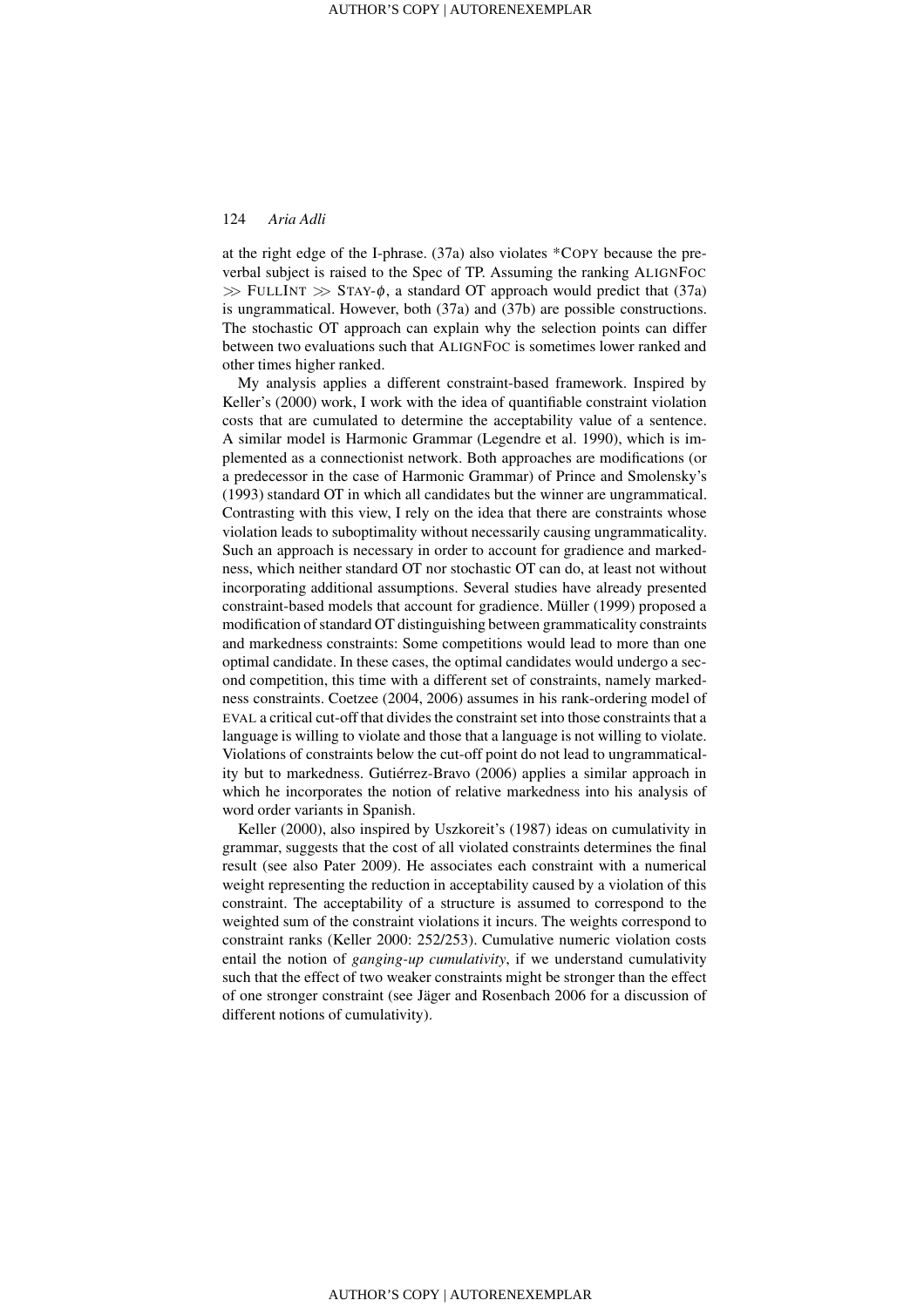at the right edge of the I-phrase. (37a) also violates *COPY because the preverbal subject is raised to the Spec of TP. Assuming the ranking ALIGNFOC $\gg$ FULLINT $\gg$ STAY-$\phi$, a standard OT approach would predict that (37a) is ungrammatical. However, both (37a) and (37b) are possible constructions. The stochastic OT approach can explain why the selection points can differ between two evaluations such that ALIGNFOC is sometimes lower ranked and other times higher ranked.

My analysis applies a different constraint-based framework. Inspired by Keller's (2000) work, I work with the idea of quantifiable constraint violation costs that are cumulated to determine the acceptability value of a sentence. A similar model is Harmonic Grammar (Legendre et al. 1990), which is implemented as a connectionist network. Both approaches are modifications (or a predecessor in the case of Harmonic Grammar) of Prince and Smolensky's (1993) standard OT in which all candidates but the winner are ungrammatical. Contrasting with this view, I rely on the idea that there are constraints whose violation leads to suboptimality without necessarily causing ungrammaticality. Such an approach is necessary in order to account for gradience and markedness, which neither standard OT nor stochastic OT can do, at least not without incorporating additional assumptions. Several studies have already presented constraint-based models that account for gradience. Müller (1999) proposed a modification of standard OT distinguishing between grammaticality constraints and markedness constraints: Some competitions would lead to more than one optimal candidate. In these cases, the optimal candidates would undergo a second competition, this time with a different set of constraints, namely markedness constraints. Coetzee (2004, 2006) assumes in his rank-ordering model of EVAL a critical cut-off that divides the constraint set into those constraints that a language is willing to violate and those that a language is not willing to violate. Violations of constraints below the cut-off point do not lead to ungrammaticality but to markedness. Gutiérrez-Bravo (2006) applies a similar approach in which he incorporates the notion of relative markedness into his analysis of word order variants in Spanish.

Keller (2000), also inspired by Uszkoreit's (1987) ideas on cumulativity in grammar, suggests that the cost of all violated constraints determines the final result (see also Pater 2009). He associates each constraint with a numerical weight representing the reduction in acceptability caused by a violation of this constraint. The acceptability of a structure is assumed to correspond to the weighted sum of the constraint violations it incurs. The weights correspond to constraint ranks (Keller 2000: 252/253). Cumulative numeric violation costs entail the notion of *ganging-up cumulativity*, if we understand cumulativity such that the effect of two weaker constraints might be stronger than the effect of one stronger constraint (see Jäger and Rosenbach 2006 for a discussion of different notions of cumulativity).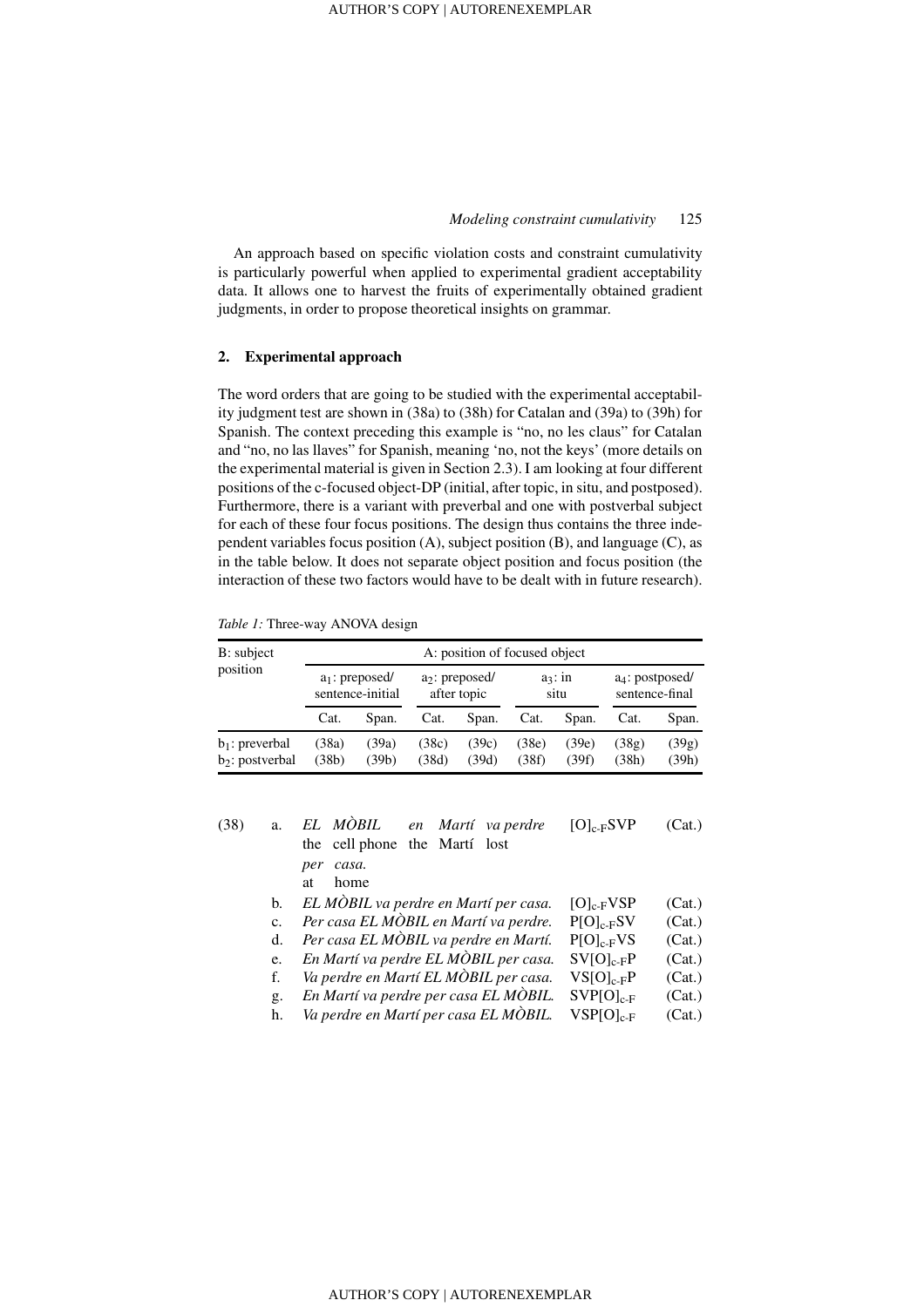An approach based on specific violation costs and constraint cumulativity is particularly powerful when applied to experimental gradient acceptability data. It allows one to harvest the fruits of experimentally obtained gradient judgments, in order to propose theoretical insights on grammar.

## 2. Experimental approach

The word orders that are going to be studied with the experimental acceptability judgment test are shown in (38a) to (38h) for Catalan and (39a) to (39h) for Spanish. The context preceding this example is "no, no les claus" for Catalan and "no, no las llaves" for Spanish, meaning 'no, not the keys' (more details on the experimental material is given in Section 2.3). I am looking at four different positions of the c-focused object-DP (initial, after topic, in situ, and postposed). Furthermore, there is a variant with preverbal and one with postverbal subject for each of these four focus positions. The design thus contains the three independent variables focus position (A), subject position (B), and language (C), as in the table below. It does not separate object position and focus position (the interaction of these two factors would have to be dealt with in future research).

*Table 1:* Three-way ANOVA design

| B: subject position | A: position of focused object | | | | | | | |
|---|---|---|---|---|---|---|---|---|
| | $a_1$: preposed/ sentence-initial | | $a_2$: preposed/ after topic | | $a_3$: in situ | | $a_4$: postposed/ sentence-final | |
| | Cat. | Span. | Cat. | Span. | Cat. | Span. | Cat. | Span. |
| $b_1$: preverbal | (38a) | (39a) | (38c) | (39c) | (38e) | (39e) | (38g) | (39g) |
| $b_2$: postverbal | (38b) | (39b) | (38d) | (39d) | (38f) | (39f) | (38h) | (39h) |

(38) a. *EL MÒBIL en Martí va perdre per casa.* $[O]_{c\text{-}F}SVP$ (Cat.)
the cell phone the Martí lost at home

b. *EL MÒBIL va perdre en Martí per casa.* $[O]_{c\text{-}F}VSP$ (Cat.)

c. *Per casa EL MÒBIL en Martí va perdre.* $P[O]_{c\text{-}F}SV$ (Cat.)

d. *Per casa EL MÒBIL va perdre en Martí.* $P[O]_{c\text{-}F}VS$ (Cat.)

e. *En Martí va perdre EL MÒBIL per casa.* $SV[O]_{c\text{-}F}P$ (Cat.)

f. *Va perdre en Martí EL MÒBIL per casa.* $VS[O]_{c\text{-}F}P$ (Cat.)

g. *En Martí va perdre per casa EL MÒBIL.* $SVP[O]_{c\text{-}F}$ (Cat.)

h. *Va perdre en Martí per casa EL MÒBIL.* $VSP[O]_{c\text{-}F}$ (Cat.)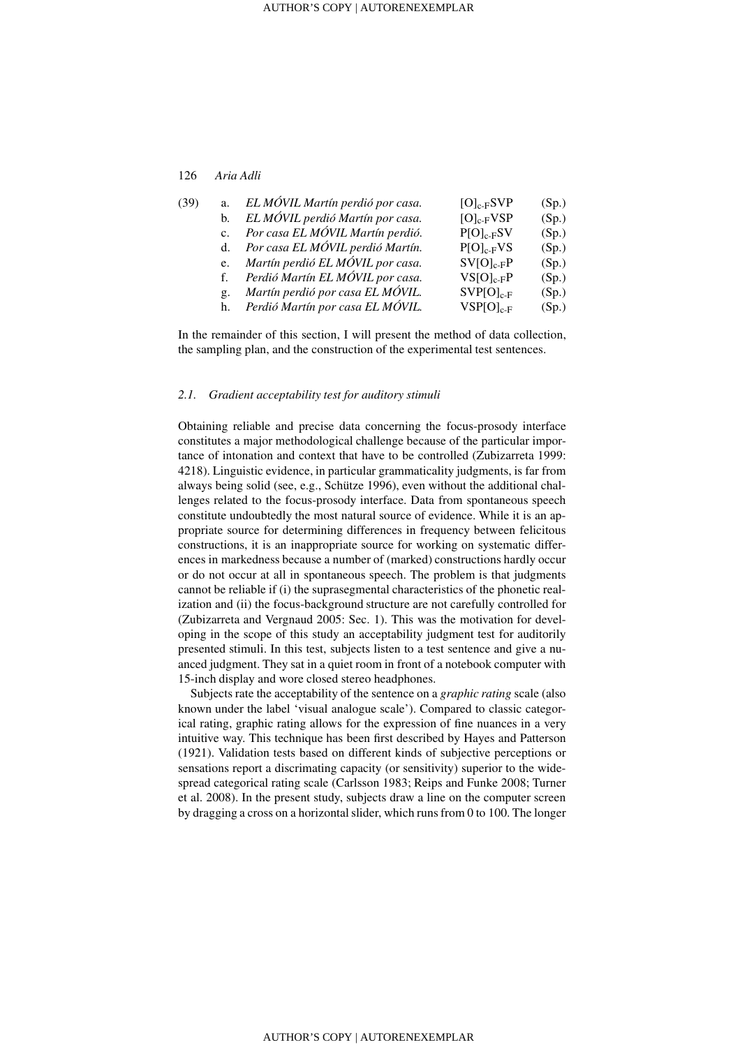(39)

| | | | |
|---|---|---|---|
| a. | *EL MÓVIL Martín perdió por casa.* | $[\mathrm{O}]_{\text{c-F}}\mathrm{SVP}$ | (Sp.) |
| b. | *EL MÓVIL perdió Martín por casa.* | $[\mathrm{O}]_{\text{c-F}}\mathrm{VSP}$ | (Sp.) |
| c. | *Por casa EL MÓVIL Martín perdió.* | $\mathrm{P}[\mathrm{O}]_{\text{c-F}}\mathrm{SV}$ | (Sp.) |
| d. | *Por casa EL MÓVIL perdió Martín.* | $\mathrm{P}[\mathrm{O}]_{\text{c-F}}\mathrm{VS}$ | (Sp.) |
| e. | *Martín perdió EL MÓVIL por casa.* | $\mathrm{SV}[\mathrm{O}]_{\text{c-F}}\mathrm{P}$ | (Sp.) |
| f. | *Perdió Martín EL MÓVIL por casa.* | $\mathrm{VS}[\mathrm{O}]_{\text{c-F}}\mathrm{P}$ | (Sp.) |
| g. | *Martín perdió por casa EL MÓVIL.* | $\mathrm{SVP}[\mathrm{O}]_{\text{c-F}}$ | (Sp.) |
| h. | *Perdió Martín por casa EL MÓVIL.* | $\mathrm{VSP}[\mathrm{O}]_{\text{c-F}}$ | (Sp.) |

In the remainder of this section, I will present the method of data collection, the sampling plan, and the construction of the experimental test sentences.

### *2.1. Gradient acceptability test for auditory stimuli*

Obtaining reliable and precise data concerning the focus-prosody interface constitutes a major methodological challenge because of the particular importance of intonation and context that have to be controlled (Zubizarreta 1999: 4218). Linguistic evidence, in particular grammaticality judgments, is far from always being solid (see, e.g., Schütze 1996), even without the additional challenges related to the focus-prosody interface. Data from spontaneous speech constitute undoubtedly the most natural source of evidence. While it is an appropriate source for determining differences in frequency between felicitous constructions, it is an inappropriate source for working on systematic differences in markedness because a number of (marked) constructions hardly occur or do not occur at all in spontaneous speech. The problem is that judgments cannot be reliable if (i) the suprasegmental characteristics of the phonetic realization and (ii) the focus-background structure are not carefully controlled for (Zubizarreta and Vergnaud 2005: Sec. 1). This was the motivation for developing in the scope of this study an acceptability judgment test for auditorily presented stimuli. In this test, subjects listen to a test sentence and give a nuanced judgment. They sat in a quiet room in front of a notebook computer with 15-inch display and wore closed stereo headphones.

Subjects rate the acceptability of the sentence on a *graphic rating* scale (also known under the label 'visual analogue scale'). Compared to classic categorical rating, graphic rating allows for the expression of fine nuances in a very intuitive way. This technique has been first described by Hayes and Patterson (1921). Validation tests based on different kinds of subjective perceptions or sensations report a discrimating capacity (or sensitivity) superior to the widespread categorical rating scale (Carlsson 1983; Reips and Funke 2008; Turner et al. 2008). In the present study, subjects draw a line on the computer screen by dragging a cross on a horizontal slider, which runs from 0 to 100. The longer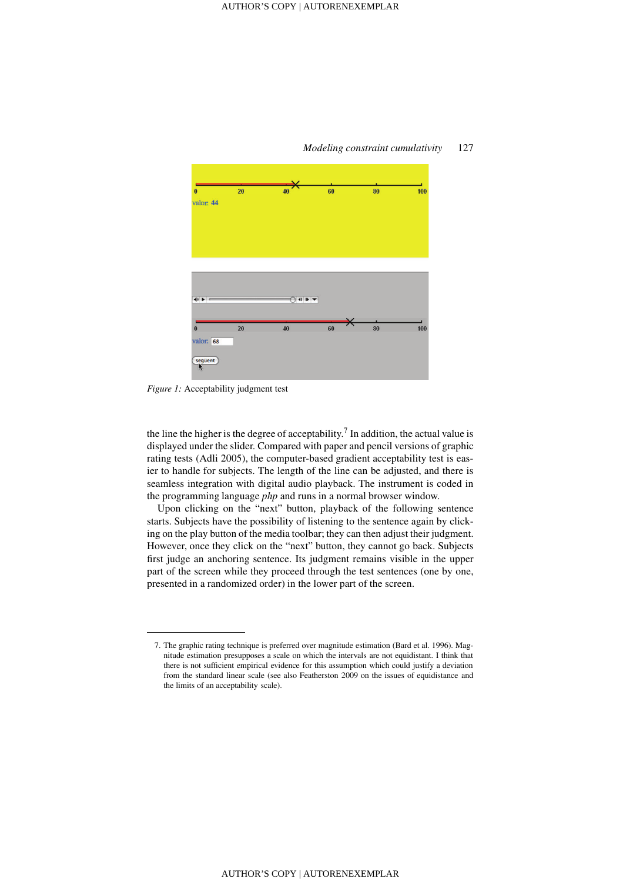Figure 1: Acceptability judgment test

the line the higher is the degree of acceptability.[7] In addition, the actual value is displayed under the slider. Compared with paper and pencil versions of graphic rating tests (Adli 2005), the computer-based gradient acceptability test is easier to handle for subjects. The length of the line can be adjusted, and there is seamless integration with digital audio playback. The instrument is coded in the programming language *php* and runs in a normal browser window.

Upon clicking on the "next" button, playback of the following sentence starts. Subjects have the possibility of listening to the sentence again by clicking on the play button of the media toolbar; they can then adjust their judgment. However, once they click on the "next" button, they cannot go back. Subjects first judge an anchoring sentence. Its judgment remains visible in the upper part of the screen while they proceed through the test sentences (one by one, presented in a randomized order) in the lower part of the screen.

7. The graphic rating technique is preferred over magnitude estimation (Bard et al. 1996). Magnitude estimation presupposes a scale on which the intervals are not equidistant. I think that there is not sufficient empirical evidence for this assumption which could justify a deviation from the standard linear scale (see also Featherston 2009 on the issues of equidistance and the limits of an acceptability scale).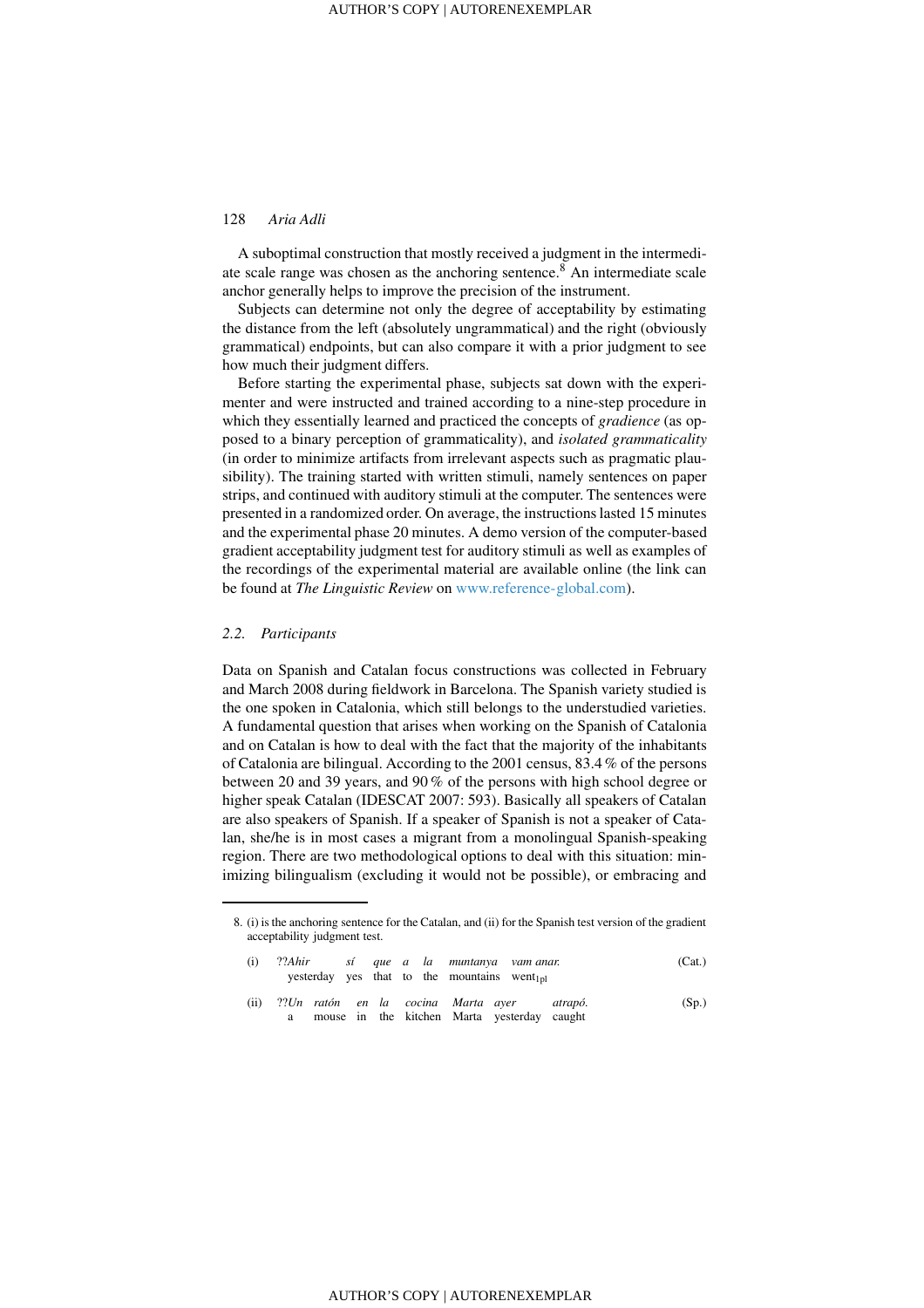A suboptimal construction that mostly received a judgment in the intermediate scale range was chosen as the anchoring sentence.[8] An intermediate scale anchor generally helps to improve the precision of the instrument.

Subjects can determine not only the degree of acceptability by estimating the distance from the left (absolutely ungrammatical) and the right (obviously grammatical) endpoints, but can also compare it with a prior judgment to see how much their judgment differs.

Before starting the experimental phase, subjects sat down with the experimenter and were instructed and trained according to a nine-step procedure in which they essentially learned and practiced the concepts of *gradience* (as opposed to a binary perception of grammaticality), and *isolated grammaticality* (in order to minimize artifacts from irrelevant aspects such as pragmatic plausibility). The training started with written stimuli, namely sentences on paper strips, and continued with auditory stimuli at the computer. The sentences were presented in a randomized order. On average, the instructions lasted 15 minutes and the experimental phase 20 minutes. A demo version of the computer-based gradient acceptability judgment test for auditory stimuli as well as examples of the recordings of the experimental material are available online (the link can be found at *The Linguistic Review* on www.reference-global.com).

### 2.2. Participants

Data on Spanish and Catalan focus constructions was collected in February and March 2008 during fieldwork in Barcelona. The Spanish variety studied is the one spoken in Catalonia, which still belongs to the understudied varieties. A fundamental question that arises when working on the Spanish of Catalonia and on Catalan is how to deal with the fact that the majority of the inhabitants of Catalonia are bilingual. According to the 2001 census, 83.4 % of the persons between 20 and 39 years, and 90 % of the persons with high school degree or higher speak Catalan (IDESCAT 2007: 593). Basically all speakers of Catalan are also speakers of Spanish. If a speaker of Spanish is not a speaker of Catalan, she/he is in most cases a migrant from a monolingual Spanish-speaking region. There are two methodological options to deal with this situation: minimizing bilingualism (excluding it would not be possible), or embracing and

---

8. (i) is the anchoring sentence for the Catalan, and (ii) for the Spanish test version of the gradient acceptability judgment test.

(i) ??*Ahir sí que a la muntanya vam anar.* (Cat.)
  yesterday yes that to the mountains went$_{1pl}$

(ii) ??*Un ratón en la cocina Marta ayer atrapó.* (Sp.)
  a mouse in the kitchen Marta yesterday caught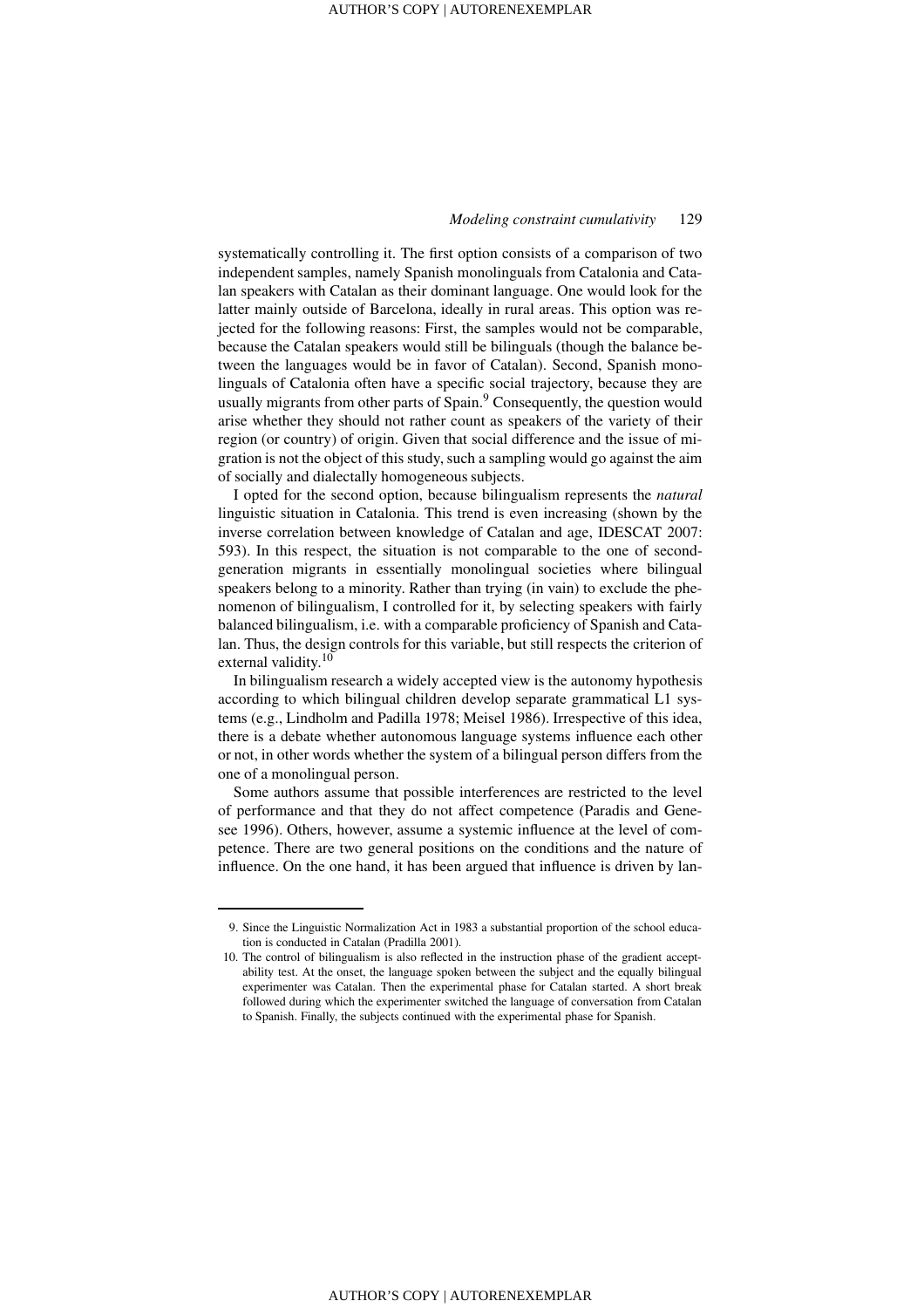systematically controlling it. The first option consists of a comparison of two independent samples, namely Spanish monolinguals from Catalonia and Catalan speakers with Catalan as their dominant language. One would look for the latter mainly outside of Barcelona, ideally in rural areas. This option was rejected for the following reasons: First, the samples would not be comparable, because the Catalan speakers would still be bilinguals (though the balance between the languages would be in favor of Catalan). Second, Spanish monolinguals of Catalonia often have a specific social trajectory, because they are usually migrants from other parts of Spain.[9] Consequently, the question would arise whether they should not rather count as speakers of the variety of their region (or country) of origin. Given that social difference and the issue of migration is not the object of this study, such a sampling would go against the aim of socially and dialectally homogeneous subjects.

I opted for the second option, because bilingualism represents the *natural* linguistic situation in Catalonia. This trend is even increasing (shown by the inverse correlation between knowledge of Catalan and age, IDESCAT 2007: 593). In this respect, the situation is not comparable to the one of second-generation migrants in essentially monolingual societies where bilingual speakers belong to a minority. Rather than trying (in vain) to exclude the phenomenon of bilingualism, I controlled for it, by selecting speakers with fairly balanced bilingualism, i.e. with a comparable proficiency of Spanish and Catalan. Thus, the design controls for this variable, but still respects the criterion of external validity.[10]

In bilingualism research a widely accepted view is the autonomy hypothesis according to which bilingual children develop separate grammatical L1 systems (e.g., Lindholm and Padilla 1978; Meisel 1986). Irrespective of this idea, there is a debate whether autonomous language systems influence each other or not, in other words whether the system of a bilingual person differs from the one of a monolingual person.

Some authors assume that possible interferences are restricted to the level of performance and that they do not affect competence (Paradis and Genesee 1996). Others, however, assume a systemic influence at the level of competence. There are two general positions on the conditions and the nature of influence. On the one hand, it has been argued that influence is driven by lan-

9. Since the Linguistic Normalization Act in 1983 a substantial proportion of the school education is conducted in Catalan (Pradilla 2001).

10. The control of bilingualism is also reflected in the instruction phase of the gradient acceptability test. At the onset, the language spoken between the subject and the equally bilingual experimenter was Catalan. Then the experimental phase for Catalan started. A short break followed during which the experimenter switched the language of conversation from Catalan to Spanish. Finally, the subjects continued with the experimental phase for Spanish.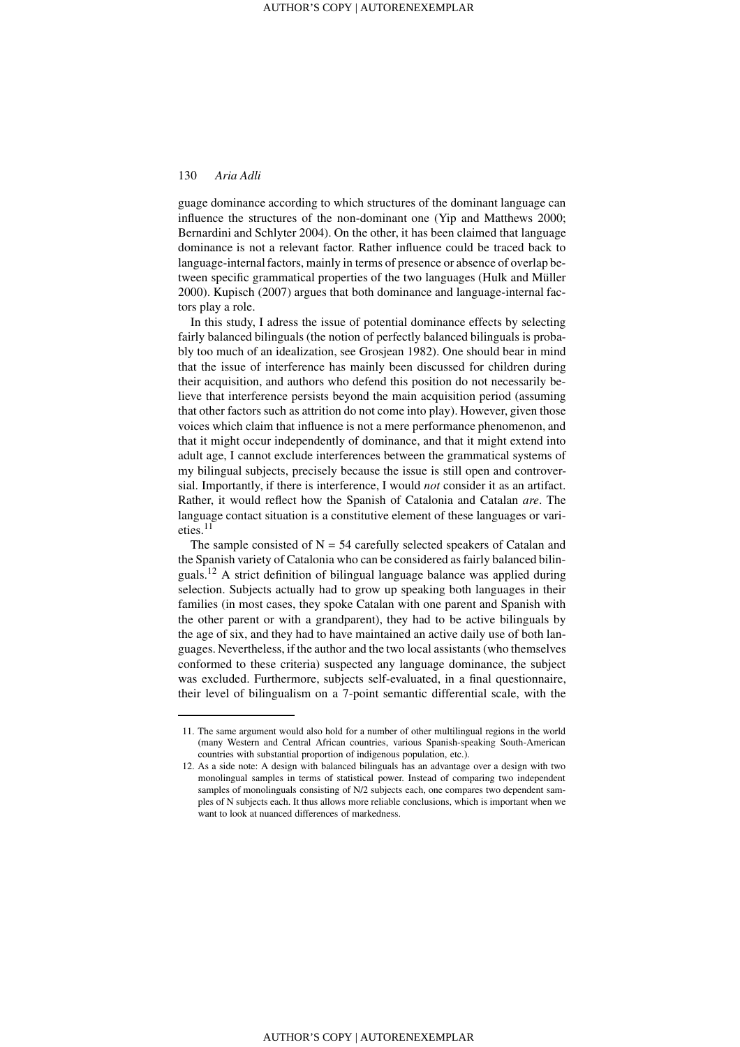guage dominance according to which structures of the dominant language can influence the structures of the non-dominant one (Yip and Matthews 2000; Bernardini and Schlyter 2004). On the other, it has been claimed that language dominance is not a relevant factor. Rather influence could be traced back to language-internal factors, mainly in terms of presence or absence of overlap between specific grammatical properties of the two languages (Hulk and Müller 2000). Kupisch (2007) argues that both dominance and language-internal factors play a role.

In this study, I adress the issue of potential dominance effects by selecting fairly balanced bilinguals (the notion of perfectly balanced bilinguals is probably too much of an idealization, see Grosjean 1982). One should bear in mind that the issue of interference has mainly been discussed for children during their acquisition, and authors who defend this position do not necessarily believe that interference persists beyond the main acquisition period (assuming that other factors such as attrition do not come into play). However, given those voices which claim that influence is not a mere performance phenomenon, and that it might occur independently of dominance, and that it might extend into adult age, I cannot exclude interferences between the grammatical systems of my bilingual subjects, precisely because the issue is still open and controversial. Importantly, if there is interference, I would *not* consider it as an artifact. Rather, it would reflect how the Spanish of Catalonia and Catalan *are*. The language contact situation is a constitutive element of these languages or varieties.[11]

The sample consisted of N = 54 carefully selected speakers of Catalan and the Spanish variety of Catalonia who can be considered as fairly balanced bilinguals.[12] A strict definition of bilingual language balance was applied during selection. Subjects actually had to grow up speaking both languages in their families (in most cases, they spoke Catalan with one parent and Spanish with the other parent or with a grandparent), they had to be active bilinguals by the age of six, and they had to have maintained an active daily use of both languages. Nevertheless, if the author and the two local assistants (who themselves conformed to these criteria) suspected any language dominance, the subject was excluded. Furthermore, subjects self-evaluated, in a final questionnaire, their level of bilingualism on a 7-point semantic differential scale, with the

11. The same argument would also hold for a number of other multilingual regions in the world (many Western and Central African countries, various Spanish-speaking South-American countries with substantial proportion of indigenous population, etc.).

12. As a side note: A design with balanced bilinguals has an advantage over a design with two monolingual samples in terms of statistical power. Instead of comparing two independent samples of monolinguals consisting of N/2 subjects each, one compares two dependent samples of N subjects each. It thus allows more reliable conclusions, which is important when we want to look at nuanced differences of markedness.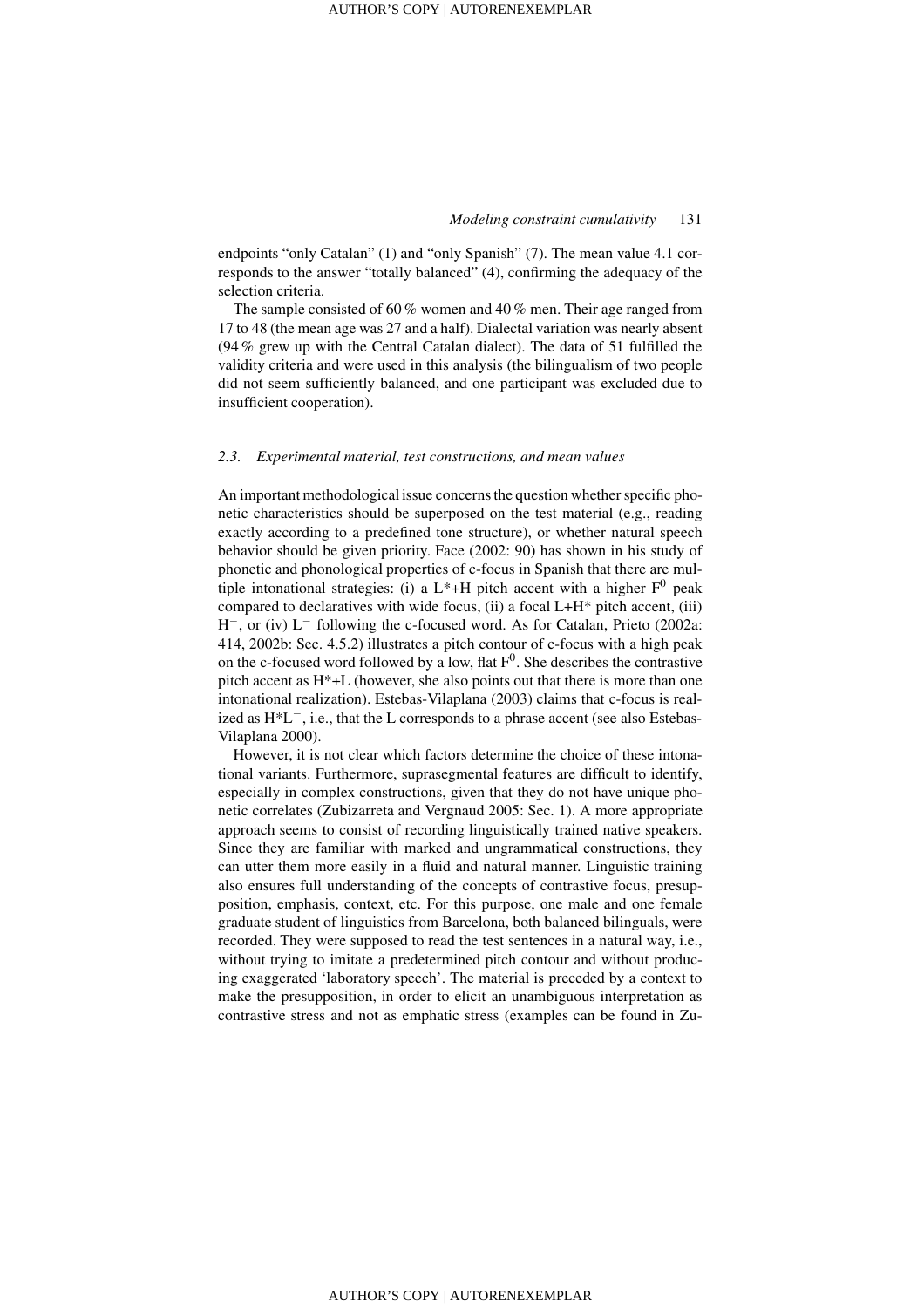endpoints "only Catalan" (1) and "only Spanish" (7). The mean value 4.1 corresponds to the answer "totally balanced" (4), confirming the adequacy of the selection criteria.

The sample consisted of 60 % women and 40 % men. Their age ranged from 17 to 48 (the mean age was 27 and a half). Dialectal variation was nearly absent (94 % grew up with the Central Catalan dialect). The data of 51 fulfilled the validity criteria and were used in this analysis (the bilingualism of two people did not seem sufficiently balanced, and one participant was excluded due to insufficient cooperation).

### 2.3. Experimental material, test constructions, and mean values

An important methodological issue concerns the question whether specific phonetic characteristics should be superposed on the test material (e.g., reading exactly according to a predefined tone structure), or whether natural speech behavior should be given priority. Face (2002: 90) has shown in his study of phonetic and phonological properties of c-focus in Spanish that there are multiple intonational strategies: (i) a L*+H pitch accent with a higher $F^0$ peak compared to declaratives with wide focus, (ii) a focal L+H* pitch accent, (iii) $H^-$, or (iv) $L^-$ following the c-focused word. As for Catalan, Prieto (2002a: 414, 2002b: Sec. 4.5.2) illustrates a pitch contour of c-focus with a high peak on the c-focused word followed by a low, flat $F^0$. She describes the contrastive pitch accent as H*+L (however, she also points out that there is more than one intonational realization). Estebas-Vilaplana (2003) claims that c-focus is realized as $H^*L^-$, i.e., that the L corresponds to a phrase accent (see also Estebas-Vilaplana 2000).

However, it is not clear which factors determine the choice of these intonational variants. Furthermore, suprasegmental features are difficult to identify, especially in complex constructions, given that they do not have unique phonetic correlates (Zubizarreta and Vergnaud 2005: Sec. 1). A more appropriate approach seems to consist of recording linguistically trained native speakers. Since they are familiar with marked and ungrammatical constructions, they can utter them more easily in a fluid and natural manner. Linguistic training also ensures full understanding of the concepts of contrastive focus, presupposition, emphasis, context, etc. For this purpose, one male and one female graduate student of linguistics from Barcelona, both balanced bilinguals, were recorded. They were supposed to read the test sentences in a natural way, i.e., without trying to imitate a predetermined pitch contour and without producing exaggerated 'laboratory speech'. The material is preceded by a context to make the presupposition, in order to elicit an unambiguous interpretation as contrastive stress and not as emphatic stress (examples can be found in Zu-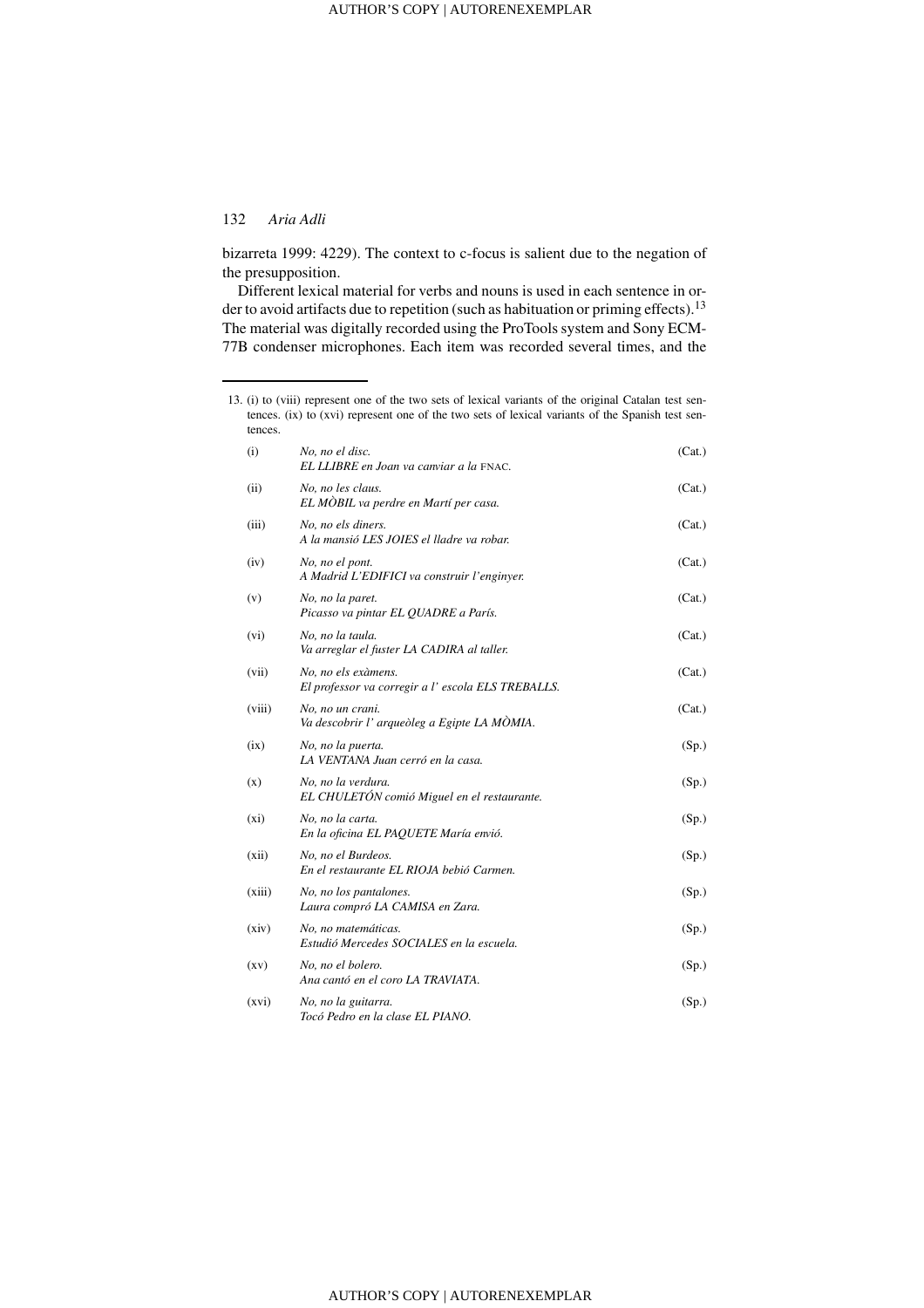bizarreta 1999: 4229). The context to c-focus is salient due to the negation of the presupposition.

Different lexical material for verbs and nouns is used in each sentence in order to avoid artifacts due to repetition (such as habituation or priming effects).[13] The material was digitally recorded using the ProTools system and Sony ECM-77B condenser microphones. Each item was recorded several times, and the

---

13. (i) to (viii) represent one of the two sets of lexical variants of the original Catalan test sentences. (ix) to (xvi) represent one of the two sets of lexical variants of the Spanish test sentences.

| | | |
|---|---|---|
| (i) | *No, no el disc.*<br>*EL LLIBRE en Joan va canviar a la* FNAC. | (Cat.) |
| (ii) | *No, no les claus.*<br>*EL MÒBIL va perdre en Martí per casa.* | (Cat.) |
| (iii) | *No, no els diners.*<br>*A la mansió LES JOIES el lladre va robar.* | (Cat.) |
| (iv) | *No, no el pont.*<br>*A Madrid L'EDIFICI va construir l'enginyer.* | (Cat.) |
| (v) | *No, no la paret.*<br>*Picasso va pintar EL QUADRE a París.* | (Cat.) |
| (vi) | *No, no la taula.*<br>*Va arreglar el fuster LA CADIRA al taller.* | (Cat.) |
| (vii) | *No, no els exàmens.*<br>*El professor va corregir a l' escola ELS TREBALLS.* | (Cat.) |
| (viii) | *No, no un crani.*<br>*Va descobrir l' arqueòleg a Egipte LA MÒMIA.* | (Cat.) |
| (ix) | *No, no la puerta.*<br>*LA VENTANA Juan cerró en la casa.* | (Sp.) |
| (x) | *No, no la verdura.*<br>*EL CHULETÓN comió Miguel en el restaurante.* | (Sp.) |
| (xi) | *No, no la carta.*<br>*En la oficina EL PAQUETE María envió.* | (Sp.) |
| (xii) | *No, no el Burdeos.*<br>*En el restaurante EL RIOJA bebió Carmen.* | (Sp.) |
| (xiii) | *No, no los pantalones.*<br>*Laura compró LA CAMISA en Zara.* | (Sp.) |
| (xiv) | *No, no matemáticas.*<br>*Estudió Mercedes SOCIALES en la escuela.* | (Sp.) |
| (xv) | *No, no el bolero.*<br>*Ana cantó en el coro LA TRAVIATA.* | (Sp.) |
| (xvi) | *No, no la guitarra.*<br>*Tocó Pedro en la clase EL PIANO.* | (Sp.) |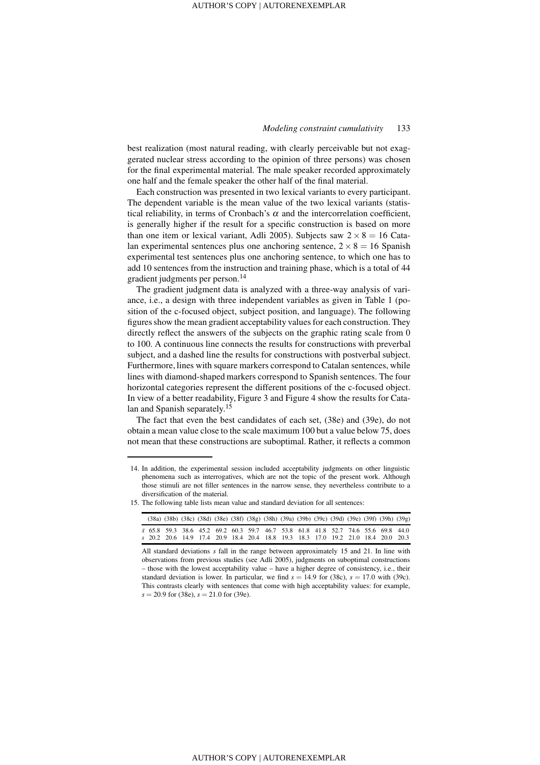best realization (most natural reading, with clearly perceivable but not exaggerated nuclear stress according to the opinion of three persons) was chosen for the final experimental material. The male speaker recorded approximately one half and the female speaker the other half of the final material.

Each construction was presented in two lexical variants to every participant. The dependent variable is the mean value of the two lexical variants (statistical reliability, in terms of Cronbach's $\alpha$ and the intercorrelation coefficient, is generally higher if the result for a specific construction is based on more than one item or lexical variant, Adli 2005). Subjects saw $2 \times 8 = 16$ Catalan experimental sentences plus one anchoring sentence, $2 \times 8 = 16$ Spanish experimental test sentences plus one anchoring sentence, to which one has to add 10 sentences from the instruction and training phase, which is a total of 44 gradient judgments per person.[14]

The gradient judgment data is analyzed with a three-way analysis of variance, i.e., a design with three independent variables as given in Table 1 (position of the c-focused object, subject position, and language). The following figures show the mean gradient acceptability values for each construction. They directly reflect the answers of the subjects on the graphic rating scale from 0 to 100. A continuous line connects the results for constructions with preverbal subject, and a dashed line the results for constructions with postverbal subject. Furthermore, lines with square markers correspond to Catalan sentences, while lines with diamond-shaped markers correspond to Spanish sentences. The four horizontal categories represent the different positions of the c-focused object. In view of a better readability, Figure 3 and Figure 4 show the results for Catalan and Spanish separately.[15]

The fact that even the best candidates of each set, (38e) and (39e), do not obtain a mean value close to the scale maximum 100 but a value below 75, does not mean that these constructions are suboptimal. Rather, it reflects a common

---

14. In addition, the experimental session included acceptability judgments on other linguistic phenomena such as interrogatives, which are not the topic of the present work. Although those stimuli are not filler sentences in the narrow sense, they nevertheless contribute to a diversification of the material.

15. The following table lists mean value and standard deviation for all sentences:

| | (38a) | (38b) | (38c) | (38d) | (38e) | (38f) | (38g) | (38h) | (39a) | (39b) | (39c) | (39d) | (39e) | (39f) | (39h) | (39g) |
|---|---|---|---|---|---|---|---|---|---|---|---|---|---|---|---|---|
| $\bar{x}$ | 65.8 | 59.3 | 38.6 | 45.2 | 69.2 | 60.3 | 59.7 | 46.7 | 53.8 | 61.8 | 41.8 | 52.7 | 74.6 | 55.6 | 69.8 | 44.0 |
| $s$ | 20.2 | 20.6 | 14.9 | 17.4 | 20.9 | 18.4 | 20.4 | 18.8 | 19.3 | 18.3 | 17.0 | 19.2 | 21.0 | 18.4 | 20.0 | 20.3 |

All standard deviations $s$ fall in the range between approximately 15 and 21. In line with observations from previous studies (see Adli 2005), judgments on suboptimal constructions – those with the lowest acceptability value – have a higher degree of consistency, i.e., their standard deviation is lower. In particular, we find $s = 14.9$ for (38c), $s = 17.0$ with (39c). This contrasts clearly with sentences that come with high acceptability values: for example, $s = 20.9$ for (38e), $s = 21.0$ for (39e).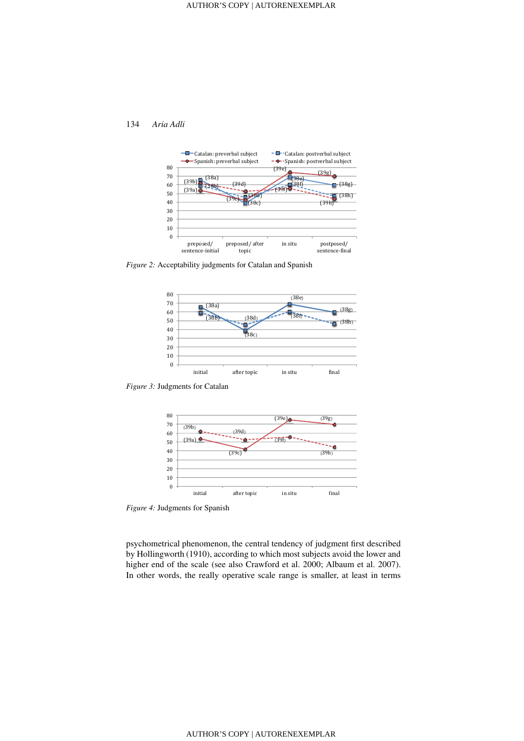*Figure 2:* Acceptability judgments for Catalan and Spanish

*Figure 3:* Judgments for Catalan

*Figure 4:* Judgments for Spanish

psychometrical phenomenon, the central tendency of judgment first described by Hollingworth (1910), according to which most subjects avoid the lower and higher end of the scale (see also Crawford et al. 2000; Albaum et al. 2007). In other words, the really operative scale range is smaller, at least in terms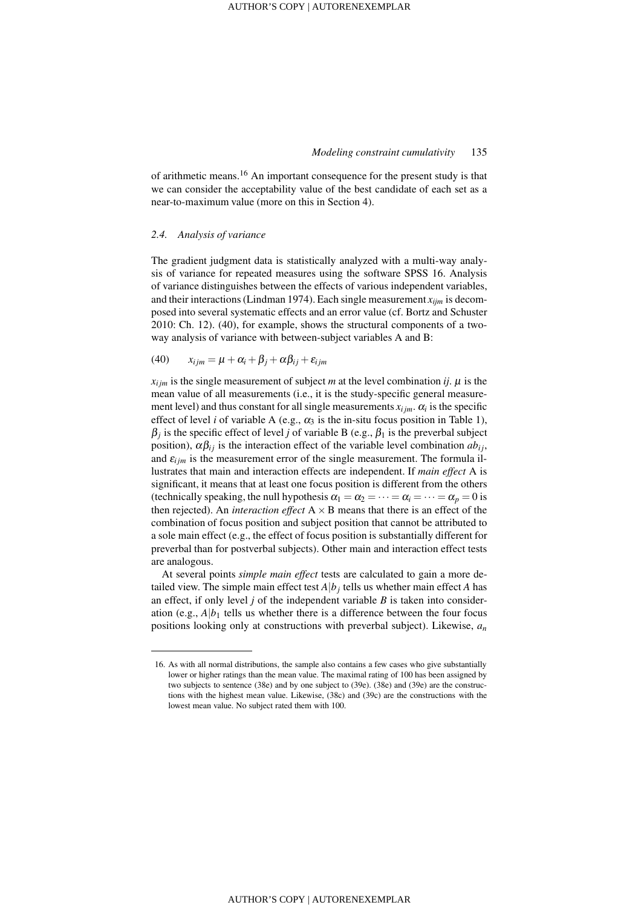of arithmetic means.[16] An important consequence for the present study is that we can consider the acceptability value of the best candidate of each set as a near-to-maximum value (more on this in Section 4).

### *2.4. Analysis of variance*

The gradient judgment data is statistically analyzed with a multi-way analysis of variance for repeated measures using the software SPSS 16. Analysis of variance distinguishes between the effects of various independent variables, and their interactions (Lindman 1974). Each single measurement $x_{ijm}$ is decomposed into several systematic effects and an error value (cf. Bortz and Schuster 2010: Ch. 12). (40), for example, shows the structural components of a two-way analysis of variance with between-subject variables A and B:

(40) $$x_{ijm} = \mu + \alpha_i + \beta_j + \alpha\beta_{ij} + \varepsilon_{ijm}$$

$x_{ijm}$ is the single measurement of subject *m* at the level combination *ij*. $\mu$ is the mean value of all measurements (i.e., it is the study-specific general measurement level) and thus constant for all single measurements $x_{ijm}$. $\alpha_i$ is the specific effect of level *i* of variable A (e.g., $\alpha_3$ is the in-situ focus position in Table 1), $\beta_j$ is the specific effect of level *j* of variable B (e.g., $\beta_1$ is the preverbal subject position), $\alpha\beta_{ij}$ is the interaction effect of the variable level combination $ab_{ij}$, and $\varepsilon_{ijm}$ is the measurement error of the single measurement. The formula illustrates that main and interaction effects are independent. If *main effect* A is significant, it means that at least one focus position is different from the others (technically speaking, the null hypothesis $\alpha_1 = \alpha_2 = \cdots = \alpha_i = \cdots = \alpha_p = 0$ is then rejected). An *interaction effect* $A \times B$ means that there is an effect of the combination of focus position and subject position that cannot be attributed to a sole main effect (e.g., the effect of focus position is substantially different for preverbal than for postverbal subjects). Other main and interaction effect tests are analogous.

At several points *simple main effect* tests are calculated to gain a more detailed view. The simple main effect test $A|b_j$ tells us whether main effect *A* has an effect, if only level *j* of the independent variable *B* is taken into consideration (e.g., $A|b_1$ tells us whether there is a difference between the four focus positions looking only at constructions with preverbal subject). Likewise, $a_n$

---

16. As with all normal distributions, the sample also contains a few cases who give substantially lower or higher ratings than the mean value. The maximal rating of 100 has been assigned by two subjects to sentence (38e) and by one subject to (39e). (38e) and (39e) are the constructions with the highest mean value. Likewise, (38c) and (39c) are the constructions with the lowest mean value. No subject rated them with 100.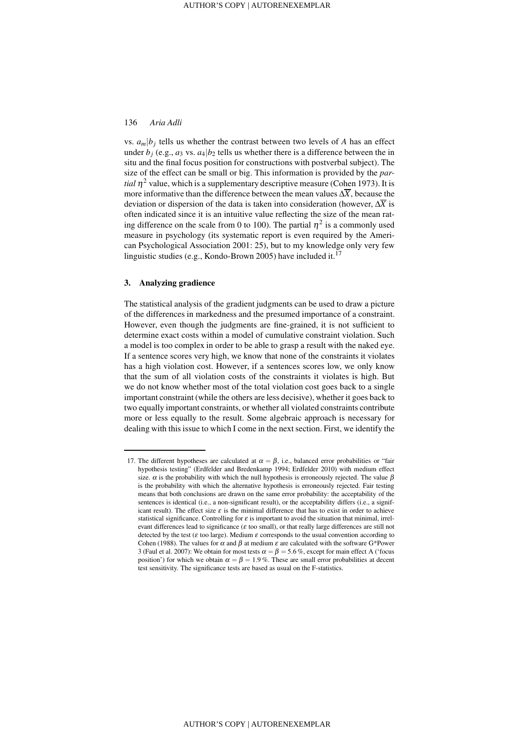vs. $a_m|b_j$ tells us whether the contrast between two levels of *A* has an effect under $b_j$ (e.g., $a_3$ vs. $a_4|b_2$ tells us whether there is a difference between the in situ and the final focus position for constructions with postverbal subject). The size of the effect can be small or big. This information is provided by the *partial* $\eta^2$ value, which is a supplementary descriptive measure (Cohen 1973). It is more informative than the difference between the mean values $\Delta\overline{X}$, because the deviation or dispersion of the data is taken into consideration (however, $\Delta\overline{X}$ is often indicated since it is an intuitive value reflecting the size of the mean rating difference on the scale from 0 to 100). The partial $\eta^2$ is a commonly used measure in psychology (its systematic report is even required by the American Psychological Association 2001: 25), but to my knowledge only very few linguistic studies (e.g., Kondo-Brown 2005) have included it.[17]

## 3. Analyzing gradience

The statistical analysis of the gradient judgments can be used to draw a picture of the differences in markedness and the presumed importance of a constraint. However, even though the judgments are fine-grained, it is not sufficient to determine exact costs within a model of cumulative constraint violation. Such a model is too complex in order to be able to grasp a result with the naked eye. If a sentence scores very high, we know that none of the constraints it violates has a high violation cost. However, if a sentences scores low, we only know that the sum of all violation costs of the constraints it violates is high. But we do not know whether most of the total violation cost goes back to a single important constraint (while the others are less decisive), whether it goes back to two equally important constraints, or whether all violated constraints contribute more or less equally to the result. Some algebraic approach is necessary for dealing with this issue to which I come in the next section. First, we identify the

---

17. The different hypotheses are calculated at $\alpha = \beta$, i.e., balanced error probabilities or "fair hypothesis testing" (Erdfelder and Bredenkamp 1994; Erdfelder 2010) with medium effect size. $\alpha$ is the probability with which the null hypothesis is erroneously rejected. The value $\beta$ is the probability with which the alternative hypothesis is erroneously rejected. Fair testing means that both conclusions are drawn on the same error probability: the acceptability of the sentences is identical (i.e., a non-significant result), or the acceptability differs (i.e., a significant result). The effect size $\varepsilon$ is the minimal difference that has to exist in order to achieve statistical significance. Controlling for $\varepsilon$ is important to avoid the situation that minimal, irrelevant differences lead to significance ($\varepsilon$ too small), or that really large differences are still not detected by the test ($\varepsilon$ too large). Medium $\varepsilon$ corresponds to the usual convention according to Cohen (1988). The values for $\alpha$ and $\beta$ at medium $\varepsilon$ are calculated with the software G*Power 3 (Faul et al. 2007): We obtain for most tests $\alpha = \beta = 5.6\,\%$, except for main effect A ('focus position') for which we obtain $\alpha = \beta = 1.9\,\%$. These are small error probabilities at decent test sensitivity. The significance tests are based as usual on the F-statistics.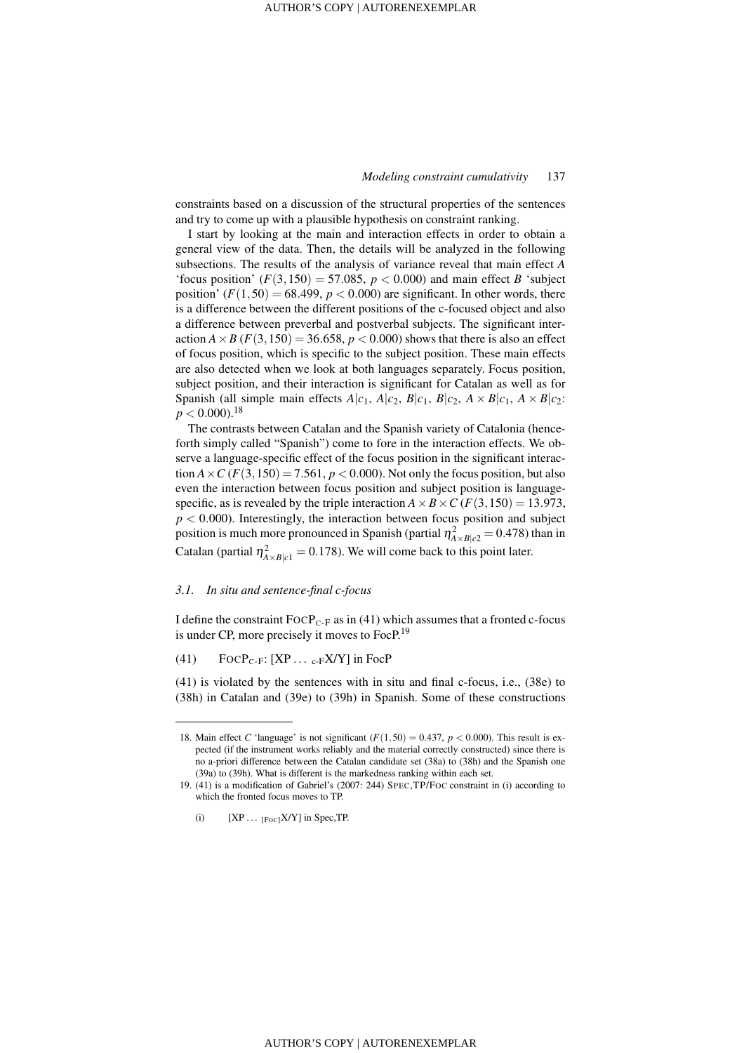constraints based on a discussion of the structural properties of the sentences and try to come up with a plausible hypothesis on constraint ranking.

I start by looking at the main and interaction effects in order to obtain a general view of the data. Then, the details will be analyzed in the following subsections. The results of the analysis of variance reveal that main effect *A* 'focus position' ($F(3,150) = 57.085$, $p < 0.000$) and main effect *B* 'subject position' ($F(1,50) = 68.499$, $p < 0.000$) are significant. In other words, there is a difference between the different positions of the c-focused object and also a difference between preverbal and postverbal subjects. The significant interaction $A \times B$ ($F(3,150) = 36.658$, $p < 0.000$) shows that there is also an effect of focus position, which is specific to the subject position. These main effects are also detected when we look at both languages separately. Focus position, subject position, and their interaction is significant for Catalan as well as for Spanish (all simple main effects $A|c_1$, $A|c_2$, $B|c_1$, $B|c_2$, $A \times B|c_1$, $A \times B|c_2$: $p < 0.000$).[18]

The contrasts between Catalan and the Spanish variety of Catalonia (henceforth simply called "Spanish") come to fore in the interaction effects. We observe a language-specific effect of the focus position in the significant interaction $A \times C$ ($F(3,150) = 7.561$, $p < 0.000$). Not only the focus position, but also even the interaction between focus position and subject position is language-specific, as is revealed by the triple interaction $A \times B \times C$ ($F(3,150) = 13.973$, $p < 0.000$). Interestingly, the interaction between focus position and subject position is much more pronounced in Spanish (partial $\eta^2_{A \times B|c2} = 0.478$) than in Catalan (partial $\eta^2_{A \times B|c1} = 0.178$). We will come back to this point later.

### 3.1. *In situ and sentence-final c-focus*

I define the constraint FocP$_{\text{C-F}}$ as in (41) which assumes that a fronted c-focus is under CP, more precisely it moves to FocP.[19]

(41) FocP$_{\text{C-F}}$: [XP ... $_{\text{c-F}}$X/Y] in FocP

(41) is violated by the sentences with in situ and final c-focus, i.e., (38e) to (38h) in Catalan and (39e) to (39h) in Spanish. Some of these constructions

---

18. Main effect *C* 'language' is not significant ($F(1,50) = 0.437$, $p < 0.000$). This result is expected (if the instrument works reliably and the material correctly constructed) since there is no a-priori difference between the Catalan candidate set (38a) to (38h) and the Spanish one (39a) to (39h). What is different is the markedness ranking within each set.

19. (41) is a modification of Gabriel's (2007: 244) Spec,TP/Foc constraint in (i) according to which the fronted focus moves to TP.

 (i) [XP ... $_{\text{[Foc]}}$X/Y] in Spec,TP.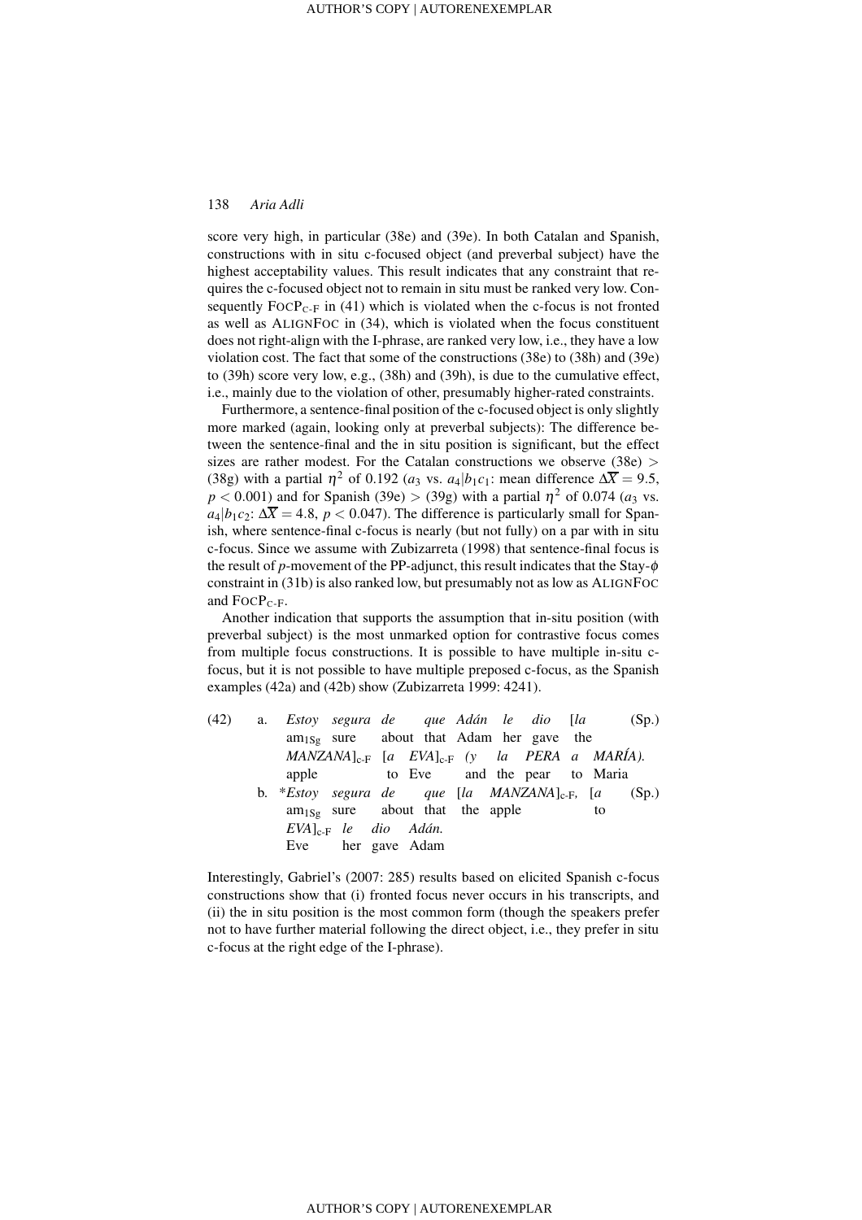score very high, in particular (38e) and (39e). In both Catalan and Spanish, constructions with in situ c-focused object (and preverbal subject) have the highest acceptability values. This result indicates that any constraint that requires the c-focused object not to remain in situ must be ranked very low. Consequently $\text{F}\textsc{oc}\text{P}_{\text{C-F}}$ in (41) which is violated when the c-focus is not fronted as well as A{\sc LIGN}F{\sc OC} in (34), which is violated when the focus constituent does not right-align with the I-phrase, are ranked very low, i.e., they have a low violation cost. The fact that some of the constructions (38e) to (38h) and (39e) to (39h) score very low, e.g., (38h) and (39h), is due to the cumulative effect, i.e., mainly due to the violation of other, presumably higher-rated constraints.

Furthermore, a sentence-final position of the c-focused object is only slightly more marked (again, looking only at preverbal subjects): The difference between the sentence-final and the in situ position is significant, but the effect sizes are rather modest. For the Catalan constructions we observe (38e) > (38g) with a partial $\eta^2$ of 0.192 ($a_3$ vs. $a_4|b_1c_1$: mean difference $\Delta\overline{X} = 9.5$, $p < 0.001$) and for Spanish (39e) > (39g) with a partial $\eta^2$ of 0.074 ($a_3$ vs. $a_4|b_1c_2$: $\Delta\overline{X} = 4.8$, $p < 0.047$). The difference is particularly small for Spanish, where sentence-final c-focus is nearly (but not fully) on a par with in situ c-focus. Since we assume with Zubizarreta (1998) that sentence-final focus is the result of *p*-movement of the PP-adjunct, this result indicates that the Stay-$\phi$ constraint in (31b) is also ranked low, but presumably not as low as ALIGNFOC and $\text{FOCP}_{\text{C-F}}$.

Another indication that supports the assumption that in-situ position (with preverbal subject) is the most unmarked option for contrastive focus comes from multiple focus constructions. It is possible to have multiple in-situ c-focus, but it is not possible to have multiple preposed c-focus, as the Spanish examples (42a) and (42b) show (Zubizarreta 1999: 4241).

(42) a. *Estoy segura de que Adán le dio* [*la MANZANA*]$_{\text{c-F}}$ [*a EVA*]$_{\text{c-F}}$ *(y la PERA a MARÍA).* (Sp.)
am$_{\text{1Sg}}$ sure about that Adam her gave the apple to Eve and the pear to Maria

b. \**Estoy segura de que* [*la MANZANA*]$_{\text{c-F}}$*,* [*a EVA*]$_{\text{c-F}}$ *le dio Adán.* (Sp.)
am$_{\text{1Sg}}$ sure about that the apple to Eve her gave Adam

Interestingly, Gabriel's (2007: 285) results based on elicited Spanish c-focus constructions show that (i) fronted focus never occurs in his transcripts, and (ii) the in situ position is the most common form (though the speakers prefer not to have further material following the direct object, i.e., they prefer in situ c-focus at the right edge of the I-phrase).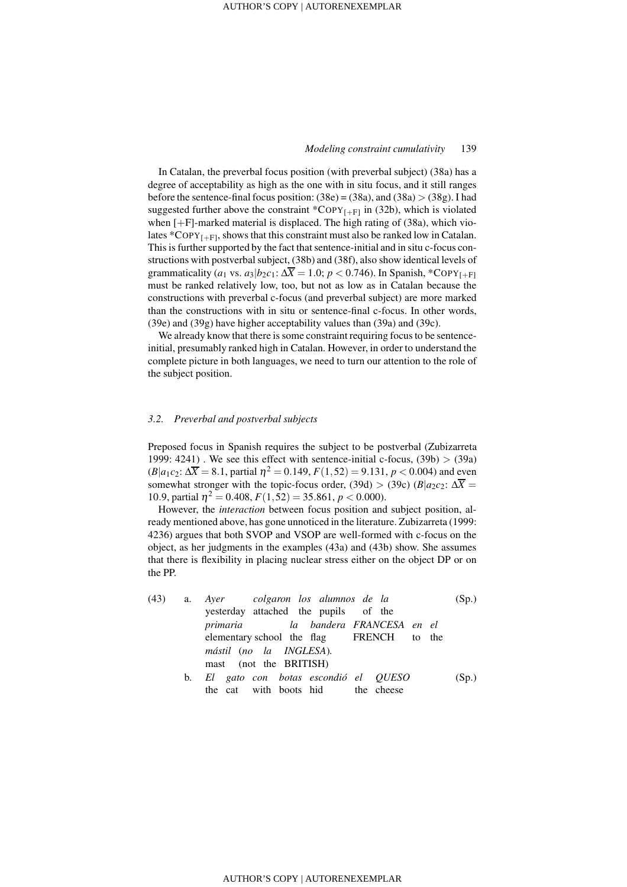In Catalan, the preverbal focus position (with preverbal subject) (38a) has a degree of acceptability as high as the one with in situ focus, and it still ranges before the sentence-final focus position: (38e) = (38a), and (38a) > (38g). I had suggested further above the constraint *COPY$_{[+F]}$ in (32b), which is violated when [+F]-marked material is displaced. The high rating of (38a), which violates *COPY$_{[+F]}$, shows that this constraint must also be ranked low in Catalan. This is further supported by the fact that sentence-initial and in situ c-focus constructions with postverbal subject, (38b) and (38f), also show identical levels of grammaticality ($a_1$ vs. $a_3|b_2c_1$: $\Delta\overline{X} = 1.0$; $p < 0.746$). In Spanish, *COPY$_{[+F]}$ must be ranked relatively low, too, but not as low as in Catalan because the constructions with preverbal c-focus (and preverbal subject) are more marked than the constructions with in situ or sentence-final c-focus. In other words, (39e) and (39g) have higher acceptability values than (39a) and (39c).

We already know that there is some constraint requiring focus to be sentence-initial, presumably ranked high in Catalan. However, in order to understand the complete picture in both languages, we need to turn our attention to the role of the subject position.

### 3.2. Preverbal and postverbal subjects

Preposed focus in Spanish requires the subject to be postverbal (Zubizarreta 1999: 4241) . We see this effect with sentence-initial c-focus, (39b) > (39a) ($B|a_1c_2$: $\Delta\overline{X} = 8.1$, partial $\eta^2 = 0.149$, $F(1,52) = 9.131$, $p < 0.004$) and even somewhat stronger with the topic-focus order, (39d) > (39c) ($B|a_2c_2$: $\Delta\overline{X} = 10.9$, partial $\eta^2 = 0.408$, $F(1,52) = 35.861$, $p < 0.000$).

However, the *interaction* between focus position and subject position, already mentioned above, has gone unnoticed in the literature. Zubizarreta (1999: 4236) argues that both SVOP and VSOP are well-formed with c-focus on the object, as her judgments in the examples (43a) and (43b) show. She assumes that there is flexibility in placing nuclear stress either on the object DP or on the PP.

(43) a. *Ayer colgaron los alumnos de la primaria la bandera FRANCESA en el mástil (no la INGLESA).* (Sp.)
yesterday attached the pupils of the elementary school the flag FRENCH to the mast (not the BRITISH)

b. *El gato con botas escondió el QUESO* (Sp.)
the cat with boots hid the cheese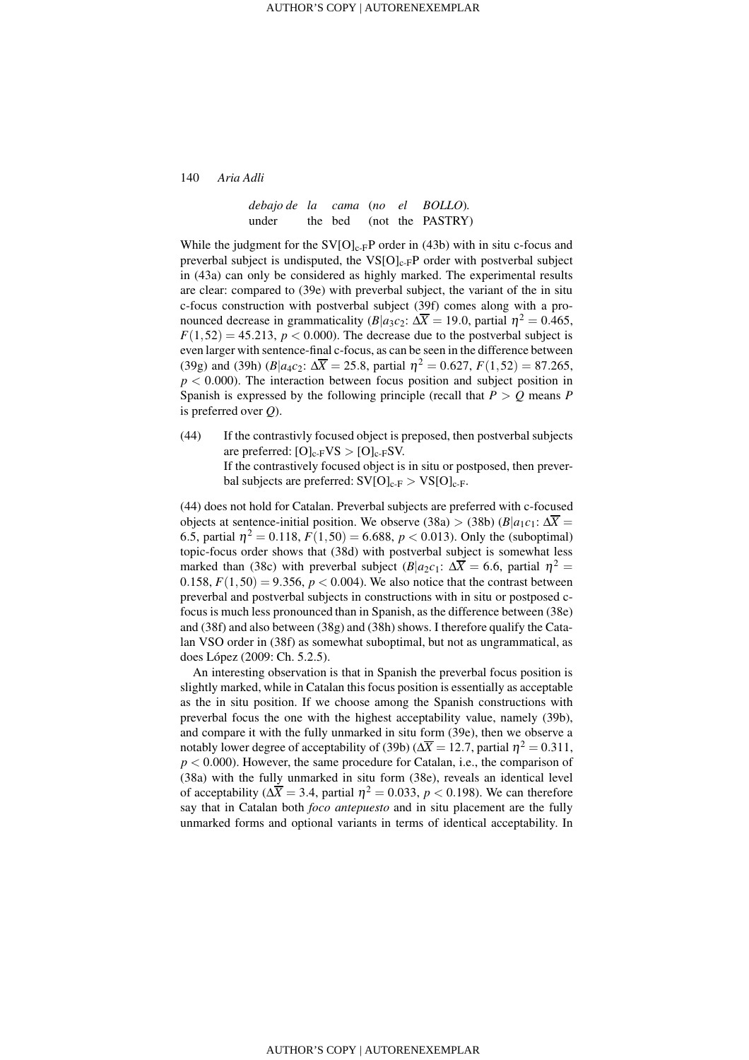*debajo de la cama (no el BOLLO).*
under the bed (not the PASTRY)

While the judgment for the $SV[O]_{c\text{-}F}P$ order in (43b) with in situ c-focus and preverbal subject is undisputed, the $VS[O]_{c\text{-}F}P$ order with postverbal subject in (43a) can only be considered as highly marked. The experimental results are clear: compared to (39e) with preverbal subject, the variant of the in situ c-focus construction with postverbal subject (39f) comes along with a pronounced decrease in grammaticality ($B|a_3c_2$: $\Delta\overline{X} = 19.0$, partial $\eta^2 = 0.465$, $F(1,52) = 45.213$, $p < 0.000$). The decrease due to the postverbal subject is even larger with sentence-final c-focus, as can be seen in the difference between (39g) and (39h) ($B|a_4c_2$: $\Delta\overline{X} = 25.8$, partial $\eta^2 = 0.627$, $F(1,52) = 87.265$, $p < 0.000$). The interaction between focus position and subject position in Spanish is expressed by the following principle (recall that $P > Q$ means $P$ is preferred over $Q$).

(44) If the contrastivly focused object is preposed, then postverbal subjects are preferred: $[O]_{c\text{-}F}VS > [O]_{c\text{-}F}SV$.
If the contrastively focused object is in situ or postposed, then preverbal subjects are preferred: $SV[O]_{c\text{-}F} > VS[O]_{c\text{-}F}$.

(44) does not hold for Catalan. Preverbal subjects are preferred with c-focused objects at sentence-initial position. We observe (38a) > (38b) ($B|a_1c_1$: $\Delta\overline{X} = 6.5$, partial $\eta^2 = 0.118$, $F(1,50) = 6.688$, $p < 0.013$). Only the (suboptimal) topic-focus order shows that (38d) with postverbal subject is somewhat less marked than (38c) with preverbal subject ($B|a_2c_1$: $\Delta\overline{X} = 6.6$, partial $\eta^2 = 0.158$, $F(1,50) = 9.356$, $p < 0.004$). We also notice that the contrast between preverbal and postverbal subjects in constructions with in situ or postposed c-focus is much less pronounced than in Spanish, as the difference between (38e) and (38f) and also between (38g) and (38h) shows. I therefore qualify the Catalan VSO order in (38f) as somewhat suboptimal, but not as ungrammatical, as does López (2009: Ch. 5.2.5).

An interesting observation is that in Spanish the preverbal focus position is slightly marked, while in Catalan this focus position is essentially as acceptable as the in situ position. If we choose among the Spanish constructions with preverbal focus the one with the highest acceptability value, namely (39b), and compare it with the fully unmarked in situ form (39e), then we observe a notably lower degree of acceptability of (39b) ($\Delta\overline{X} = 12.7$, partial $\eta^2 = 0.311$, $p < 0.000$). However, the same procedure for Catalan, i.e., the comparison of (38a) with the fully unmarked in situ form (38e), reveals an identical level of acceptability ($\Delta\overline{X} = 3.4$, partial $\eta^2 = 0.033$, $p < 0.198$). We can therefore say that in Catalan both *foco antepuesto* and in situ placement are the fully unmarked forms and optional variants in terms of identical acceptability. In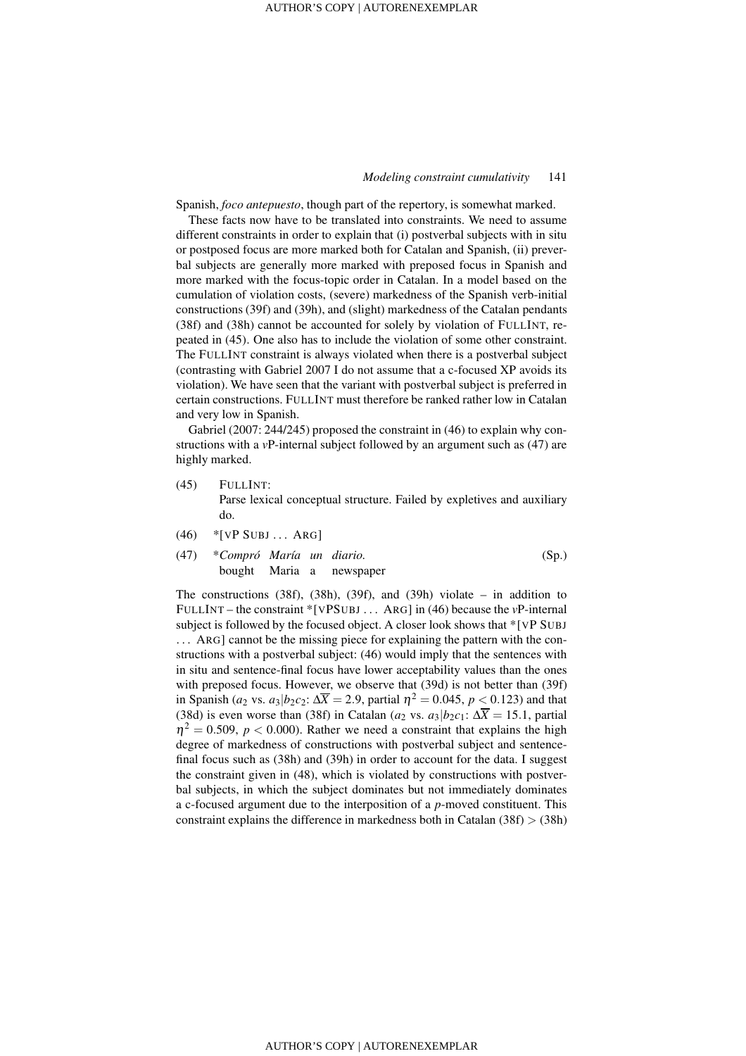Spanish, *foco antepuesto*, though part of the repertory, is somewhat marked.

These facts now have to be translated into constraints. We need to assume different constraints in order to explain that (i) postverbal subjects with in situ or postposed focus are more marked both for Catalan and Spanish, (ii) preverbal subjects are generally more marked with preposed focus in Spanish and more marked with the focus-topic order in Catalan. In a model based on the cumulation of violation costs, (severe) markedness of the Spanish verb-initial constructions (39f) and (39h), and (slight) markedness of the Catalan pendants (38f) and (38h) cannot be accounted for solely by violation of FULLINT, repeated in (45). One also has to include the violation of some other constraint. The FULLINT constraint is always violated when there is a postverbal subject (contrasting with Gabriel 2007 I do not assume that a c-focused XP avoids its violation). We have seen that the variant with postverbal subject is preferred in certain constructions. FULLINT must therefore be ranked rather low in Catalan and very low in Spanish.

Gabriel (2007: 244/245) proposed the constraint in (46) to explain why constructions with a *v*P-internal subject followed by an argument such as (47) are highly marked.

(45) FULLINT:
Parse lexical conceptual structure. Failed by expletives and auxiliary do.

(46) *[VP SUBJ ... ARG]

(47) **Compró María un diario.* (Sp.)
bought Maria a newspaper

The constructions (38f), (38h), (39f), and (39h) violate – in addition to FULLINT – the constraint *[VPSUBJ ... ARG] in (46) because the *v*P-internal subject is followed by the focused object. A closer look shows that *[VP SUBJ ... ARG] cannot be the missing piece for explaining the pattern with the constructions with a postverbal subject: (46) would imply that the sentences with in situ and sentence-final focus have lower acceptability values than the ones with preposed focus. However, we observe that (39d) is not better than (39f) in Spanish ($a_2$ vs. $a_3|b_2c_2$: $\Delta\overline{X} = 2.9$, partial $\eta^2 = 0.045$, $p < 0.123$) and that (38d) is even worse than (38f) in Catalan ($a_2$ vs. $a_3|b_2c_1$: $\Delta\overline{X} = 15.1$, partial $\eta^2 = 0.509$, $p < 0.000$). Rather we need a constraint that explains the high degree of markedness of constructions with postverbal subject and sentence-final focus such as (38h) and (39h) in order to account for the data. I suggest the constraint given in (48), which is violated by constructions with postverbal subjects, in which the subject dominates but not immediately dominates a c-focused argument due to the interposition of a *p*-moved constituent. This constraint explains the difference in markedness both in Catalan (38f) > (38h)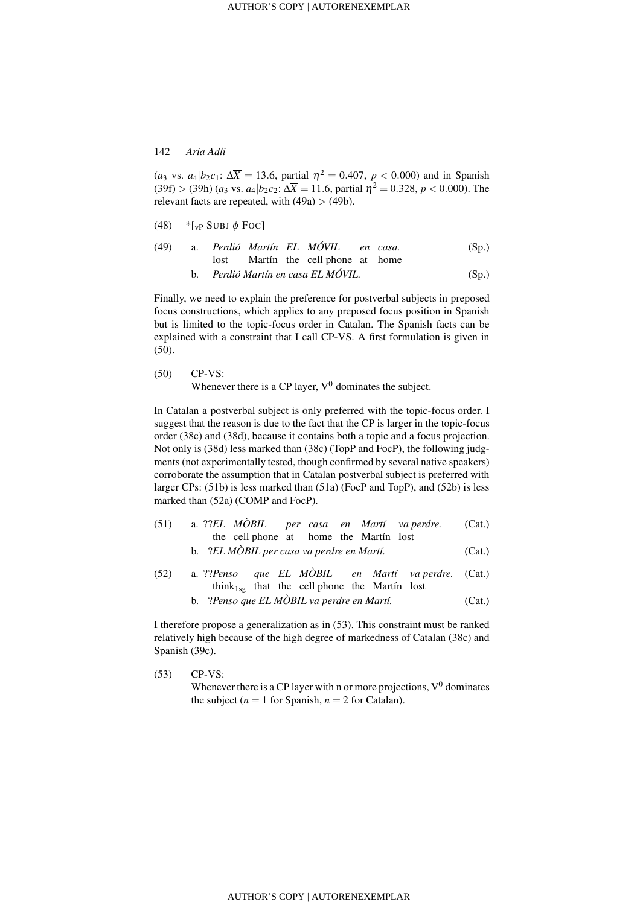($a_3$ vs. $a_4|b_2c_1$: $\Delta\overline{X} = 13.6$, partial $\eta^2 = 0.407$, $p < 0.000$) and in Spanish (39f) > (39h) ($a_3$ vs. $a_4|b_2c_2$: $\Delta\overline{X} = 11.6$, partial $\eta^2 = 0.328$, $p < 0.000$). The relevant facts are repeated, with (49a) > (49b).

(48) *[$_{vP}$ SUBJ $\phi$ FOC]

(49) a. *Perdió Martín EL MÓVIL en casa.* (Sp.)
lost Martín the cell phone at home

b. *Perdió Martín en casa EL MÓVIL.* (Sp.)

Finally, we need to explain the preference for postverbal subjects in preposed focus constructions, which applies to any preposed focus position in Spanish but is limited to the topic-focus order in Catalan. The Spanish facts can be explained with a constraint that I call CP-VS. A first formulation is given in (50).

(50) CP-VS:
Whenever there is a CP layer, $V^0$ dominates the subject.

In Catalan a postverbal subject is only preferred with the topic-focus order. I suggest that the reason is due to the fact that the CP is larger in the topic-focus order (38c) and (38d), because it contains both a topic and a focus projection. Not only is (38d) less marked than (38c) (TopP and FocP), the following judgments (not experimentally tested, though confirmed by several native speakers) corroborate the assumption that in Catalan postverbal subject is preferred with larger CPs: (51b) is less marked than (51a) (FocP and TopP), and (52b) is less marked than (52a) (COMP and FocP).

(51) a. ??*EL MÒBIL per casa en Martí va perdre.* (Cat.)
the cell phone at home the Martín lost

b. ?*EL MÒBIL per casa va perdre en Martí.* (Cat.)

(52) a. ??*Penso que EL MÒBIL en Martí va perdre.* (Cat.)
think$_{1sg}$ that the cell phone the Martín lost

b. ?*Penso que EL MÒBIL va perdre en Martí.* (Cat.)

I therefore propose a generalization as in (53). This constraint must be ranked relatively high because of the high degree of markedness of Catalan (38c) and Spanish (39c).

(53) CP-VS:
Whenever there is a CP layer with n or more projections, $V^0$ dominates the subject ($n = 1$ for Spanish, $n = 2$ for Catalan).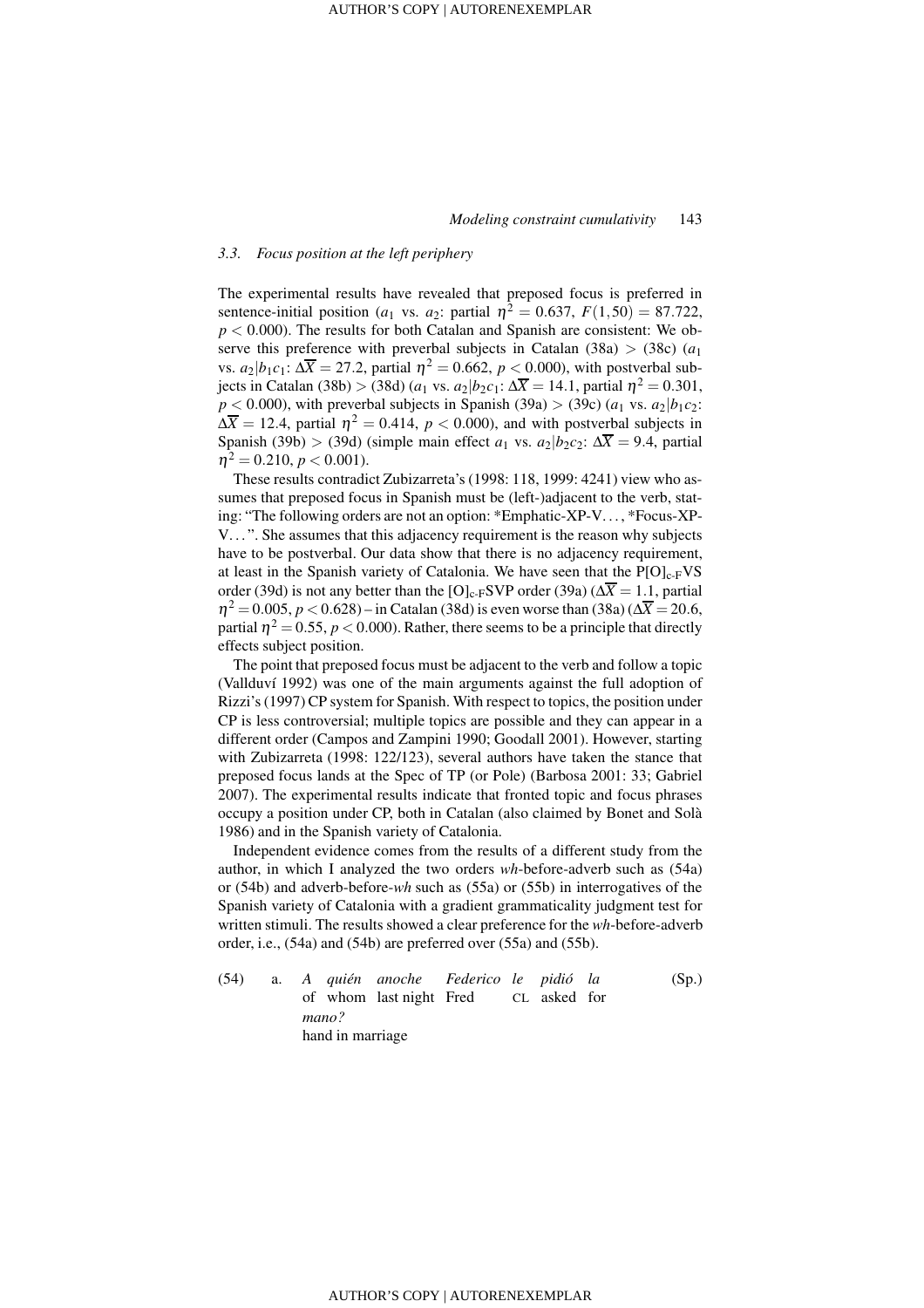### 3.3. *Focus position at the left periphery*

The experimental results have revealed that preposed focus is preferred in sentence-initial position ($a_1$ vs. $a_2$: partial $\eta^2 = 0.637$, $F(1,50) = 87.722$, $p < 0.000$). The results for both Catalan and Spanish are consistent: We observe this preference with preverbal subjects in Catalan (38a) > (38c) ($a_1$ vs. $a_2|b_1c_1$: $\Delta\overline{X} = 27.2$, partial $\eta^2 = 0.662$, $p < 0.000$), with postverbal subjects in Catalan (38b) > (38d) ($a_1$ vs. $a_2|b_2c_1$: $\Delta\overline{X} = 14.1$, partial $\eta^2 = 0.301$, $p < 0.000$), with preverbal subjects in Spanish (39a) > (39c) ($a_1$ vs. $a_2|b_1c_2$: $\Delta\overline{X} = 12.4$, partial $\eta^2 = 0.414$, $p < 0.000$), and with postverbal subjects in Spanish (39b) > (39d) (simple main effect $a_1$ vs. $a_2|b_2c_2$: $\Delta\overline{X} = 9.4$, partial $\eta^2 = 0.210$, $p < 0.001$).

These results contradict Zubizarreta's (1998: 118, 1999: 4241) view who assumes that preposed focus in Spanish must be (left-)adjacent to the verb, stating: "The following orders are not an option: *Emphatic-XP-V…, *Focus-XP-V…". She assumes that this adjacency requirement is the reason why subjects have to be postverbal. Our data show that there is no adjacency requirement, at least in the Spanish variety of Catalonia. We have seen that the $\text{P[O]}_{\text{c-F}}\text{VS}$ order (39d) is not any better than the $\text{[O]}_{\text{c-F}}\text{SVP}$ order (39a) ($\Delta\overline{X} = 1.1$, partial $\eta^2 = 0.005$, $p < 0.628$) – in Catalan (38d) is even worse than (38a) ($\Delta\overline{X} = 20.6$, partial $\eta^2 = 0.55$, $p < 0.000$). Rather, there seems to be a principle that directly effects subject position.

The point that preposed focus must be adjacent to the verb and follow a topic (Vallduví 1992) was one of the main arguments against the full adoption of Rizzi's (1997) CP system for Spanish. With respect to topics, the position under CP is less controversial; multiple topics are possible and they can appear in a different order (Campos and Zampini 1990; Goodall 2001). However, starting with Zubizarreta (1998: 122/123), several authors have taken the stance that preposed focus lands at the Spec of TP (or Pole) (Barbosa 2001: 33; Gabriel 2007). The experimental results indicate that fronted topic and focus phrases occupy a position under CP, both in Catalan (also claimed by Bonet and Solà 1986) and in the Spanish variety of Catalonia.

Independent evidence comes from the results of a different study from the author, in which I analyzed the two orders *wh*-before-adverb such as (54a) or (54b) and adverb-before-*wh* such as (55a) or (55b) in interrogatives of the Spanish variety of Catalonia with a gradient grammaticality judgment test for written stimuli. The results showed a clear preference for the *wh*-before-adverb order, i.e., (54a) and (54b) are preferred over (55a) and (55b).

(54) a. *A quién anoche Federico le pidió la mano?* (Sp.)
of whom last night Fred CL asked for hand in marriage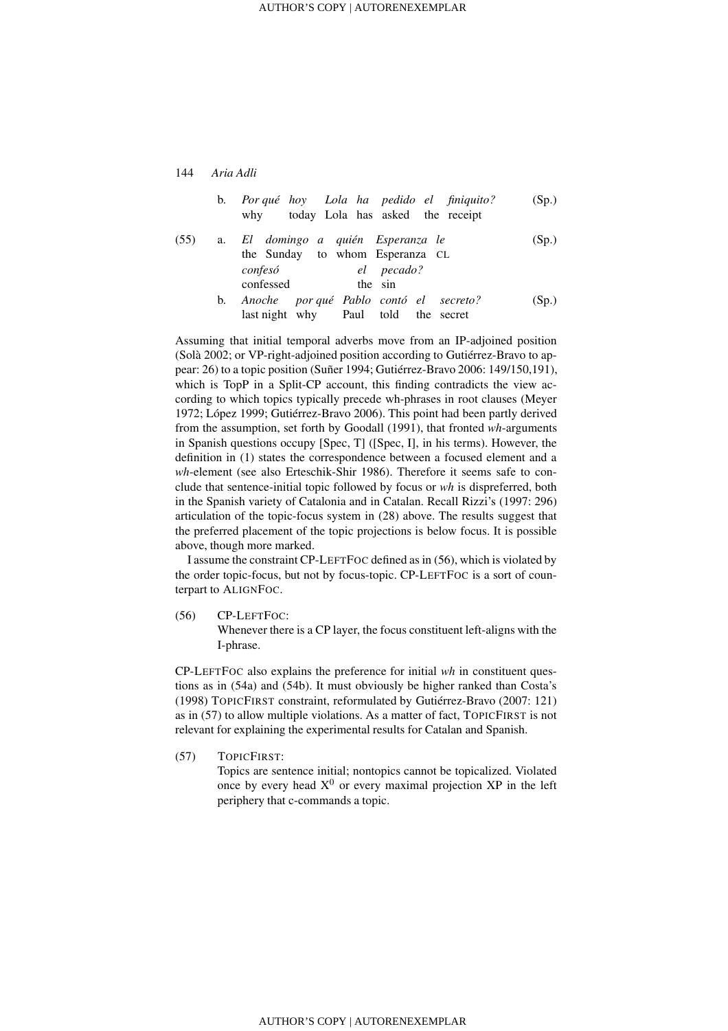b. *Por qué hoy Lola ha pedido el finiquito?* (Sp.)
   why today Lola has asked the receipt

(55) a. *El domingo a quién Esperanza le confesó el pecado?* (Sp.)
   the Sunday to whom Esperanza CL confessed the sin

b. *Anoche por qué Pablo contó el secreto?* (Sp.)
   last night why Paul told the secret

Assuming that initial temporal adverbs move from an IP-adjoined position (Solà 2002; or VP-right-adjoined position according to Gutiérrez-Bravo to appear: 26) to a topic position (Suñer 1994; Gutiérrez-Bravo 2006: 149/150,191), which is TopP in a Split-CP account, this finding contradicts the view according to which topics typically precede wh-phrases in root clauses (Meyer 1972; López 1999; Gutiérrez-Bravo 2006). This point had been partly derived from the assumption, set forth by Goodall (1991), that fronted *wh*-arguments in Spanish questions occupy [Spec, T] ([Spec, I], in his terms). However, the definition in (1) states the correspondence between a focused element and a *wh*-element (see also Erteschik-Shir 1986). Therefore it seems safe to conclude that sentence-initial topic followed by focus or *wh* is dispreferred, both in the Spanish variety of Catalonia and in Catalan. Recall Rizzi's (1997: 296) articulation of the topic-focus system in (28) above. The results suggest that the preferred placement of the topic projections is below focus. It is possible above, though more marked.

I assume the constraint CP-LEFTFOC defined as in (56), which is violated by the order topic-focus, but not by focus-topic. CP-LEFTFOC is a sort of counterpart to ALIGNFOC.

(56) CP-LEFTFOC:
   Whenever there is a CP layer, the focus constituent left-aligns with the I-phrase.

CP-LEFTFOC also explains the preference for initial *wh* in constituent questions as in (54a) and (54b). It must obviously be higher ranked than Costa's (1998) TOPICFIRST constraint, reformulated by Gutiérrez-Bravo (2007: 121) as in (57) to allow multiple violations. As a matter of fact, TOPICFIRST is not relevant for explaining the experimental results for Catalan and Spanish.

(57) TOPICFIRST:
   Topics are sentence initial; nontopics cannot be topicalized. Violated once by every head $X^0$ or every maximal projection XP in the left periphery that c-commands a topic.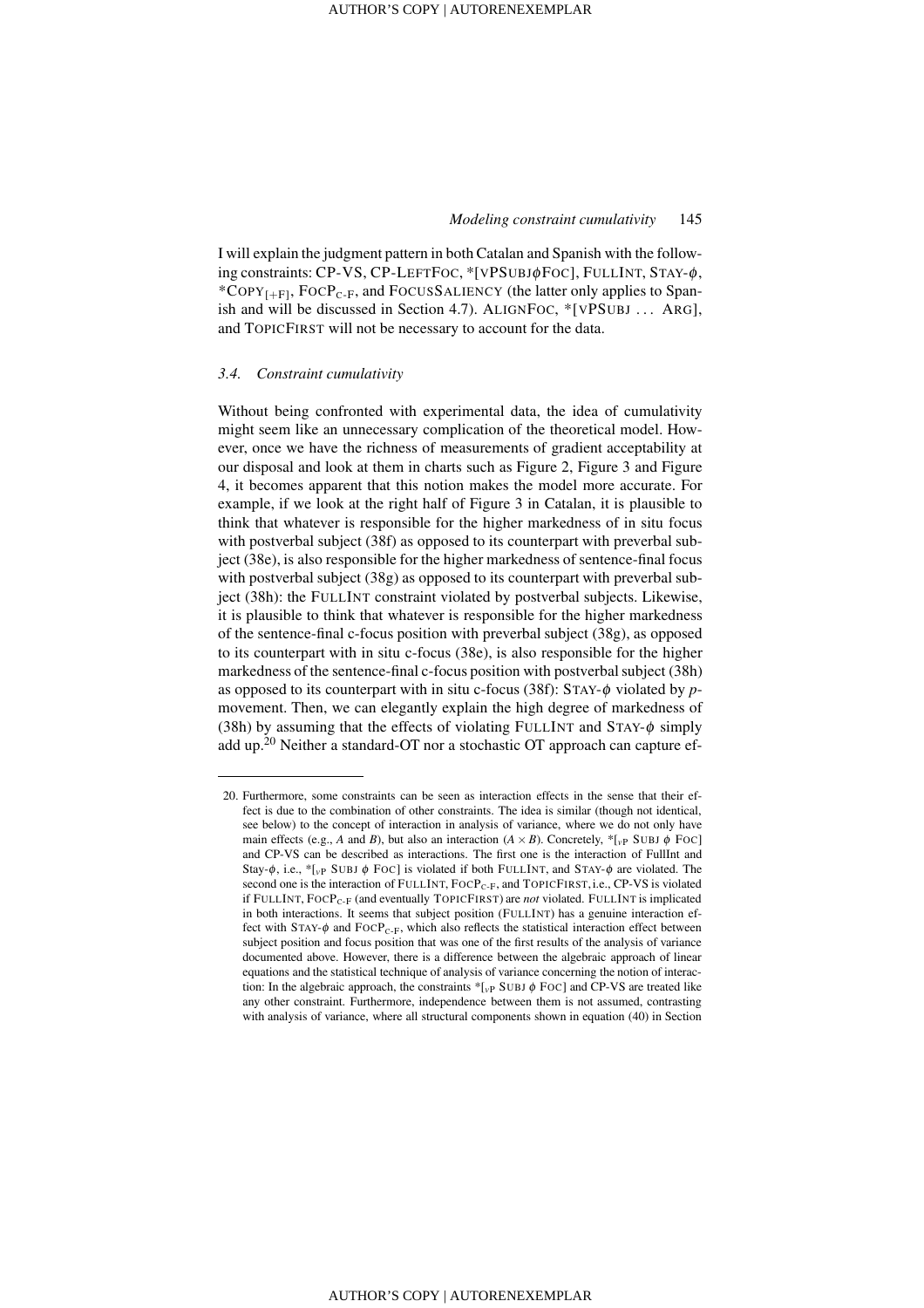I will explain the judgment pattern in both Catalan and Spanish with the following constraints: CP-VS, CP-LEFTFOC, *[vPSUBJϕFOC], FULLINT, STAY-ϕ, *COPY$_{[+F]}$, FOCP$_{C\text{-}F}$, and FOCUSSALIENCY (the latter only applies to Spanish and will be discussed in Section 4.7). ALIGNFOC, *[vPSUBJ ... ARG], and TOPICFIRST will not be necessary to account for the data.

### 3.4. Constraint cumulativity

Without being confronted with experimental data, the idea of cumulativity might seem like an unnecessary complication of the theoretical model. However, once we have the richness of measurements of gradient acceptability at our disposal and look at them in charts such as Figure 2, Figure 3 and Figure 4, it becomes apparent that this notion makes the model more accurate. For example, if we look at the right half of Figure 3 in Catalan, it is plausible to think that whatever is responsible for the higher markedness of in situ focus with postverbal subject (38f) as opposed to its counterpart with preverbal subject (38e), is also responsible for the higher markedness of sentence-final focus with postverbal subject (38g) as opposed to its counterpart with preverbal subject (38h): the FULLINT constraint violated by postverbal subjects. Likewise, it is plausible to think that whatever is responsible for the higher markedness of the sentence-final c-focus position with preverbal subject (38g), as opposed to its counterpart with in situ c-focus (38e), is also responsible for the higher markedness of the sentence-final c-focus position with postverbal subject (38h) as opposed to its counterpart with in situ c-focus (38f): STAY-ϕ violated by *p*-movement. Then, we can elegantly explain the high degree of markedness of (38h) by assuming that the effects of violating FULLINT and STAY-ϕ simply add up.[20] Neither a standard-OT nor a stochastic OT approach can capture ef-

---

20. Furthermore, some constraints can be seen as interaction effects in the sense that their effect is due to the combination of other constraints. The idea is similar (though not identical, see below) to the concept of interaction in analysis of variance, where we do not only have main effects (e.g., *A* and *B*), but also an interaction ($A \times B$). Concretely, *[$_{vP}$ SUBJ ϕ FOC] and CP-VS can be described as interactions. The first one is the interaction of FullInt and Stay-ϕ, i.e., *[$_{vP}$ SUBJ ϕ FOC] is violated if both FULLINT, and STAY-ϕ are violated. The second one is the interaction of FULLINT, FOCP$_{C\text{-}F}$, and TOPICFIRST, i.e., CP-VS is violated if FULLINT, FOCP$_{C\text{-}F}$ (and eventually TOPICFIRST) are *not* violated. FULLINT is implicated in both interactions. It seems that subject position (FULLINT) has a genuine interaction effect with STAY-ϕ and FOCP$_{C\text{-}F}$, which also reflects the statistical interaction effect between subject position and focus position that was one of the first results of the analysis of variance documented above. However, there is a difference between the algebraic approach of linear equations and the statistical technique of analysis of variance concerning the notion of interaction: In the algebraic approach, the constraints *[$_{vP}$ SUBJ ϕ FOC] and CP-VS are treated like any other constraint. Furthermore, independence between them is not assumed, contrasting with analysis of variance, where all structural components shown in equation (40) in Section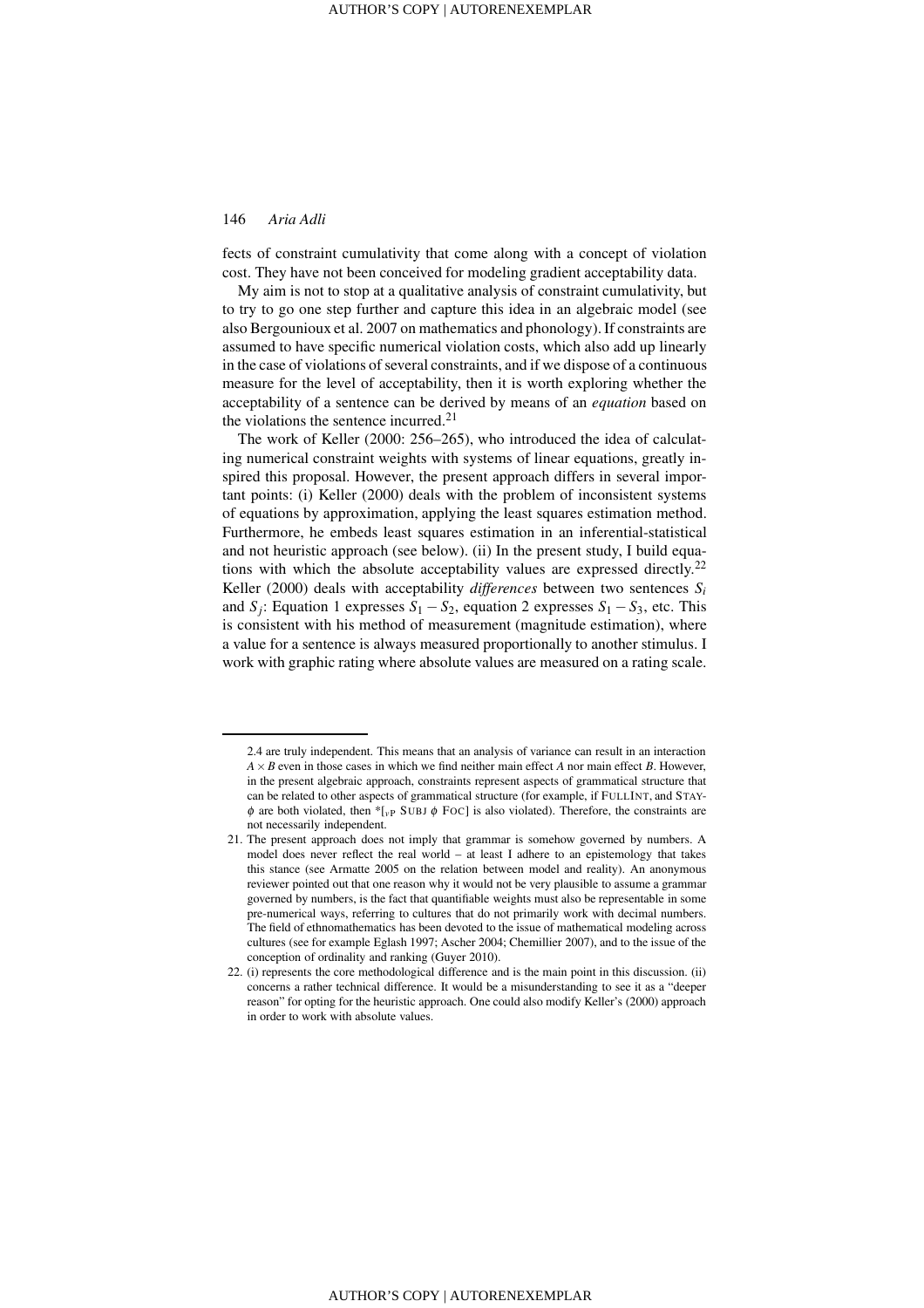fects of constraint cumulativity that come along with a concept of violation cost. They have not been conceived for modeling gradient acceptability data.

My aim is not to stop at a qualitative analysis of constraint cumulativity, but to try to go one step further and capture this idea in an algebraic model (see also Bergounioux et al. 2007 on mathematics and phonology). If constraints are assumed to have specific numerical violation costs, which also add up linearly in the case of violations of several constraints, and if we dispose of a continuous measure for the level of acceptability, then it is worth exploring whether the acceptability of a sentence can be derived by means of an *equation* based on the violations the sentence incurred.[21]

The work of Keller (2000: 256–265), who introduced the idea of calculating numerical constraint weights with systems of linear equations, greatly inspired this proposal. However, the present approach differs in several important points: (i) Keller (2000) deals with the problem of inconsistent systems of equations by approximation, applying the least squares estimation method. Furthermore, he embeds least squares estimation in an inferential-statistical and not heuristic approach (see below). (ii) In the present study, I build equations with which the absolute acceptability values are expressed directly.[22] Keller (2000) deals with acceptability *differences* between two sentences $S_i$ and $S_j$: Equation 1 expresses $S_1 - S_2$, equation 2 expresses $S_1 - S_3$, etc. This is consistent with his method of measurement (magnitude estimation), where a value for a sentence is always measured proportionally to another stimulus. I work with graphic rating where absolute values are measured on a rating scale.

---

2.4 are truly independent. This means that an analysis of variance can result in an interaction $A \times B$ even in those cases in which we find neither main effect *A* nor main effect *B*. However, in the present algebraic approach, constraints represent aspects of grammatical structure that can be related to other aspects of grammatical structure (for example, if FULLINT, and STAY-$\phi$ are both violated, then *[$_{vP}$ SUBJ $\phi$ FOC] is also violated). Therefore, the constraints are not necessarily independent.

21. The present approach does not imply that grammar is somehow governed by numbers. A model does never reflect the real world – at least I adhere to an epistemology that takes this stance (see Armatte 2005 on the relation between model and reality). An anonymous reviewer pointed out that one reason why it would not be very plausible to assume a grammar governed by numbers, is the fact that quantifiable weights must also be representable in some pre-numerical ways, referring to cultures that do not primarily work with decimal numbers. The field of ethnomathematics has been devoted to the issue of mathematical modeling across cultures (see for example Eglash 1997; Ascher 2004; Chemillier 2007), and to the issue of the conception of ordinality and ranking (Guyer 2010).

22. (i) represents the core methodological difference and is the main point in this discussion. (ii) concerns a rather technical difference. It would be a misunderstanding to see it as a "deeper reason" for opting for the heuristic approach. One could also modify Keller's (2000) approach in order to work with absolute values.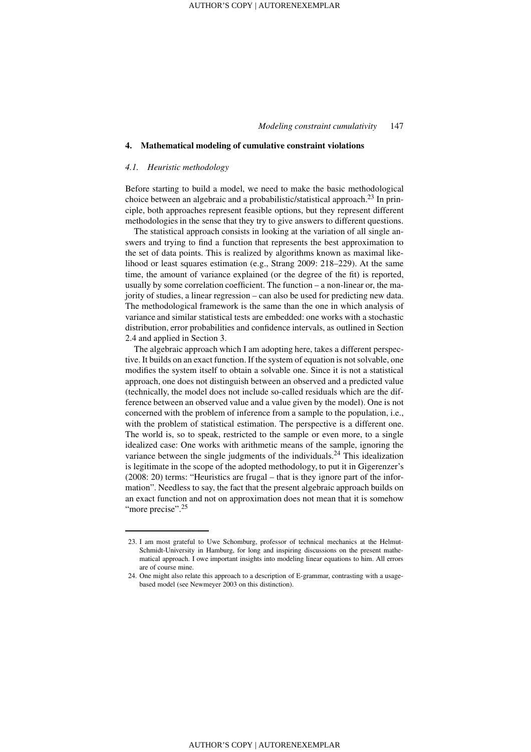## 4. Mathematical modeling of cumulative constraint violations

### *4.1. Heuristic methodology*

Before starting to build a model, we need to make the basic methodological choice between an algebraic and a probabilistic/statistical approach.[23] In principle, both approaches represent feasible options, but they represent different methodologies in the sense that they try to give answers to different questions.

The statistical approach consists in looking at the variation of all single answers and trying to find a function that represents the best approximation to the set of data points. This is realized by algorithms known as maximal likelihood or least squares estimation (e.g., Strang 2009: 218–229). At the same time, the amount of variance explained (or the degree of the fit) is reported, usually by some correlation coefficient. The function – a non-linear or, the majority of studies, a linear regression – can also be used for predicting new data. The methodological framework is the same than the one in which analysis of variance and similar statistical tests are embedded: one works with a stochastic distribution, error probabilities and confidence intervals, as outlined in Section 2.4 and applied in Section 3.

The algebraic approach which I am adopting here, takes a different perspective. It builds on an exact function. If the system of equation is not solvable, one modifies the system itself to obtain a solvable one. Since it is not a statistical approach, one does not distinguish between an observed and a predicted value (technically, the model does not include so-called residuals which are the difference between an observed value and a value given by the model). One is not concerned with the problem of inference from a sample to the population, i.e., with the problem of statistical estimation. The perspective is a different one. The world is, so to speak, restricted to the sample or even more, to a single idealized case: One works with arithmetic means of the sample, ignoring the variance between the single judgments of the individuals.[24] This idealization is legitimate in the scope of the adopted methodology, to put it in Gigerenzer's (2008: 20) terms: "Heuristics are frugal – that is they ignore part of the information". Needless to say, the fact that the present algebraic approach builds on an exact function and not on approximation does not mean that it is somehow "more precise".[25]

---

23. I am most grateful to Uwe Schomburg, professor of technical mechanics at the Helmut-Schmidt-University in Hamburg, for long and inspiring discussions on the present mathematical approach. I owe important insights into modeling linear equations to him. All errors are of course mine.

24. One might also relate this approach to a description of E-grammar, contrasting with a usage-based model (see Newmeyer 2003 on this distinction).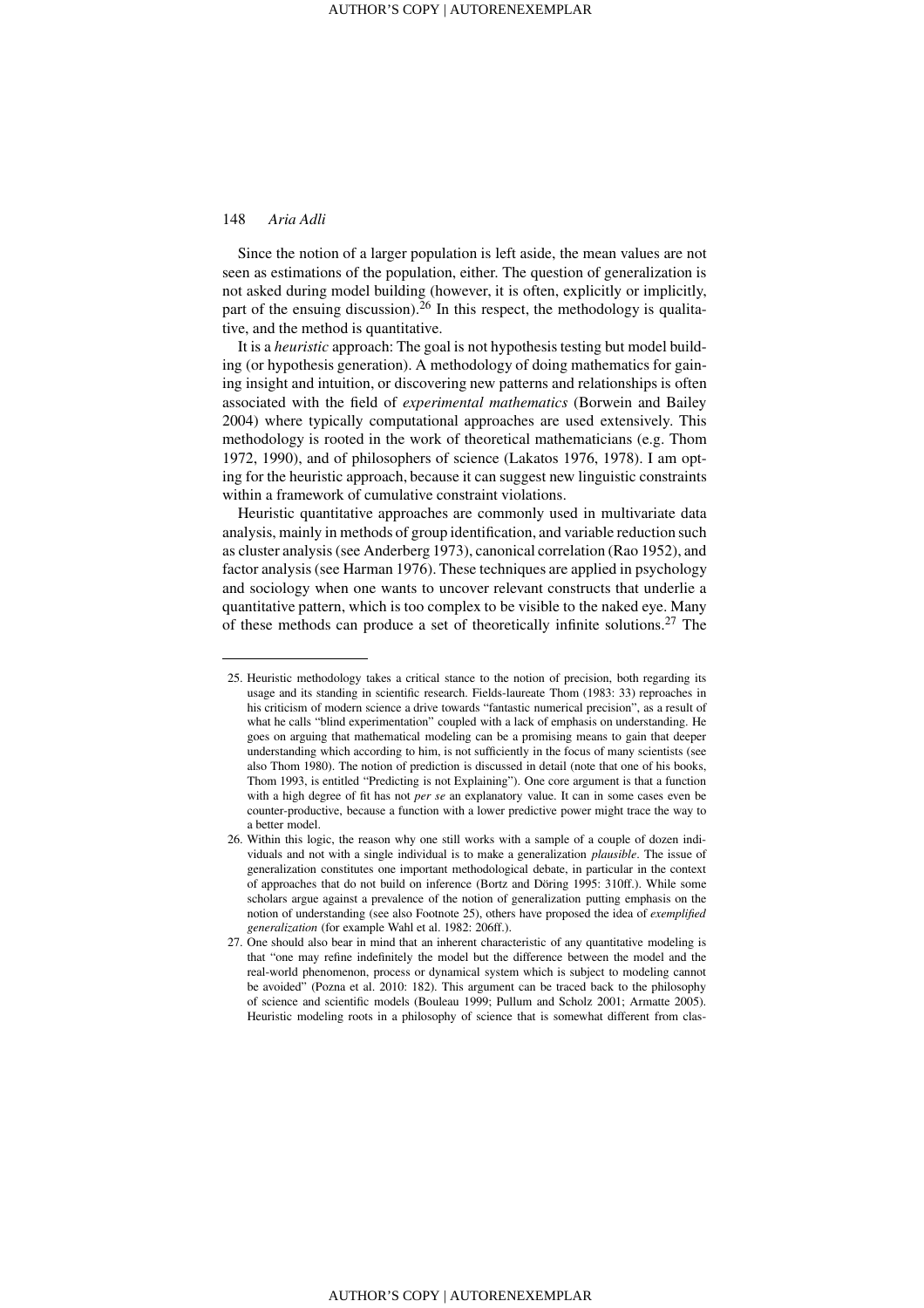Since the notion of a larger population is left aside, the mean values are not seen as estimations of the population, either. The question of generalization is not asked during model building (however, it is often, explicitly or implicitly, part of the ensuing discussion).[26] In this respect, the methodology is qualitative, and the method is quantitative.

It is a *heuristic* approach: The goal is not hypothesis testing but model building (or hypothesis generation). A methodology of doing mathematics for gaining insight and intuition, or discovering new patterns and relationships is often associated with the field of *experimental mathematics* (Borwein and Bailey 2004) where typically computational approaches are used extensively. This methodology is rooted in the work of theoretical mathematicians (e.g. Thom 1972, 1990), and of philosophers of science (Lakatos 1976, 1978). I am opting for the heuristic approach, because it can suggest new linguistic constraints within a framework of cumulative constraint violations.

Heuristic quantitative approaches are commonly used in multivariate data analysis, mainly in methods of group identification, and variable reduction such as cluster analysis (see Anderberg 1973), canonical correlation (Rao 1952), and factor analysis (see Harman 1976). These techniques are applied in psychology and sociology when one wants to uncover relevant constructs that underlie a quantitative pattern, which is too complex to be visible to the naked eye. Many of these methods can produce a set of theoretically infinite solutions.[27] The

---

25. Heuristic methodology takes a critical stance to the notion of precision, both regarding its usage and its standing in scientific research. Fields-laureate Thom (1983: 33) reproaches in his criticism of modern science a drive towards "fantastic numerical precision", as a result of what he calls "blind experimentation" coupled with a lack of emphasis on understanding. He goes on arguing that mathematical modeling can be a promising means to gain that deeper understanding which according to him, is not sufficiently in the focus of many scientists (see also Thom 1980). The notion of prediction is discussed in detail (note that one of his books, Thom 1993, is entitled "Predicting is not Explaining"). One core argument is that a function with a high degree of fit has not *per se* an explanatory value. It can in some cases even be counter-productive, because a function with a lower predictive power might trace the way to a better model.

26. Within this logic, the reason why one still works with a sample of a couple of dozen individuals and not with a single individual is to make a generalization *plausible*. The issue of generalization constitutes one important methodological debate, in particular in the context of approaches that do not build on inference (Bortz and Döring 1995: 310ff.). While some scholars argue against a prevalence of the notion of generalization putting emphasis on the notion of understanding (see also Footnote 25), others have proposed the idea of *exemplified generalization* (for example Wahl et al. 1982: 206ff.).

27. One should also bear in mind that an inherent characteristic of any quantitative modeling is that "one may refine indefinitely the model but the difference between the model and the real-world phenomenon, process or dynamical system which is subject to modeling cannot be avoided" (Pozna et al. 2010: 182). This argument can be traced back to the philosophy of science and scientific models (Bouleau 1999; Pullum and Scholz 2001; Armatte 2005). Heuristic modeling roots in a philosophy of science that is somewhat different from clas-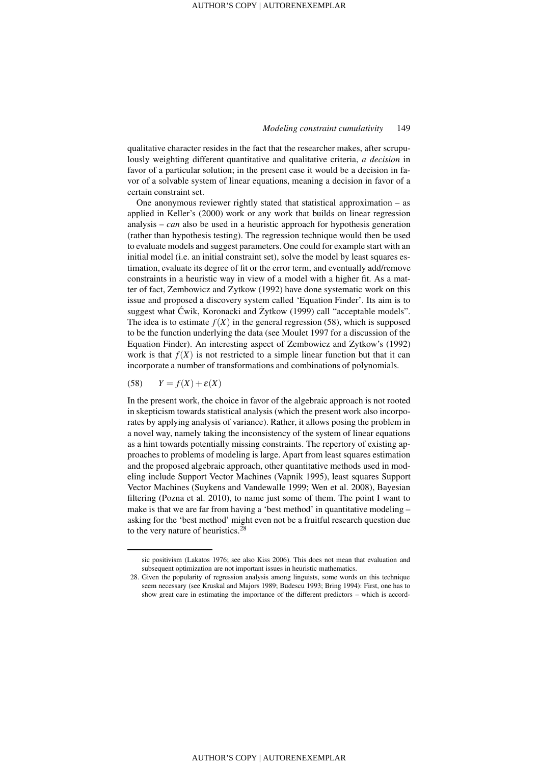qualitative character resides in the fact that the researcher makes, after scrupulously weighting different quantitative and qualitative criteria, *a decision* in favor of a particular solution; in the present case it would be a decision in favor of a solvable system of linear equations, meaning a decision in favor of a certain constraint set.

One anonymous reviewer rightly stated that statistical approximation – as applied in Keller's (2000) work or any work that builds on linear regression analysis – *can* also be used in a heuristic approach for hypothesis generation (rather than hypothesis testing). The regression technique would then be used to evaluate models and suggest parameters. One could for example start with an initial model (i.e. an initial constraint set), solve the model by least squares estimation, evaluate its degree of fit or the error term, and eventually add/remove constraints in a heuristic way in view of a model with a higher fit. As a matter of fact, Zembowicz and Zytkow (1992) have done systematic work on this issue and proposed a discovery system called 'Equation Finder'. Its aim is to suggest what Ćwik, Koronacki and Żytkow (1999) call "acceptable models". The idea is to estimate $f(X)$ in the general regression (58), which is supposed to be the function underlying the data (see Moulet 1997 for a discussion of the Equation Finder). An interesting aspect of Zembowicz and Zytkow's (1992) work is that $f(X)$ is not restricted to a simple linear function but that it can incorporate a number of transformations and combinations of polynomials.

(58) $$Y = f(X) + \varepsilon(X)$$

In the present work, the choice in favor of the algebraic approach is not rooted in skepticism towards statistical analysis (which the present work also incorporates by applying analysis of variance). Rather, it allows posing the problem in a novel way, namely taking the inconsistency of the system of linear equations as a hint towards potentially missing constraints. The repertory of existing approaches to problems of modeling is large. Apart from least squares estimation and the proposed algebraic approach, other quantitative methods used in modeling include Support Vector Machines (Vapnik 1995), least squares Support Vector Machines (Suykens and Vandewalle 1999; Wen et al. 2008), Bayesian filtering (Pozna et al. 2010), to name just some of them. The point I want to make is that we are far from having a 'best method' in quantitative modeling – asking for the 'best method' might even not be a fruitful research question due to the very nature of heuristics.[28]

---

sic positivism (Lakatos 1976; see also Kiss 2006). This does not mean that evaluation and subsequent optimization are not important issues in heuristic mathematics.

28. Given the popularity of regression analysis among linguists, some words on this technique seem necessary (see Kruskal and Majors 1989; Budescu 1993; Bring 1994): First, one has to show great care in estimating the importance of the different predictors – which is accord-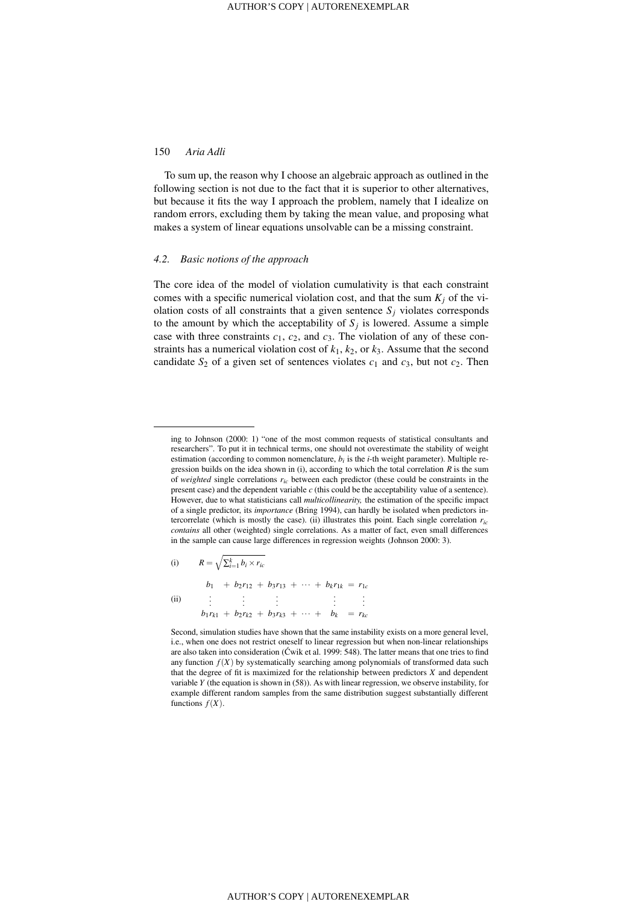To sum up, the reason why I choose an algebraic approach as outlined in the following section is not due to the fact that it is superior to other alternatives, but because it fits the way I approach the problem, namely that I idealize on random errors, excluding them by taking the mean value, and proposing what makes a system of linear equations unsolvable can be a missing constraint.

### 4.2. Basic notions of the approach

The core idea of the model of violation cumulativity is that each constraint comes with a specific numerical violation cost, and that the sum $K_j$ of the violation costs of all constraints that a given sentence $S_j$ violates corresponds to the amount by which the acceptability of $S_j$ is lowered. Assume a simple case with three constraints $c_1$, $c_2$, and $c_3$. The violation of any of these constraints has a numerical violation cost of $k_1$, $k_2$, or $k_3$. Assume that the second candidate $S_2$ of a given set of sentences violates $c_1$ and $c_3$, but not $c_2$. Then

---

ing to Johnson (2000: 1) "one of the most common requests of statistical consultants and researchers". To put it in technical terms, one should not overestimate the stability of weight estimation (according to common nomenclature, $b_i$ is the $i$-th weight parameter). Multiple regression builds on the idea shown in (i), according to which the total correlation $R$ is the sum of *weighted* single correlations $r_{ic}$ between each predictor (these could be constraints in the present case) and the dependent variable $c$ (this could be the acceptability value of a sentence). However, due to what statisticians call *multicollinearity,* the estimation of the specific impact of a single predictor, its *importance* (Bring 1994), can hardly be isolated when predictors intercorrelate (which is mostly the case). (ii) illustrates this point. Each single correlation $r_{ic}$ *contains* all other (weighted) single correlations. As a matter of fact, even small differences in the sample can cause large differences in regression weights (Johnson 2000: 3).

(i) $$R = \sqrt{\sum_{i=1}^{k} b_i \times r_{ic}}$$

(ii)
$$\begin{array}{ccccccccccc}
b_1 & + & b_2 r_{12} & + & b_3 r_{13} & + & \cdots & + & b_k r_{1k} & = & r_{1c} \\
\vdots & & \vdots & & \vdots & & & & \vdots & & \vdots \\
b_1 r_{k1} & + & b_2 r_{k2} & + & b_3 r_{k3} & + & \cdots & + & b_k & = & r_{kc}
\end{array}$$

Second, simulation studies have shown that the same instability exists on a more general level, i.e., when one does not restrict oneself to linear regression but when non-linear relationships are also taken into consideration (Ćwik et al. 1999: 548). The latter means that one tries to find any function $f(X)$ by systematically searching among polynomials of transformed data such that the degree of fit is maximized for the relationship between predictors $X$ and dependent variable $Y$ (the equation is shown in (58)). As with linear regression, we observe instability, for example different random samples from the same distribution suggest substantially different functions $f(X)$.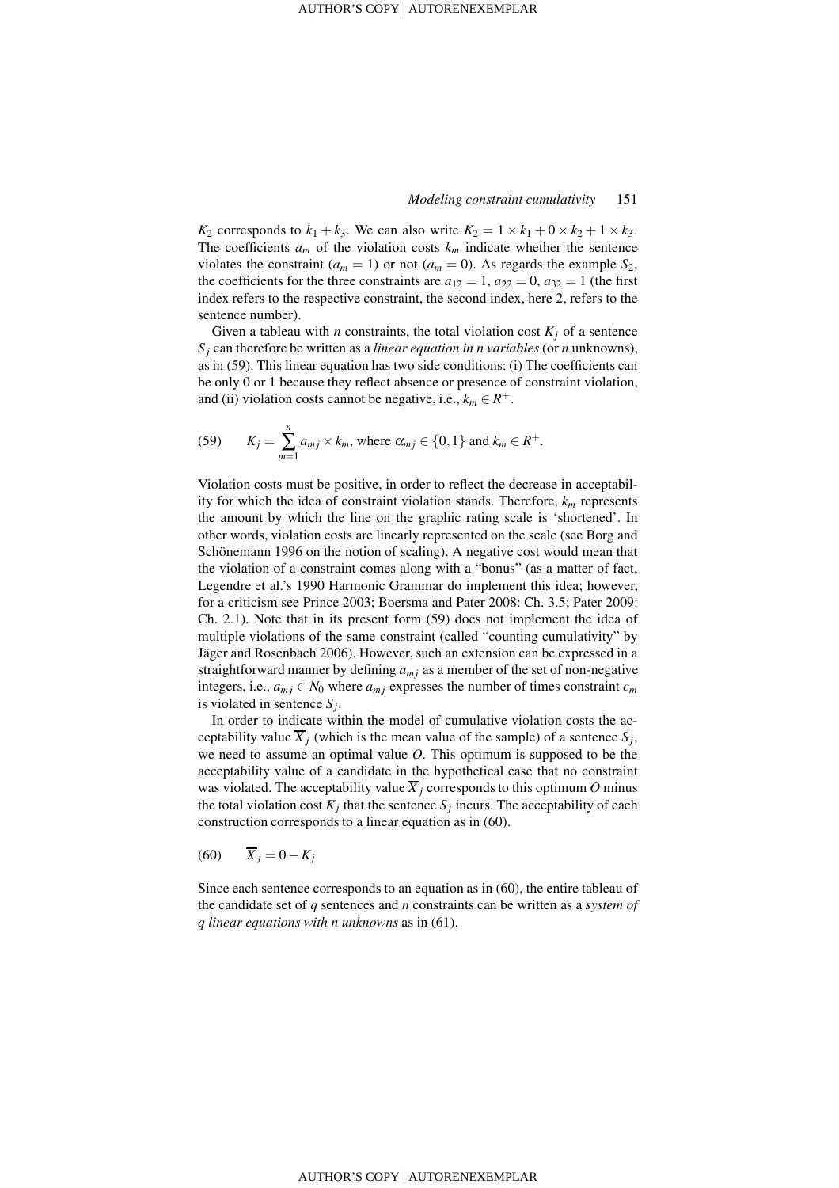$K_2$ corresponds to $k_1 + k_3$. We can also write $K_2 = 1 \times k_1 + 0 \times k_2 + 1 \times k_3$. The coefficients $a_m$ of the violation costs $k_m$ indicate whether the sentence violates the constraint ($a_m = 1$) or not ($a_m = 0$). As regards the example $S_2$, the coefficients for the three constraints are $a_{12} = 1$, $a_{22} = 0$, $a_{32} = 1$ (the first index refers to the respective constraint, the second index, here 2, refers to the sentence number).

Given a tableau with $n$ constraints, the total violation cost $K_j$ of a sentence $S_j$ can therefore be written as a *linear equation in n variables* (or $n$ unknowns), as in (59). This linear equation has two side conditions: (i) The coefficients can be only 0 or 1 because they reflect absence or presence of constraint violation, and (ii) violation costs cannot be negative, i.e., $k_m \in R^+$.

(59) $$K_j = \sum_{m=1}^{n} a_{mj} \times k_m, \text{ where } \alpha_{mj} \in \{0,1\} \text{ and } k_m \in R^+.$$

Violation costs must be positive, in order to reflect the decrease in acceptability for which the idea of constraint violation stands. Therefore, $k_m$ represents the amount by which the line on the graphic rating scale is 'shortened'. In other words, violation costs are linearly represented on the scale (see Borg and Schönemann 1996 on the notion of scaling). A negative cost would mean that the violation of a constraint comes along with a "bonus" (as a matter of fact, Legendre et al.'s 1990 Harmonic Grammar do implement this idea; however, for a criticism see Prince 2003; Boersma and Pater 2008: Ch. 3.5; Pater 2009: Ch. 2.1). Note that in its present form (59) does not implement the idea of multiple violations of the same constraint (called "counting cumulativity" by Jäger and Rosenbach 2006). However, such an extension can be expressed in a straightforward manner by defining $a_{mj}$ as a member of the set of non-negative integers, i.e., $a_{mj} \in N_0$ where $a_{mj}$ expresses the number of times constraint $c_m$ is violated in sentence $S_j$.

In order to indicate within the model of cumulative violation costs the acceptability value $\overline{X}_j$ (which is the mean value of the sample) of a sentence $S_j$, we need to assume an optimal value $O$. This optimum is supposed to be the acceptability value of a candidate in the hypothetical case that no constraint was violated. The acceptability value $\overline{X}_j$ corresponds to this optimum $O$ minus the total violation cost $K_j$ that the sentence $S_j$ incurs. The acceptability of each construction corresponds to a linear equation as in (60).

(60) $$\overline{X}_j = 0 - K_j$$

Since each sentence corresponds to an equation as in (60), the entire tableau of the candidate set of $q$ sentences and $n$ constraints can be written as a *system of q linear equations with n unknowns* as in (61).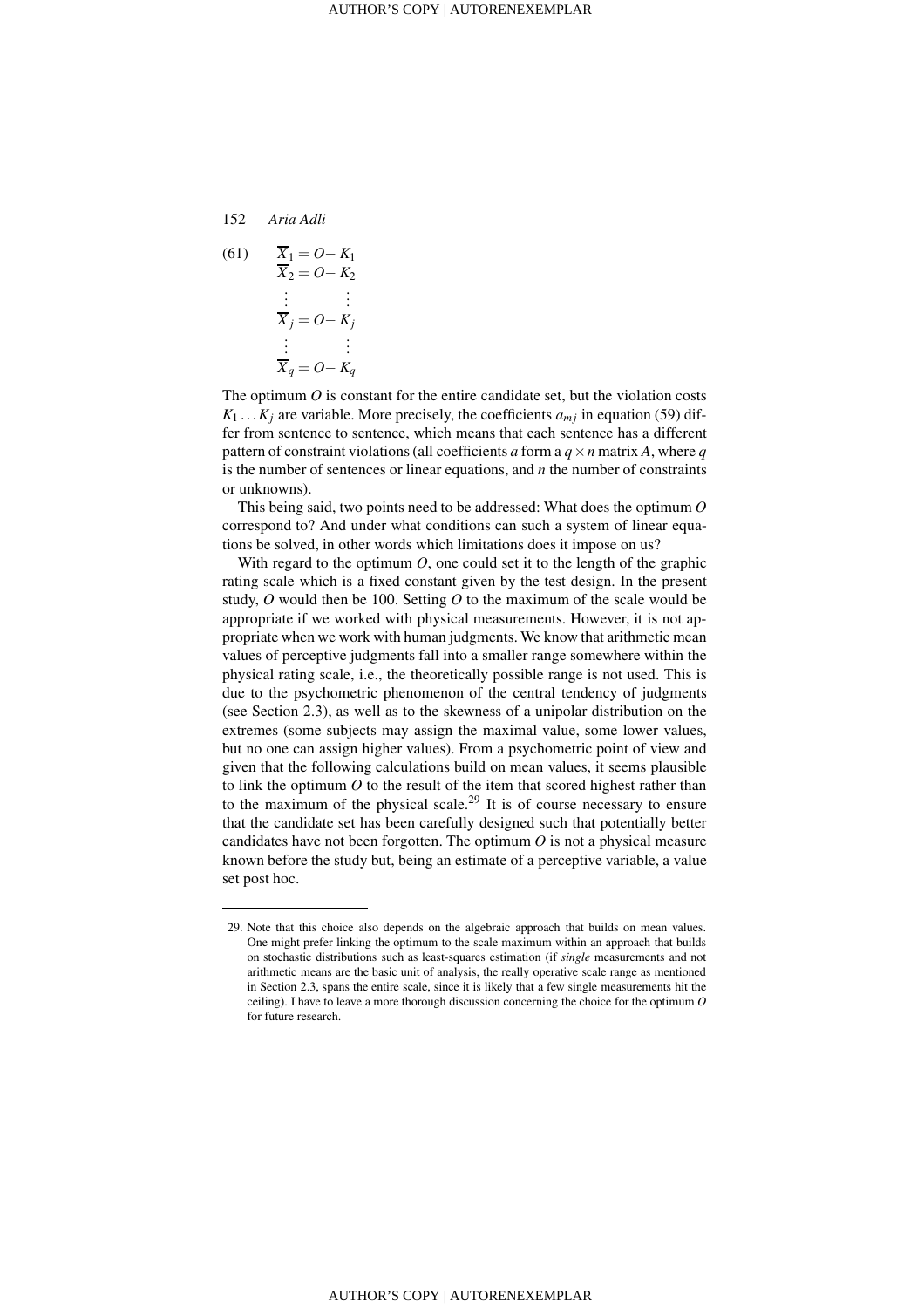(61)

$$
\begin{aligned}
\overline{X}_1 &= O - K_1 \\
\overline{X}_2 &= O - K_2 \\
\vdots \quad & \quad \vdots \\
\overline{X}_j &= O - K_j \\
\vdots \quad & \quad \vdots \\
\overline{X}_q &= O - K_q
\end{aligned}
$$

The optimum $O$ is constant for the entire candidate set, but the violation costs $K_1 \ldots K_j$ are variable. More precisely, the coefficients $a_{mj}$ in equation (59) differ from sentence to sentence, which means that each sentence has a different pattern of constraint violations (all coefficients $a$ form a $q \times n$ matrix $A$, where $q$ is the number of sentences or linear equations, and $n$ the number of constraints or unknowns).

This being said, two points need to be addressed: What does the optimum $O$ correspond to? And under what conditions can such a system of linear equations be solved, in other words which limitations does it impose on us?

With regard to the optimum $O$, one could set it to the length of the graphic rating scale which is a fixed constant given by the test design. In the present study, $O$ would then be 100. Setting $O$ to the maximum of the scale would be appropriate if we worked with physical measurements. However, it is not appropriate when we work with human judgments. We know that arithmetic mean values of perceptive judgments fall into a smaller range somewhere within the physical rating scale, i.e., the theoretically possible range is not used. This is due to the psychometric phenomenon of the central tendency of judgments (see Section 2.3), as well as to the skewness of a unipolar distribution on the extremes (some subjects may assign the maximal value, some lower values, but no one can assign higher values). From a psychometric point of view and given that the following calculations build on mean values, it seems plausible to link the optimum $O$ to the result of the item that scored highest rather than to the maximum of the physical scale.[29] It is of course necessary to ensure that the candidate set has been carefully designed such that potentially better candidates have not been forgotten. The optimum $O$ is not a physical measure known before the study but, being an estimate of a perceptive variable, a value set post hoc.

---

29. Note that this choice also depends on the algebraic approach that builds on mean values. One might prefer linking the optimum to the scale maximum within an approach that builds on stochastic distributions such as least-squares estimation (if *single* measurements and not arithmetic means are the basic unit of analysis, the really operative scale range as mentioned in Section 2.3, spans the entire scale, since it is likely that a few single measurements hit the ceiling). I have to leave a more thorough discussion concerning the choice for the optimum $O$ for future research.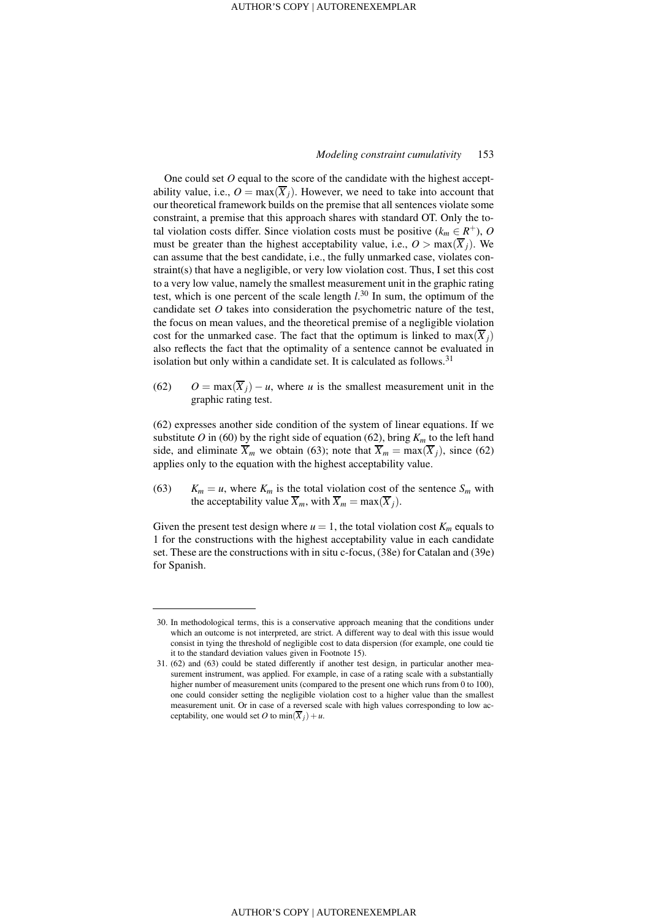One could set $O$ equal to the score of the candidate with the highest acceptability value, i.e., $O = \max(\overline{X}_j)$. However, we need to take into account that our theoretical framework builds on the premise that all sentences violate some constraint, a premise that this approach shares with standard OT. Only the total violation costs differ. Since violation costs must be positive ($k_m \in R^+$), $O$ must be greater than the highest acceptability value, i.e., $O > \max(\overline{X}_j)$. We can assume that the best candidate, i.e., the fully unmarked case, violates constraint(s) that have a negligible, or very low violation cost. Thus, I set this cost to a very low value, namely the smallest measurement unit in the graphic rating test, which is one percent of the scale length $l$.[30] In sum, the optimum of the candidate set $O$ takes into consideration the psychometric nature of the test, the focus on mean values, and the theoretical premise of a negligible violation cost for the unmarked case. The fact that the optimum is linked to $\max(\overline{X}_j)$ also reflects the fact that the optimality of a sentence cannot be evaluated in isolation but only within a candidate set. It is calculated as follows.[31]

(62) $O = \max(\overline{X}_j) - u$, where $u$ is the smallest measurement unit in the graphic rating test.

(62) expresses another side condition of the system of linear equations. If we substitute $O$ in (60) by the right side of equation (62), bring $K_m$ to the left hand side, and eliminate $\overline{X}_m$ we obtain (63); note that $\overline{X}_m = \max(\overline{X}_j)$, since (62) applies only to the equation with the highest acceptability value.

(63) $K_m = u$, where $K_m$ is the total violation cost of the sentence $S_m$ with the acceptability value $\overline{X}_m$, with $\overline{X}_m = \max(\overline{X}_j)$.

Given the present test design where $u = 1$, the total violation cost $K_m$ equals to 1 for the constructions with the highest acceptability value in each candidate set. These are the constructions with in situ c-focus, (38e) for Catalan and (39e) for Spanish.

---

30. In methodological terms, this is a conservative approach meaning that the conditions under which an outcome is not interpreted, are strict. A different way to deal with this issue would consist in tying the threshold of negligible cost to data dispersion (for example, one could tie it to the standard deviation values given in Footnote 15).

31. (62) and (63) could be stated differently if another test design, in particular another measurement instrument, was applied. For example, in case of a rating scale with a substantially higher number of measurement units (compared to the present one which runs from 0 to 100), one could consider setting the negligible violation cost to a higher value than the smallest measurement unit. Or in case of a reversed scale with high values corresponding to low acceptability, one would set $O$ to $\min(\overline{X}_j) + u$.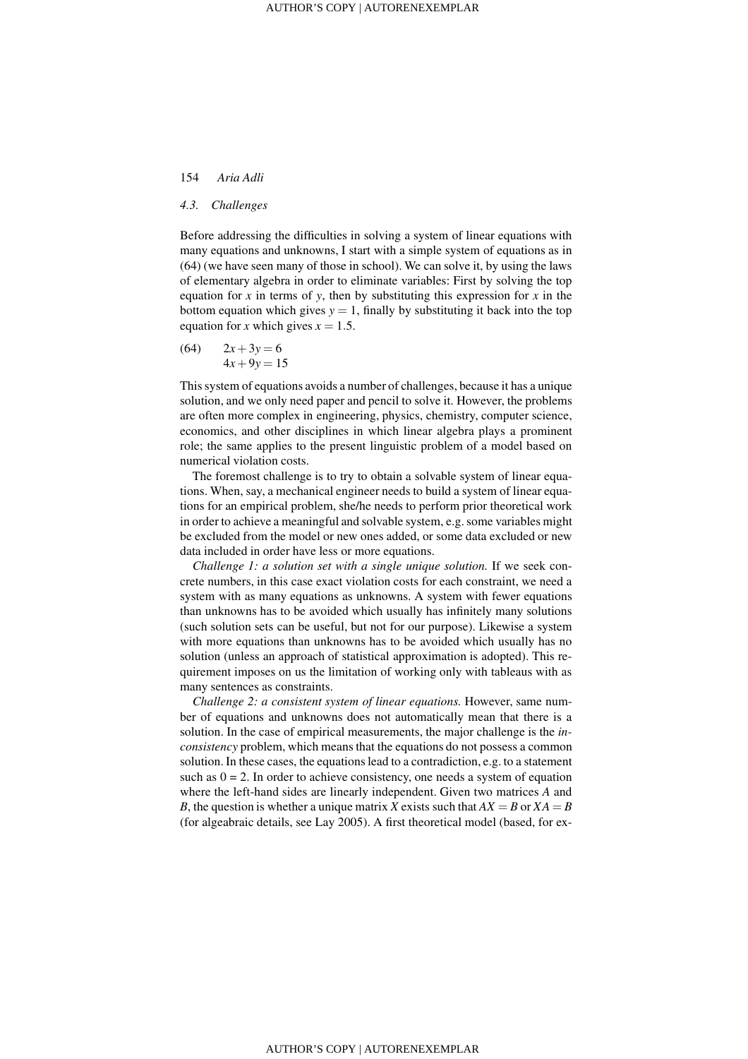### 4.3. Challenges

Before addressing the difficulties in solving a system of linear equations with many equations and unknowns, I start with a simple system of equations as in (64) (we have seen many of those in school). We can solve it, by using the laws of elementary algebra in order to eliminate variables: First by solving the top equation for $x$ in terms of $y$, then by substituting this expression for $x$ in the bottom equation which gives $y = 1$, finally by substituting it back into the top equation for $x$ which gives $x = 1.5$.

(64) $$\begin{aligned} 2x + 3y &= 6 \\ 4x + 9y &= 15 \end{aligned}$$

This system of equations avoids a number of challenges, because it has a unique solution, and we only need paper and pencil to solve it. However, the problems are often more complex in engineering, physics, chemistry, computer science, economics, and other disciplines in which linear algebra plays a prominent role; the same applies to the present linguistic problem of a model based on numerical violation costs.

The foremost challenge is to try to obtain a solvable system of linear equations. When, say, a mechanical engineer needs to build a system of linear equations for an empirical problem, she/he needs to perform prior theoretical work in order to achieve a meaningful and solvable system, e.g. some variables might be excluded from the model or new ones added, or some data excluded or new data included in order have less or more equations.

*Challenge 1: a solution set with a single unique solution.* If we seek concrete numbers, in this case exact violation costs for each constraint, we need a system with as many equations as unknowns. A system with fewer equations than unknowns has to be avoided which usually has infinitely many solutions (such solution sets can be useful, but not for our purpose). Likewise a system with more equations than unknowns has to be avoided which usually has no solution (unless an approach of statistical approximation is adopted). This requirement imposes on us the limitation of working only with tableaus with as many sentences as constraints.

*Challenge 2: a consistent system of linear equations.* However, same number of equations and unknowns does not automatically mean that there is a solution. In the case of empirical measurements, the major challenge is the *inconsistency* problem, which means that the equations do not possess a common solution. In these cases, the equations lead to a contradiction, e.g. to a statement such as 0 = 2. In order to achieve consistency, one needs a system of equation where the left-hand sides are linearly independent. Given two matrices $A$ and $B$, the question is whether a unique matrix $X$ exists such that $AX = B$ or $XA = B$ (for algeabraic details, see Lay 2005). A first theoretical model (based, for ex-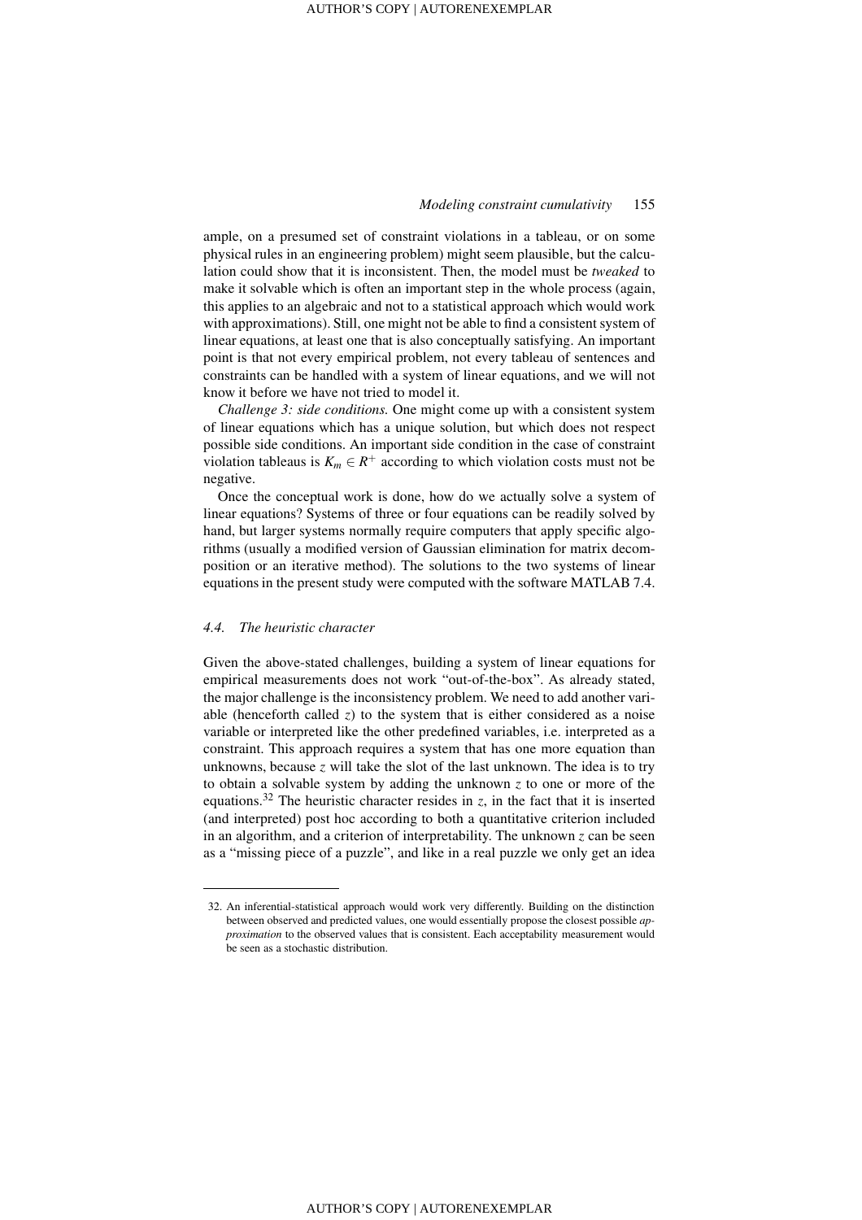ample, on a presumed set of constraint violations in a tableau, or on some physical rules in an engineering problem) might seem plausible, but the calculation could show that it is inconsistent. Then, the model must be *tweaked* to make it solvable which is often an important step in the whole process (again, this applies to an algebraic and not to a statistical approach which would work with approximations). Still, one might not be able to find a consistent system of linear equations, at least one that is also conceptually satisfying. An important point is that not every empirical problem, not every tableau of sentences and constraints can be handled with a system of linear equations, and we will not know it before we have not tried to model it.

*Challenge 3: side conditions.* One might come up with a consistent system of linear equations which has a unique solution, but which does not respect possible side conditions. An important side condition in the case of constraint violation tableaus is $K_m \in R^+$ according to which violation costs must not be negative.

Once the conceptual work is done, how do we actually solve a system of linear equations? Systems of three or four equations can be readily solved by hand, but larger systems normally require computers that apply specific algorithms (usually a modified version of Gaussian elimination for matrix decomposition or an iterative method). The solutions to the two systems of linear equations in the present study were computed with the software MATLAB 7.4.

### 4.4. The heuristic character

Given the above-stated challenges, building a system of linear equations for empirical measurements does not work "out-of-the-box". As already stated, the major challenge is the inconsistency problem. We need to add another variable (henceforth called $z$) to the system that is either considered as a noise variable or interpreted like the other predefined variables, i.e. interpreted as a constraint. This approach requires a system that has one more equation than unknowns, because $z$ will take the slot of the last unknown. The idea is to try to obtain a solvable system by adding the unknown $z$ to one or more of the equations.[32] The heuristic character resides in $z$, in the fact that it is inserted (and interpreted) post hoc according to both a quantitative criterion included in an algorithm, and a criterion of interpretability. The unknown $z$ can be seen as a "missing piece of a puzzle", and like in a real puzzle we only get an idea

32. An inferential-statistical approach would work very differently. Building on the distinction between observed and predicted values, one would essentially propose the closest possible *approximation* to the observed values that is consistent. Each acceptability measurement would be seen as a stochastic distribution.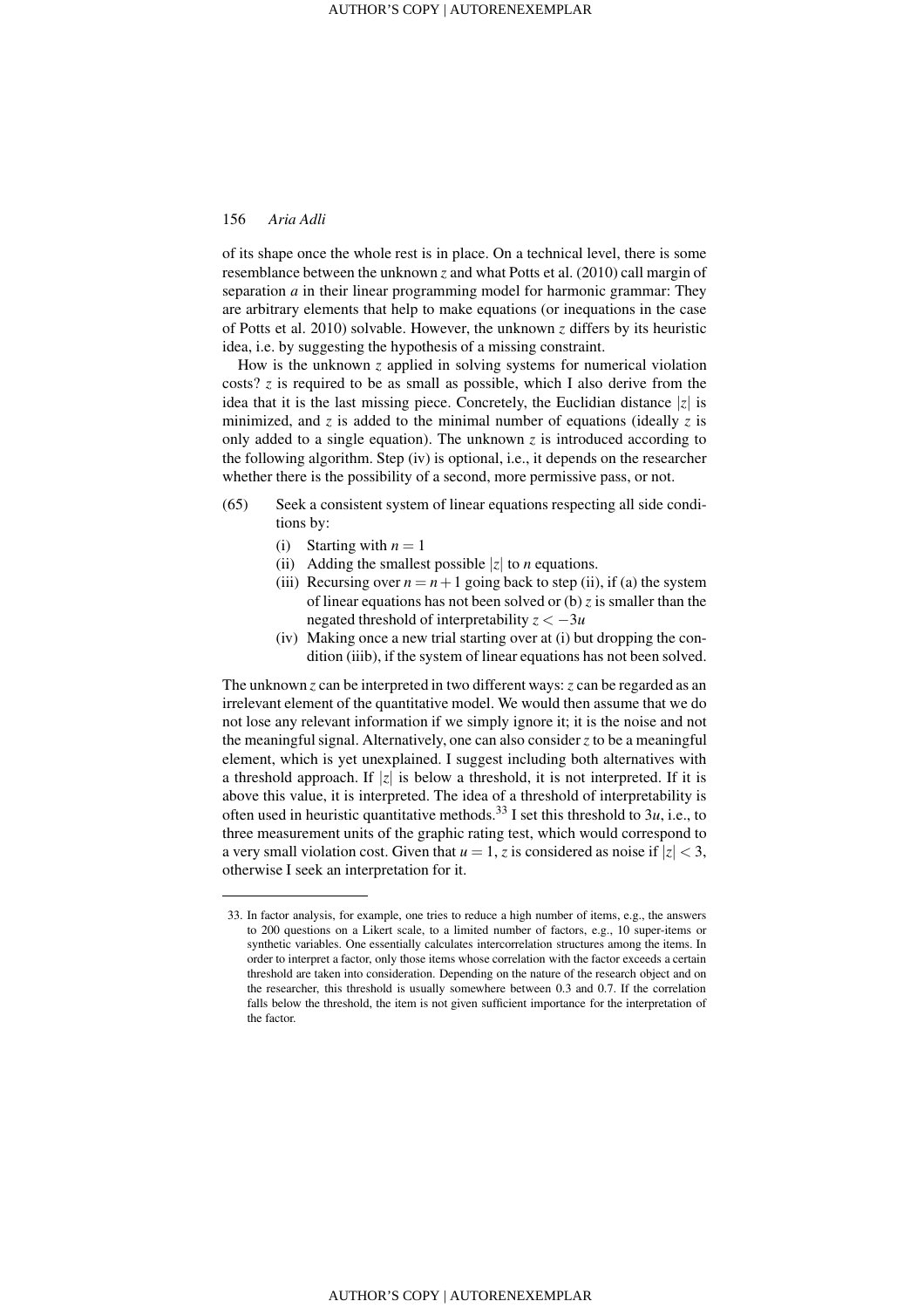of its shape once the whole rest is in place. On a technical level, there is some resemblance between the unknown $z$ and what Potts et al. (2010) call margin of separation $a$ in their linear programming model for harmonic grammar: They are arbitrary elements that help to make equations (or inequations in the case of Potts et al. 2010) solvable. However, the unknown $z$ differs by its heuristic idea, i.e. by suggesting the hypothesis of a missing constraint.

How is the unknown $z$ applied in solving systems for numerical violation costs? $z$ is required to be as small as possible, which I also derive from the idea that it is the last missing piece. Concretely, the Euclidian distance $|z|$ is minimized, and $z$ is added to the minimal number of equations (ideally $z$ is only added to a single equation). The unknown $z$ is introduced according to the following algorithm. Step (iv) is optional, i.e., it depends on the researcher whether there is the possibility of a second, more permissive pass, or not.

(65) Seek a consistent system of linear equations respecting all side conditions by:

  (i) Starting with $n = 1$
  (ii) Adding the smallest possible $|z|$ to $n$ equations.
  (iii) Recursing over $n = n+1$ going back to step (ii), if (a) the system of linear equations has not been solved or (b) $z$ is smaller than the negated threshold of interpretability $z < -3u$
  (iv) Making once a new trial starting over at (i) but dropping the condition (iiib), if the system of linear equations has not been solved.

The unknown $z$ can be interpreted in two different ways: $z$ can be regarded as an irrelevant element of the quantitative model. We would then assume that we do not lose any relevant information if we simply ignore it; it is the noise and not the meaningful signal. Alternatively, one can also consider $z$ to be a meaningful element, which is yet unexplained. I suggest including both alternatives with a threshold approach. If $|z|$ is below a threshold, it is not interpreted. If it is above this value, it is interpreted. The idea of a threshold of interpretability is often used in heuristic quantitative methods.[33] I set this threshold to $3u$, i.e., to three measurement units of the graphic rating test, which would correspond to a very small violation cost. Given that $u = 1$, $z$ is considered as noise if $|z| < 3$, otherwise I seek an interpretation for it.

---

33. In factor analysis, for example, one tries to reduce a high number of items, e.g., the answers to 200 questions on a Likert scale, to a limited number of factors, e.g., 10 super-items or synthetic variables. One essentially calculates intercorrelation structures among the items. In order to interpret a factor, only those items whose correlation with the factor exceeds a certain threshold are taken into consideration. Depending on the nature of the research object and on the researcher, this threshold is usually somewhere between 0.3 and 0.7. If the correlation falls below the threshold, the item is not given sufficient importance for the interpretation of the factor.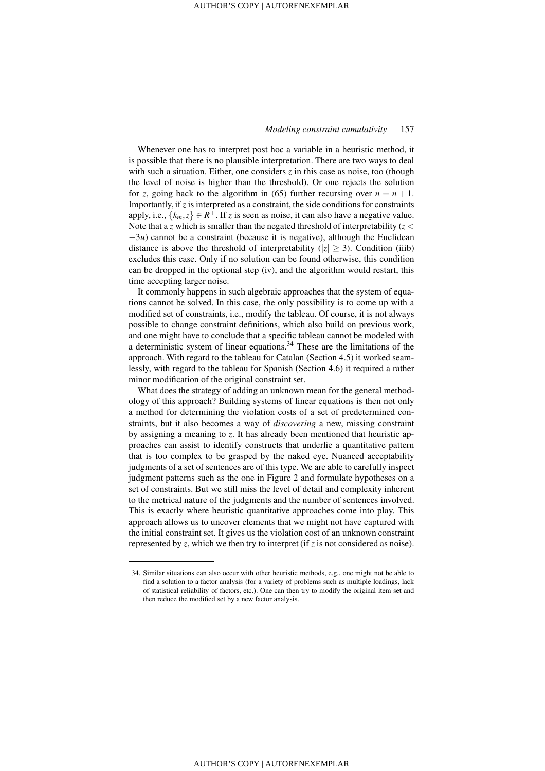Whenever one has to interpret post hoc a variable in a heuristic method, it is possible that there is no plausible interpretation. There are two ways to deal with such a situation. Either, one considers $z$ in this case as noise, too (though the level of noise is higher than the threshold). Or one rejects the solution for $z$, going back to the algorithm in (65) further recursing over $n = n+1$. Importantly, if $z$ is interpreted as a constraint, the side conditions for constraints apply, i.e., $\{k_m, z\} \in R^+$. If $z$ is seen as noise, it can also have a negative value. Note that a $z$ which is smaller than the negated threshold of interpretability ($z < -3u$) cannot be a constraint (because it is negative), although the Euclidean distance is above the threshold of interpretability ($|z| \geq 3$). Condition (iiib) excludes this case. Only if no solution can be found otherwise, this condition can be dropped in the optional step (iv), and the algorithm would restart, this time accepting larger noise.

It commonly happens in such algebraic approaches that the system of equations cannot be solved. In this case, the only possibility is to come up with a modified set of constraints, i.e., modify the tableau. Of course, it is not always possible to change constraint definitions, which also build on previous work, and one might have to conclude that a specific tableau cannot be modeled with a deterministic system of linear equations.[34] These are the limitations of the approach. With regard to the tableau for Catalan (Section 4.5) it worked seamlessly, with regard to the tableau for Spanish (Section 4.6) it required a rather minor modification of the original constraint set.

What does the strategy of adding an unknown mean for the general methodology of this approach? Building systems of linear equations is then not only a method for determining the violation costs of a set of predetermined constraints, but it also becomes a way of *discovering* a new, missing constraint by assigning a meaning to $z$. It has already been mentioned that heuristic approaches can assist to identify constructs that underlie a quantitative pattern that is too complex to be grasped by the naked eye. Nuanced acceptability judgments of a set of sentences are of this type. We are able to carefully inspect judgment patterns such as the one in Figure 2 and formulate hypotheses on a set of constraints. But we still miss the level of detail and complexity inherent to the metrical nature of the judgments and the number of sentences involved. This is exactly where heuristic quantitative approaches come into play. This approach allows us to uncover elements that we might not have captured with the initial constraint set. It gives us the violation cost of an unknown constraint represented by $z$, which we then try to interpret (if $z$ is not considered as noise).

---

34. Similar situations can also occur with other heuristic methods, e.g., one might not be able to find a solution to a factor analysis (for a variety of problems such as multiple loadings, lack of statistical reliability of factors, etc.). One can then try to modify the original item set and then reduce the modified set by a new factor analysis.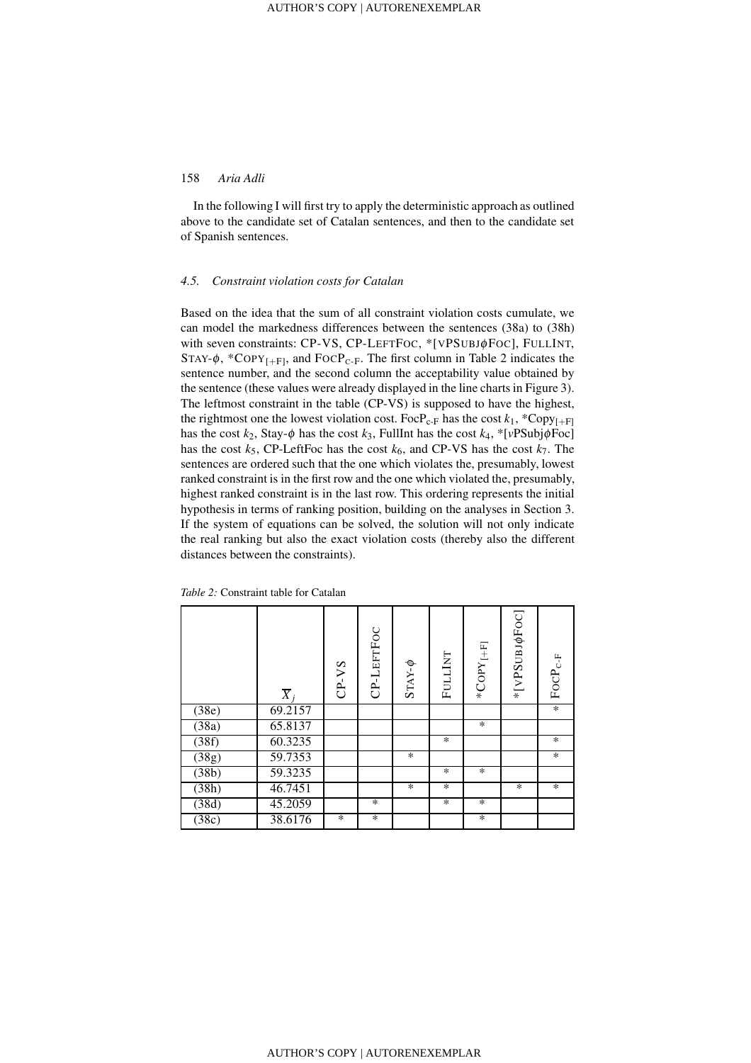In the following I will first try to apply the deterministic approach as outlined above to the candidate set of Catalan sentences, and then to the candidate set of Spanish sentences.

### *4.5. Constraint violation costs for Catalan*

Based on the idea that the sum of all constraint violation costs cumulate, we can model the markedness differences between the sentences (38a) to (38h) with seven constraints: CP-VS, CP-LEFTFOC, *[VPSUBJϕFOC], FULLINT, STAY-ϕ, *COPY$_{[+F]}$, and FOCP$_{\text{c-F}}$. The first column in Table 2 indicates the sentence number, and the second column the acceptability value obtained by the sentence (these values were already displayed in the line charts in Figure 3). The leftmost constraint in the table (CP-VS) is supposed to have the highest, the rightmost one the lowest violation cost. FocP$_{\text{c-F}}$ has the cost $k_1$, *Copy$_{[+F]}$ has the cost $k_2$, Stay-$\phi$ has the cost $k_3$, FullInt has the cost $k_4$, *[$v$PSubj$\phi$Foc] has the cost $k_5$, CP-LeftFoc has the cost $k_6$, and CP-VS has the cost $k_7$. The sentences are ordered such that the one which violates the, presumably, lowest ranked constraint is in the first row and the one which violated the, presumably, highest ranked constraint is in the last row. This ordering represents the initial hypothesis in terms of ranking position, building on the analyses in Section 3. If the system of equations can be solved, the solution will not only indicate the real ranking but also the exact violation costs (thereby also the different distances between the constraints).

*Table 2:* Constraint table for Catalan

| | $\overline{X}_j$ | CP-VS | CP-LEFTFOC | STAY-$\phi$ | FULLINT | *COPY$_{[+F]}$ | *[VPSUBJ$\phi$FOC] | FOCP$_{\text{c-F}}$ |
|---|---|---|---|---|---|---|---|---|
| (38e) | 69.2157 | | | | | | | * |
| (38a) | 65.8137 | | | | | * | | |
| (38f) | 60.3235 | | | | * | | | * |
| (38g) | 59.7353 | | | * | | | | * |
| (38b) | 59.3235 | | | | * | * | | |
| (38h) | 46.7451 | | | * | * | | * | * |
| (38d) | 45.2059 | | * | | * | * | | |
| (38c) | 38.6176 | * | * | | | * | | |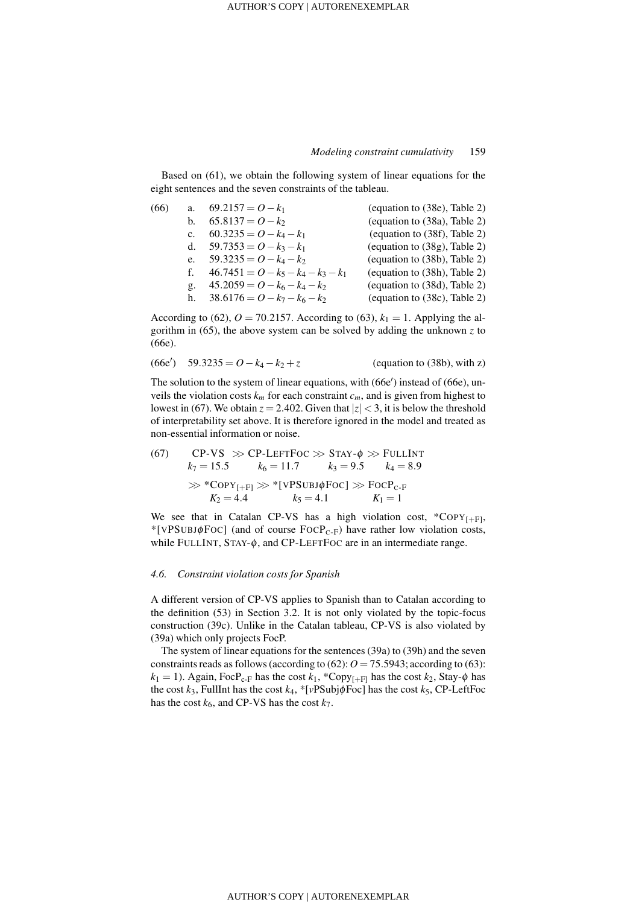Based on (61), we obtain the following system of linear equations for the eight sentences and the seven constraints of the tableau.

(66)
a. $69.2157 = O - k_1$ (equation to (38e), Table 2)
b. $65.8137 = O - k_2$ (equation to (38a), Table 2)
c. $60.3235 = O - k_4 - k_1$ (equation to (38f), Table 2)
d. $59.7353 = O - k_3 - k_1$ (equation to (38g), Table 2)
e. $59.3235 = O - k_4 - k_2$ (equation to (38b), Table 2)
f. $46.7451 = O - k_5 - k_4 - k_3 - k_1$ (equation to (38h), Table 2)
g. $45.2059 = O - k_6 - k_4 - k_2$ (equation to (38d), Table 2)
h. $38.6176 = O - k_7 - k_6 - k_2$ (equation to (38c), Table 2)

According to (62), $O = 70.2157$. According to (63), $k_1 = 1$. Applying the algorithm in (65), the above system can be solved by adding the unknown $z$ to (66e).

(66e′) $59.3235 = O - k_4 - k_2 + z$ (equation to (38b), with z)

The solution to the system of linear equations, with (66e′) instead of (66e), unveils the violation costs $k_m$ for each constraint $c_m$, and is given from highest to lowest in (67). We obtain $z = 2.402$. Given that $|z| < 3$, it is below the threshold of interpretability set above. It is therefore ignored in the model and treated as non-essential information or noise.

(67) CP-VS ≫ CP-LeftFoc ≫ Stay-$\phi$ ≫ FullInt
$k_7 = 15.5$ $k_6 = 11.7$ $k_3 = 9.5$ $k_4 = 8.9$
≫ *Copy$_{[+F]}$ ≫ *[vPSubj$\phi$Foc] ≫ FocP$_{\text{c-F}}$
$K_2 = 4.4$ $k_5 = 4.1$ $K_1 = 1$

We see that in Catalan CP-VS has a high violation cost, *Copy$_{[+F]}$, *[vPSubj$\phi$Foc] (and of course FocP$_{\text{c-F}}$) have rather low violation costs, while FullInt, Stay-$\phi$, and CP-LeftFoc are in an intermediate range.

### 4.6. *Constraint violation costs for Spanish*

A different version of CP-VS applies to Spanish than to Catalan according to the definition (53) in Section 3.2. It is not only violated by the topic-focus construction (39c). Unlike in the Catalan tableau, CP-VS is also violated by (39a) which only projects FocP.

The system of linear equations for the sentences (39a) to (39h) and the seven constraints reads as follows (according to (62): $O = 75.5943$; according to (63): $k_1 = 1$). Again, FocP$_{\text{c-F}}$ has the cost $k_1$, *Copy$_{[+F]}$ has the cost $k_2$, Stay-$\phi$ has the cost $k_3$, FullInt has the cost $k_4$, *[$v$PSubj$\phi$Foc] has the cost $k_5$, CP-LeftFoc has the cost $k_6$, and CP-VS has the cost $k_7$.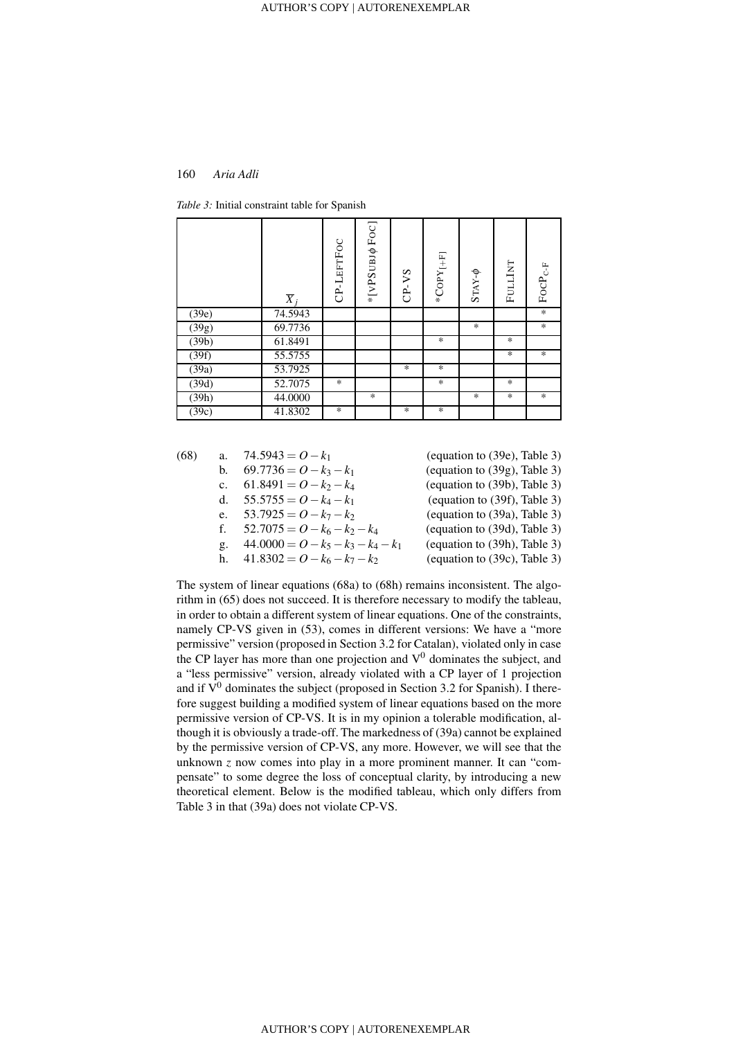*Table 3:* Initial constraint table for Spanish

| | $\overline{X}_j$ | CP-LeftFoc | *[vPSubjϕ Foc] | CP-VS | *Copy$_{[+F]}$ | Stay-ϕ | FullInt | FocP$_{\text{C-F}}$ |
|---|---|---|---|---|---|---|---|---|
| (39e) | 74.5943 | | | | | | | * |
| (39g) | 69.7736 | | | | | * | | * |
| (39b) | 61.8491 | | | | * | | * | |
| (39f) | 55.5755 | | | | | | * | * |
| (39a) | 53.7925 | | | * | * | | | |
| (39d) | 52.7075 | * | | | * | | * | |
| (39h) | 44.0000 | | * | | | * | * | * |
| (39c) | 41.8302 | * | | * | * | | | |

(68)
a. $74.5943 = O - k_1$ (equation to (39e), Table 3)
b. $69.7736 = O - k_3 - k_1$ (equation to (39g), Table 3)
c. $61.8491 = O - k_2 - k_4$ (equation to (39b), Table 3)
d. $55.5755 = O - k_4 - k_1$ (equation to (39f), Table 3)
e. $53.7925 = O - k_7 - k_2$ (equation to (39a), Table 3)
f. $52.7075 = O - k_6 - k_2 - k_4$ (equation to (39d), Table 3)
g. $44.0000 = O - k_5 - k_3 - k_4 - k_1$ (equation to (39h), Table 3)
h. $41.8302 = O - k_6 - k_7 - k_2$ (equation to (39c), Table 3)

The system of linear equations (68a) to (68h) remains inconsistent. The algorithm in (65) does not succeed. It is therefore necessary to modify the tableau, in order to obtain a different system of linear equations. One of the constraints, namely CP-VS given in (53), comes in different versions: We have a "more permissive" version (proposed in Section 3.2 for Catalan), violated only in case the CP layer has more than one projection and $V^0$ dominates the subject, and a "less permissive" version, already violated with a CP layer of 1 projection and if $V^0$ dominates the subject (proposed in Section 3.2 for Spanish). I therefore suggest building a modified system of linear equations based on the more permissive version of CP-VS. It is in my opinion a tolerable modification, although it is obviously a trade-off. The markedness of (39a) cannot be explained by the permissive version of CP-VS, any more. However, we will see that the unknown $z$ now comes into play in a more prominent manner. It can "compensate" to some degree the loss of conceptual clarity, by introducing a new theoretical element. Below is the modified tableau, which only differs from Table 3 in that (39a) does not violate CP-VS.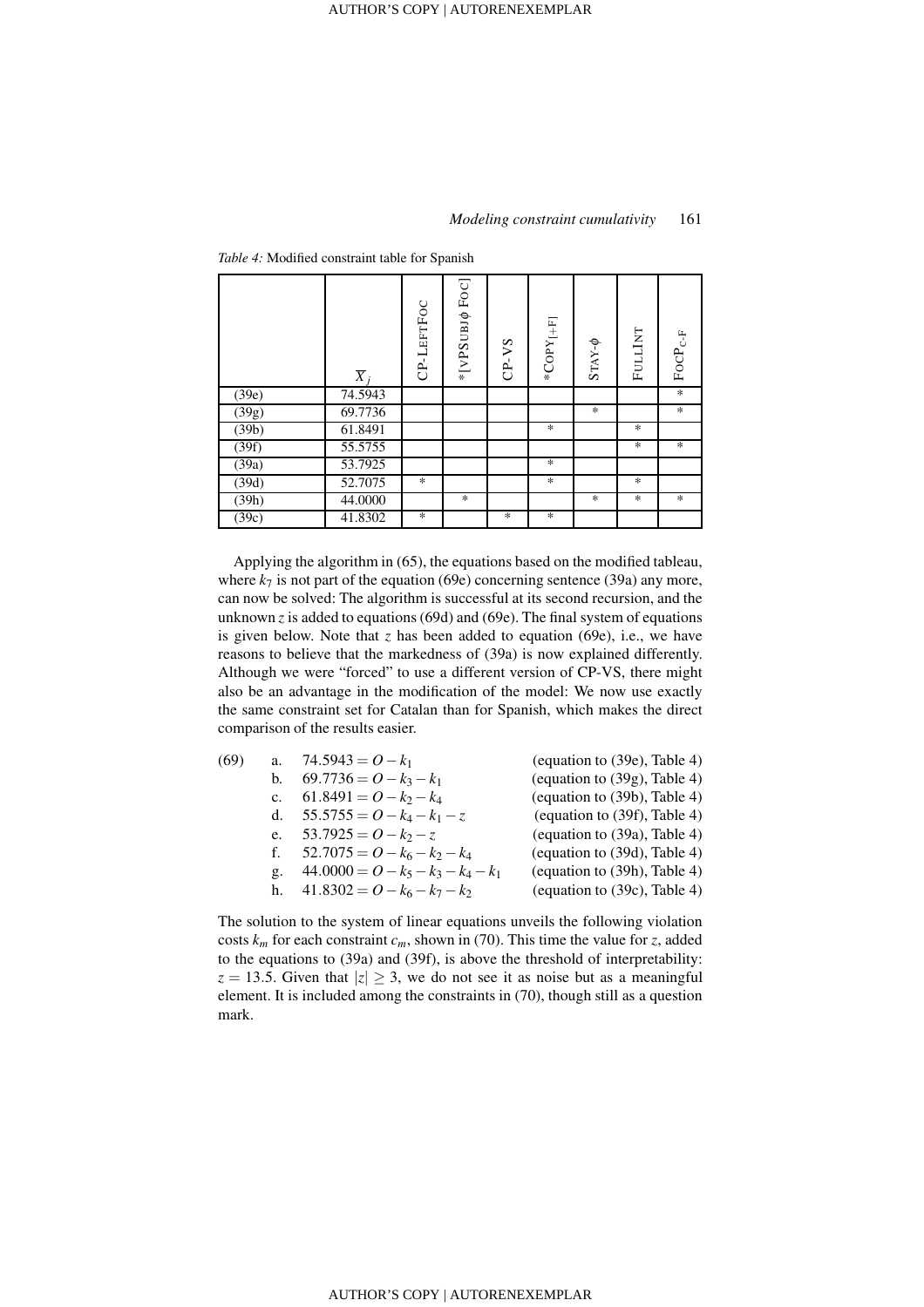*Table 4:* Modified constraint table for Spanish

| | $\overline{X}_j$ | CP-LeftFoc | *[vPSubjϕ Foc] | CP-VS | *Copy$_{[+F]}$ | Stay-ϕ | FullInt | FocP$_{c\text{-}F}$ |
|---|---|---|---|---|---|---|---|---|
| (39e) | 74.5943 | | | | | | | * |
| (39g) | 69.7736 | | | | | * | | * |
| (39b) | 61.8491 | | | | * | | * | |
| (39f) | 55.5755 | | | | | | * | * |
| (39a) | 53.7925 | | | | * | | | |
| (39d) | 52.7075 | * | | | * | | * | |
| (39h) | 44.0000 | | * | | | * | * | * |
| (39c) | 41.8302 | * | | * | * | | | |

Applying the algorithm in (65), the equations based on the modified tableau, where $k_7$ is not part of the equation (69e) concerning sentence (39a) any more, can now be solved: The algorithm is successful at its second recursion, and the unknown $z$ is added to equations (69d) and (69e). The final system of equations is given below. Note that $z$ has been added to equation (69e), i.e., we have reasons to believe that the markedness of (39a) is now explained differently. Although we were "forced" to use a different version of CP-VS, there might also be an advantage in the modification of the model: We now use exactly the same constraint set for Catalan than for Spanish, which makes the direct comparison of the results easier.

(69)
a. $74.5943 = O - k_1$ (equation to (39e), Table 4)
b. $69.7736 = O - k_3 - k_1$ (equation to (39g), Table 4)
c. $61.8491 = O - k_2 - k_4$ (equation to (39b), Table 4)
d. $55.5755 = O - k_4 - k_1 - z$ (equation to (39f), Table 4)
e. $53.7925 = O - k_2 - z$ (equation to (39a), Table 4)
f. $52.7075 = O - k_6 - k_2 - k_4$ (equation to (39d), Table 4)
g. $44.0000 = O - k_5 - k_3 - k_4 - k_1$ (equation to (39h), Table 4)
h. $41.8302 = O - k_6 - k_7 - k_2$ (equation to (39c), Table 4)

The solution to the system of linear equations unveils the following violation costs $k_m$ for each constraint $c_m$, shown in (70). This time the value for $z$, added to the equations to (39a) and (39f), is above the threshold of interpretability: $z = 13.5$. Given that $|z| \geq 3$, we do not see it as noise but as a meaningful element. It is included among the constraints in (70), though still as a question mark.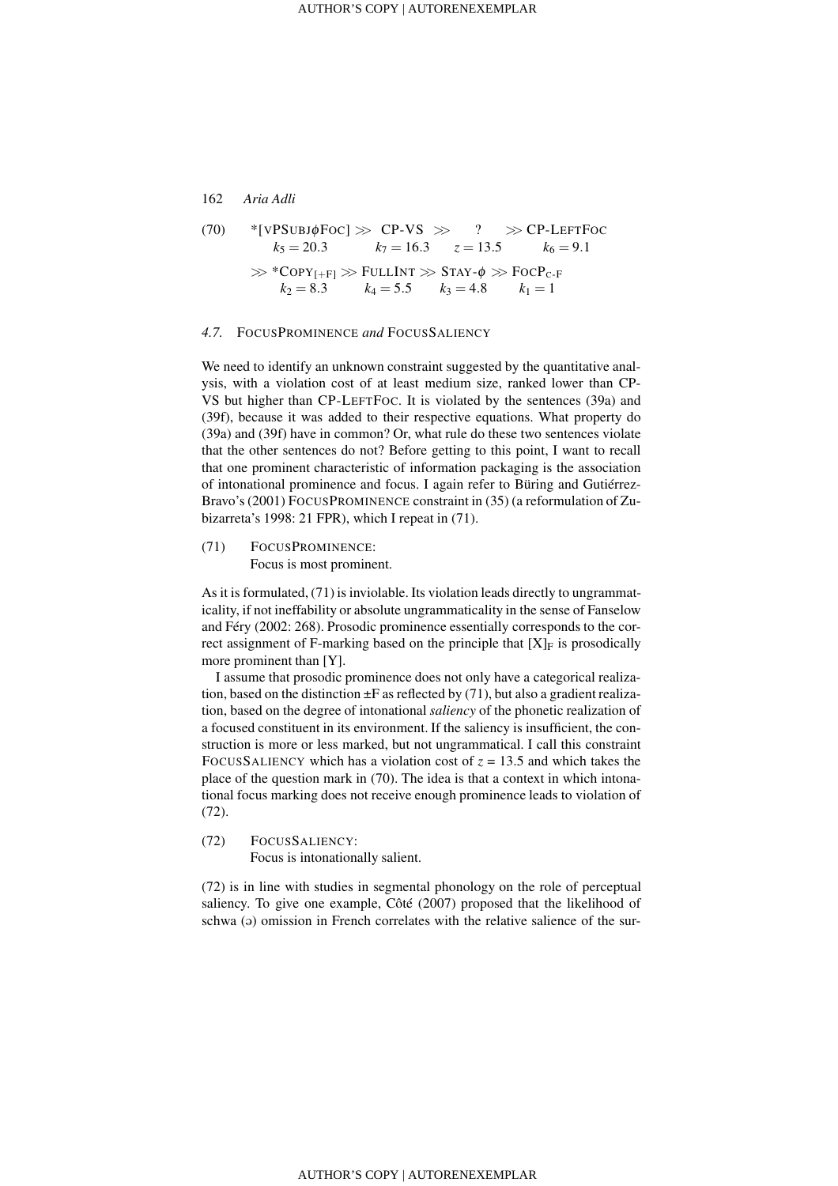(70) $*[\text{vPSUBJ}\phi\text{FOC}] \gg$ CP-VS $\gg$ ? $\gg$ CP-LEFTFOC
$k_5 = 20.3$ $\quad k_7 = 16.3 \quad z = 13.5 \quad k_6 = 9.1$

$\gg$ $*\text{COPY}_{[+F]}$ $\gg$ FULLINT $\gg$ STAY-$\phi$ $\gg$ $\text{FOCP}_{\text{C-F}}$
$k_2 = 8.3 \quad k_4 = 5.5 \quad k_3 = 4.8 \quad k_1 = 1$

### *4.7.* FOCUSPROMINENCE *and* FOCUSSALIENCY

We need to identify an unknown constraint suggested by the quantitative analysis, with a violation cost of at least medium size, ranked lower than CP-VS but higher than CP-LEFTFOC. It is violated by the sentences (39a) and (39f), because it was added to their respective equations. What property do (39a) and (39f) have in common? Or, what rule do these two sentences violate that the other sentences do not? Before getting to this point, I want to recall that one prominent characteristic of information packaging is the association of intonational prominence and focus. I again refer to Büring and Gutiérrez-Bravo's (2001) FOCUSPROMINENCE constraint in (35) (a reformulation of Zubizarreta's 1998: 21 FPR), which I repeat in (71).

(71) FOCUSPROMINENCE:
Focus is most prominent.

As it is formulated, (71) is inviolable. Its violation leads directly to ungrammaticality, if not ineffability or absolute ungrammaticality in the sense of Fanselow and Féry (2002: 268). Prosodic prominence essentially corresponds to the correct assignment of F-marking based on the principle that $[X]_F$ is prosodically more prominent than [Y].

I assume that prosodic prominence does not only have a categorical realization, based on the distinction ±F as reflected by (71), but also a gradient realization, based on the degree of intonational *saliency* of the phonetic realization of a focused constituent in its environment. If the saliency is insufficient, the construction is more or less marked, but not ungrammatical. I call this constraint FOCUSSALIENCY which has a violation cost of $z = 13.5$ and which takes the place of the question mark in (70). The idea is that a context in which intonational focus marking does not receive enough prominence leads to violation of (72).

(72) FOCUSSALIENCY:
Focus is intonationally salient.

(72) is in line with studies in segmental phonology on the role of perceptual saliency. To give one example, Côté (2007) proposed that the likelihood of schwa (ə) omission in French correlates with the relative salience of the sur-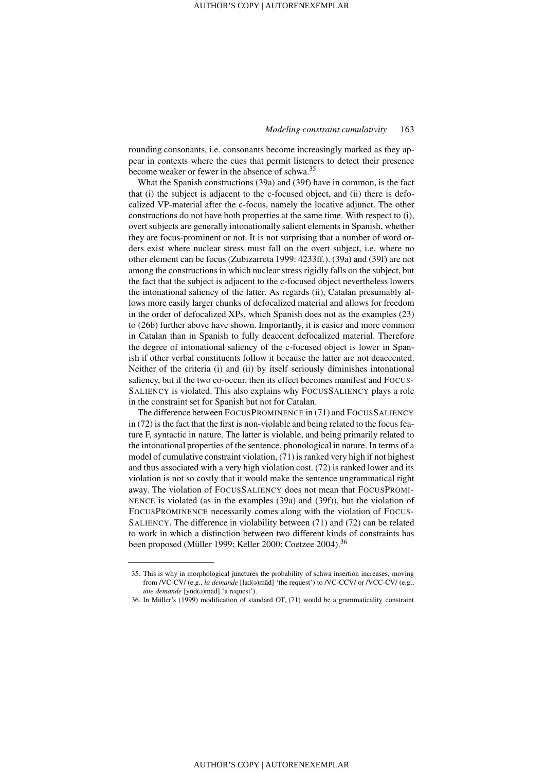rounding consonants, i.e. consonants become increasingly marked as they appear in contexts where the cues that permit listeners to detect their presence become weaker or fewer in the absence of schwa.[35]

What the Spanish constructions (39a) and (39f) have in common, is the fact that (i) the subject is adjacent to the c-focused object, and (ii) there is defocalized VP-material after the c-focus, namely the locative adjunct. The other constructions do not have both properties at the same time. With respect to (i), overt subjects are generally intonationally salient elements in Spanish, whether they are focus-prominent or not. It is not surprising that a number of word orders exist where nuclear stress must fall on the overt subject, i.e. where no other element can be focus (Zubizarreta 1999: 4233ff.). (39a) and (39f) are not among the constructions in which nuclear stress rigidly falls on the subject, but the fact that the subject is adjacent to the c-focused object nevertheless lowers the intonational saliency of the latter. As regards (ii), Catalan presumably allows more easily larger chunks of defocalized material and allows for freedom in the order of defocalized XPs, which Spanish does not as the examples (23) to (26b) further above have shown. Importantly, it is easier and more common in Catalan than in Spanish to fully deaccent defocalized material. Therefore the degree of intonational saliency of the c-focused object is lower in Spanish if other verbal constituents follow it because the latter are not deaccented. Neither of the criteria (i) and (ii) by itself seriously diminishes intonational saliency, but if the two co-occur, then its effect becomes manifest and FOCUSSALIENCY is violated. This also explains why FOCUSSALIENCY plays a role in the constraint set for Spanish but not for Catalan.

The difference between FOCUSPROMINENCE in (71) and FOCUSSALIENCY in (72) is the fact that the first is non-violable and being related to the focus feature F, syntactic in nature. The latter is violable, and being primarily related to the intonational properties of the sentence, phonological in nature. In terms of a model of cumulative constraint violation, (71) is ranked very high if not highest and thus associated with a very high violation cost. (72) is ranked lower and its violation is not so costly that it would make the sentence ungrammatical right away. The violation of FOCUSSALIENCY does not mean that FOCUSPROMINENCE is violated (as in the examples (39a) and (39f)), but the violation of FOCUSPROMINENCE necessarily comes along with the violation of FOCUSSALIENCY. The difference in violability between (71) and (72) can be related to work in which a distinction between two different kinds of constraints has been proposed (Müller 1999; Keller 2000; Coetzee 2004).[36]

---

35. This is why in morphological junctures the probability of schwa insertion increases, moving from /VC-CV/ (e.g., *la demande* [lad(ə)mɑ̃d] 'the request') to /VC-CCV/ or /VCC-CV/ (e.g., *une demande* [ynd(ə)mɑ̃d] 'a request').

36. In Müller's (1999) modification of standard OT, (71) would be a grammaticality constraint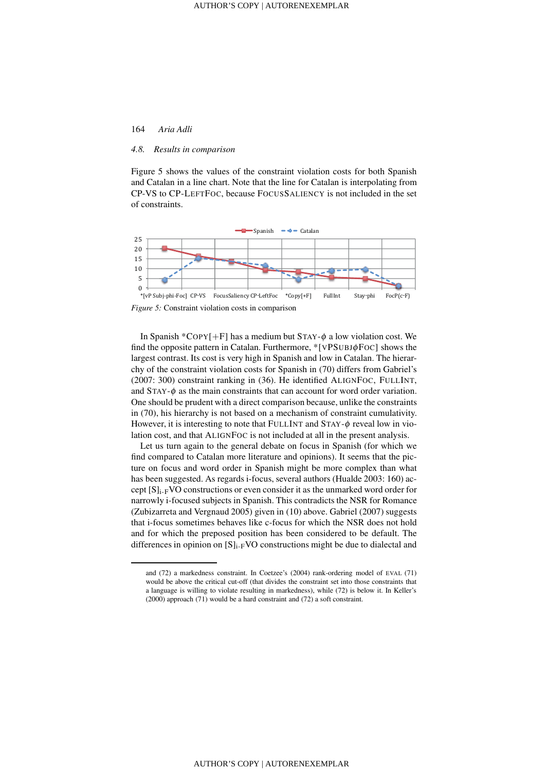### 4.8. Results in comparison

Figure 5 shows the values of the constraint violation costs for both Spanish and Catalan in a line chart. Note that the line for Catalan is interpolating from CP-VS to CP-LEFTFOC, because FOCUSSALIENCY is not included in the set of constraints.

*Figure 5:* Constraint violation costs in comparison

In Spanish \*COPY[+F] has a medium but STAY-$\phi$ a low violation cost. We find the opposite pattern in Catalan. Furthermore, \*[VPSUBJ$\phi$FOC] shows the largest contrast. Its cost is very high in Spanish and low in Catalan. The hierarchy of the constraint violation costs for Spanish in (70) differs from Gabriel's (2007: 300) constraint ranking in (36). He identified ALIGNFOC, FULLINT, and STAY-$\phi$ as the main constraints that can account for word order variation. One should be prudent with a direct comparison because, unlike the constraints in (70), his hierarchy is not based on a mechanism of constraint cumulativity. However, it is interesting to note that FULLINT and STAY-$\phi$ reveal low in violation cost, and that ALIGNFOC is not included at all in the present analysis.

Let us turn again to the general debate on focus in Spanish (for which we find compared to Catalan more literature and opinions). It seems that the picture on focus and word order in Spanish might be more complex than what has been suggested. As regards i-focus, several authors (Hualde 2003: 160) accept $[S]_{\text{i-F}}$VO constructions or even consider it as the unmarked word order for narrowly i-focused subjects in Spanish. This contradicts the NSR for Romance (Zubizarreta and Vergnaud 2005) given in (10) above. Gabriel (2007) suggests that i-focus sometimes behaves like c-focus for which the NSR does not hold and for which the preposed position has been considered to be default. The differences in opinion on $[S]_{\text{i-F}}$VO constructions might be due to dialectal and

---

and (72) a markedness constraint. In Coetzee's (2004) rank-ordering model of EVAL (71) would be above the critical cut-off (that divides the constraint set into those constraints that a language is willing to violate resulting in markedness), while (72) is below it. In Keller's (2000) approach (71) would be a hard constraint and (72) a soft constraint.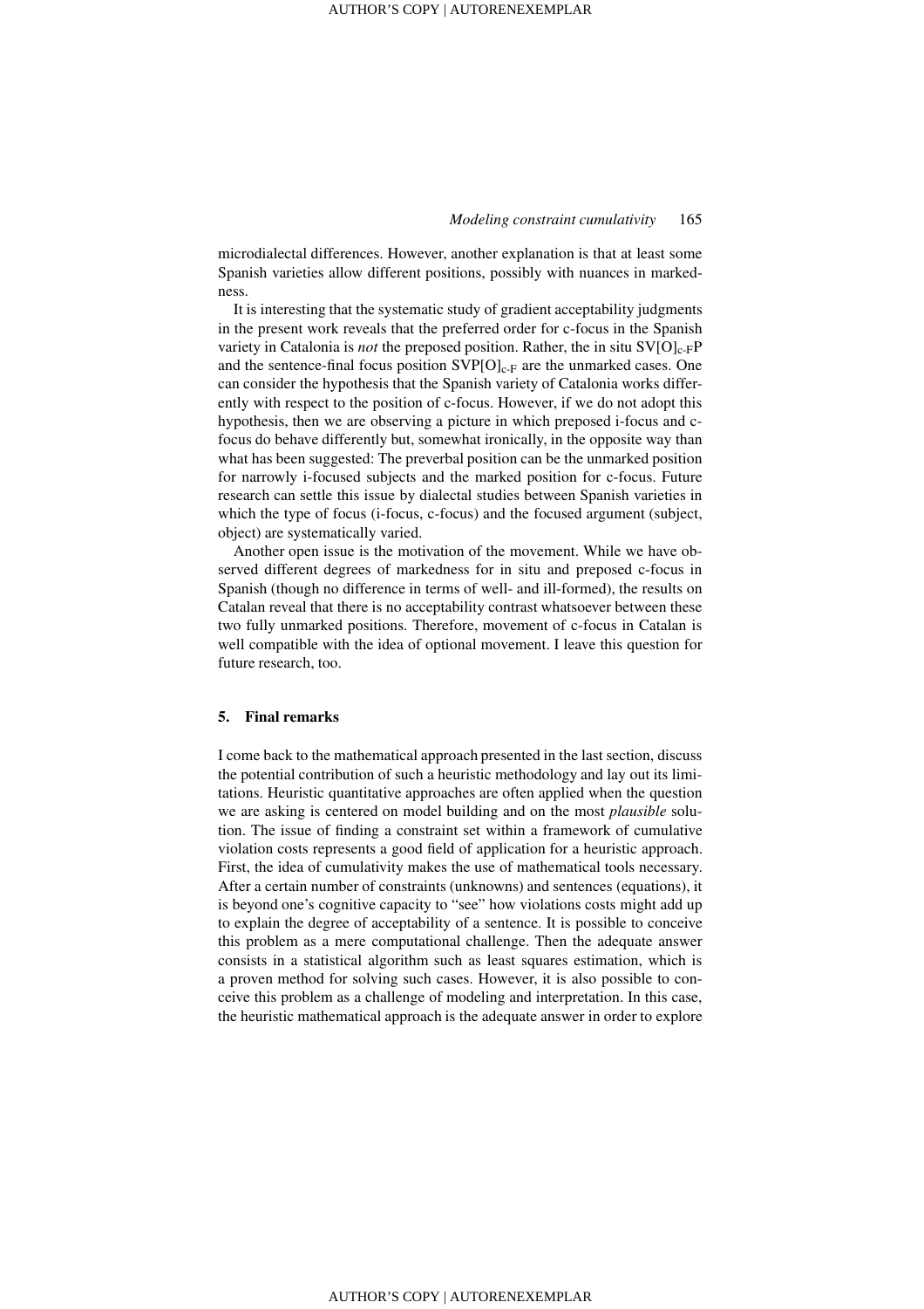microdialectal differences. However, another explanation is that at least some Spanish varieties allow different positions, possibly with nuances in markedness.

It is interesting that the systematic study of gradient acceptability judgments in the present work reveals that the preferred order for c-focus in the Spanish variety in Catalonia is *not* the preposed position. Rather, the in situ $SV[O]_{c\text{-}F}P$ and the sentence-final focus position $SVP[O]_{c\text{-}F}$ are the unmarked cases. One can consider the hypothesis that the Spanish variety of Catalonia works differently with respect to the position of c-focus. However, if we do not adopt this hypothesis, then we are observing a picture in which preposed i-focus and c-focus do behave differently but, somewhat ironically, in the opposite way than what has been suggested: The preverbal position can be the unmarked position for narrowly i-focused subjects and the marked position for c-focus. Future research can settle this issue by dialectal studies between Spanish varieties in which the type of focus (i-focus, c-focus) and the focused argument (subject, object) are systematically varied.

Another open issue is the motivation of the movement. While we have observed different degrees of markedness for in situ and preposed c-focus in Spanish (though no difference in terms of well- and ill-formed), the results on Catalan reveal that there is no acceptability contrast whatsoever between these two fully unmarked positions. Therefore, movement of c-focus in Catalan is well compatible with the idea of optional movement. I leave this question for future research, too.

## 5. Final remarks

I come back to the mathematical approach presented in the last section, discuss the potential contribution of such a heuristic methodology and lay out its limitations. Heuristic quantitative approaches are often applied when the question we are asking is centered on model building and on the most *plausible* solution. The issue of finding a constraint set within a framework of cumulative violation costs represents a good field of application for a heuristic approach. First, the idea of cumulativity makes the use of mathematical tools necessary. After a certain number of constraints (unknowns) and sentences (equations), it is beyond one's cognitive capacity to "see" how violations costs might add up to explain the degree of acceptability of a sentence. It is possible to conceive this problem as a mere computational challenge. Then the adequate answer consists in a statistical algorithm such as least squares estimation, which is a proven method for solving such cases. However, it is also possible to conceive this problem as a challenge of modeling and interpretation. In this case, the heuristic mathematical approach is the adequate answer in order to explore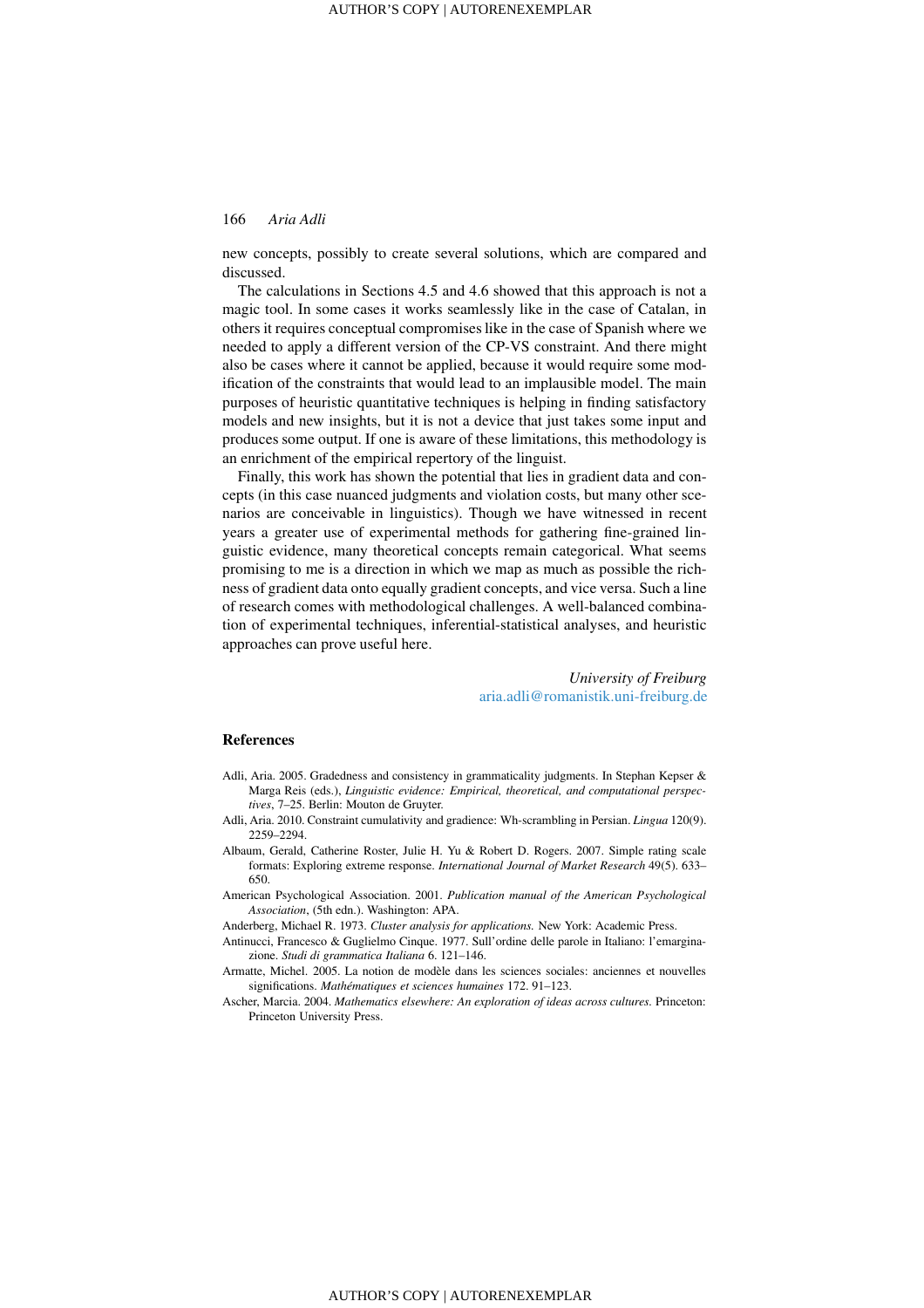new concepts, possibly to create several solutions, which are compared and discussed.

The calculations in Sections 4.5 and 4.6 showed that this approach is not a magic tool. In some cases it works seamlessly like in the case of Catalan, in others it requires conceptual compromises like in the case of Spanish where we needed to apply a different version of the CP-VS constraint. And there might also be cases where it cannot be applied, because it would require some modification of the constraints that would lead to an implausible model. The main purposes of heuristic quantitative techniques is helping in finding satisfactory models and new insights, but it is not a device that just takes some input and produces some output. If one is aware of these limitations, this methodology is an enrichment of the empirical repertory of the linguist.

Finally, this work has shown the potential that lies in gradient data and concepts (in this case nuanced judgments and violation costs, but many other scenarios are conceivable in linguistics). Though we have witnessed in recent years a greater use of experimental methods for gathering fine-grained linguistic evidence, many theoretical concepts remain categorical. What seems promising to me is a direction in which we map as much as possible the richness of gradient data onto equally gradient concepts, and vice versa. Such a line of research comes with methodological challenges. A well-balanced combination of experimental techniques, inferential-statistical analyses, and heuristic approaches can prove useful here.

*University of Freiburg*
aria.adli@romanistik.uni-freiburg.de

## References

Adli, Aria. 2005. Gradedness and consistency in grammaticality judgments. In Stephan Kepser & Marga Reis (eds.), *Linguistic evidence: Empirical, theoretical, and computational perspectives*, 7–25. Berlin: Mouton de Gruyter.

Adli, Aria. 2010. Constraint cumulativity and gradience: Wh-scrambling in Persian. *Lingua* 120(9). 2259–2294.

Albaum, Gerald, Catherine Roster, Julie H. Yu & Robert D. Rogers. 2007. Simple rating scale formats: Exploring extreme response. *International Journal of Market Research* 49(5). 633–650.

American Psychological Association. 2001. *Publication manual of the American Psychological Association*, (5th edn.). Washington: APA.

Anderberg, Michael R. 1973. *Cluster analysis for applications.* New York: Academic Press.

Antinucci, Francesco & Guglielmo Cinque. 1977. Sull'ordine delle parole in Italiano: l'emarginazione. *Studi di grammatica Italiana* 6. 121–146.

Armatte, Michel. 2005. La notion de modèle dans les sciences sociales: anciennes et nouvelles significations. *Mathématiques et sciences humaines* 172. 91–123.

Ascher, Marcia. 2004. *Mathematics elsewhere: An exploration of ideas across cultures.* Princeton: Princeton University Press.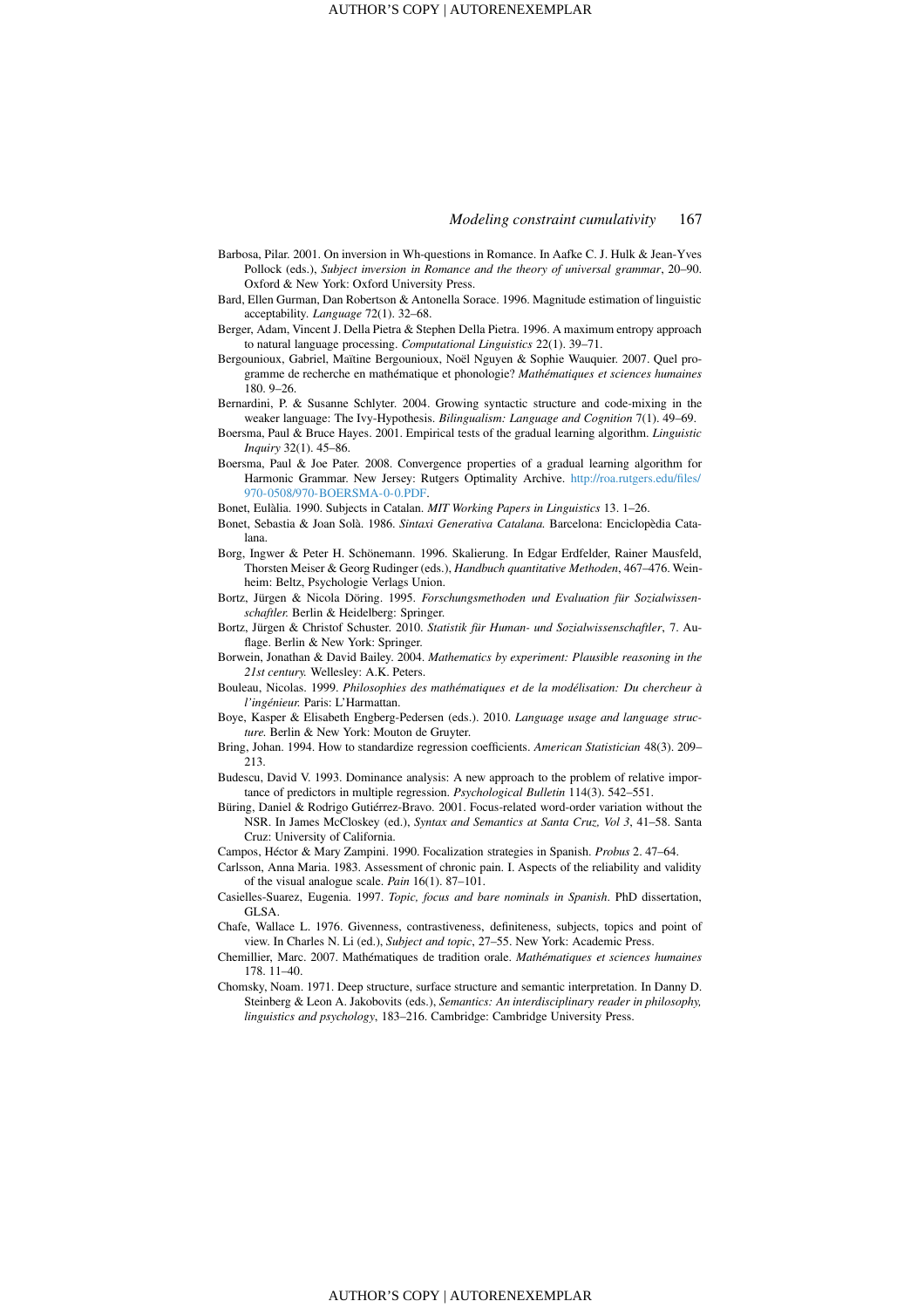Barbosa, Pilar. 2001. On inversion in Wh-questions in Romance. In Aafke C. J. Hulk & Jean-Yves Pollock (eds.), *Subject inversion in Romance and the theory of universal grammar*, 20–90. Oxford & New York: Oxford University Press.

Bard, Ellen Gurman, Dan Robertson & Antonella Sorace. 1996. Magnitude estimation of linguistic acceptability. *Language* 72(1). 32–68.

Berger, Adam, Vincent J. Della Pietra & Stephen Della Pietra. 1996. A maximum entropy approach to natural language processing. *Computational Linguistics* 22(1). 39–71.

Bergounioux, Gabriel, Maïtine Bergounioux, Noël Nguyen & Sophie Wauquier. 2007. Quel programme de recherche en mathématique et phonologie? *Mathématiques et sciences humaines* 180. 9–26.

Bernardini, P. & Susanne Schlyter. 2004. Growing syntactic structure and code-mixing in the weaker language: The Ivy-Hypothesis. *Bilingualism: Language and Cognition* 7(1). 49–69.

Boersma, Paul & Bruce Hayes. 2001. Empirical tests of the gradual learning algorithm. *Linguistic Inquiry* 32(1). 45–86.

Boersma, Paul & Joe Pater. 2008. Convergence properties of a gradual learning algorithm for Harmonic Grammar. New Jersey: Rutgers Optimality Archive. http://roa.rutgers.edu/files/970-0508/970-BOERSMA-0-0.PDF.

Bonet, Eulàlia. 1990. Subjects in Catalan. *MIT Working Papers in Linguistics* 13. 1–26.

Bonet, Sebastia & Joan Solà. 1986. *Sintaxi Generativa Catalana.* Barcelona: Enciclopèdia Catalana.

Borg, Ingwer & Peter H. Schönemann. 1996. Skalierung. In Edgar Erdfelder, Rainer Mausfeld, Thorsten Meiser & Georg Rudinger (eds.), *Handbuch quantitative Methoden*, 467–476. Weinheim: Beltz, Psychologie Verlags Union.

Bortz, Jürgen & Nicola Döring. 1995. *Forschungsmethoden und Evaluation für Sozialwissenschaftler.* Berlin & Heidelberg: Springer.

Bortz, Jürgen & Christof Schuster. 2010. *Statistik für Human- und Sozialwissenschaftler*, 7. Auflage. Berlin & New York: Springer.

Borwein, Jonathan & David Bailey. 2004. *Mathematics by experiment: Plausible reasoning in the 21st century.* Wellesley: A.K. Peters.

Bouleau, Nicolas. 1999. *Philosophies des mathématiques et de la modélisation: Du chercheur à l'ingénieur.* Paris: L'Harmattan.

Boye, Kasper & Elisabeth Engberg-Pedersen (eds.). 2010. *Language usage and language structure.* Berlin & New York: Mouton de Gruyter.

Bring, Johan. 1994. How to standardize regression coefficients. *American Statistician* 48(3). 209–213.

Budescu, David V. 1993. Dominance analysis: A new approach to the problem of relative importance of predictors in multiple regression. *Psychological Bulletin* 114(3). 542–551.

Büring, Daniel & Rodrigo Gutiérrez-Bravo. 2001. Focus-related word-order variation without the NSR. In James McCloskey (ed.), *Syntax and Semantics at Santa Cruz, Vol 3*, 41–58. Santa Cruz: University of California.

Campos, Héctor & Mary Zampini. 1990. Focalization strategies in Spanish. *Probus* 2. 47–64.

Carlsson, Anna Maria. 1983. Assessment of chronic pain. I. Aspects of the reliability and validity of the visual analogue scale. *Pain* 16(1). 87–101.

Casielles-Suarez, Eugenia. 1997. *Topic, focus and bare nominals in Spanish*. PhD dissertation, GLSA.

Chafe, Wallace L. 1976. Givenness, contrastiveness, definiteness, subjects, topics and point of view. In Charles N. Li (ed.), *Subject and topic*, 27–55. New York: Academic Press.

Chemillier, Marc. 2007. Mathématiques de tradition orale. *Mathématiques et sciences humaines* 178. 11–40.

Chomsky, Noam. 1971. Deep structure, surface structure and semantic interpretation. In Danny D. Steinberg & Leon A. Jakobovits (eds.), *Semantics: An interdisciplinary reader in philosophy, linguistics and psychology*, 183–216. Cambridge: Cambridge University Press.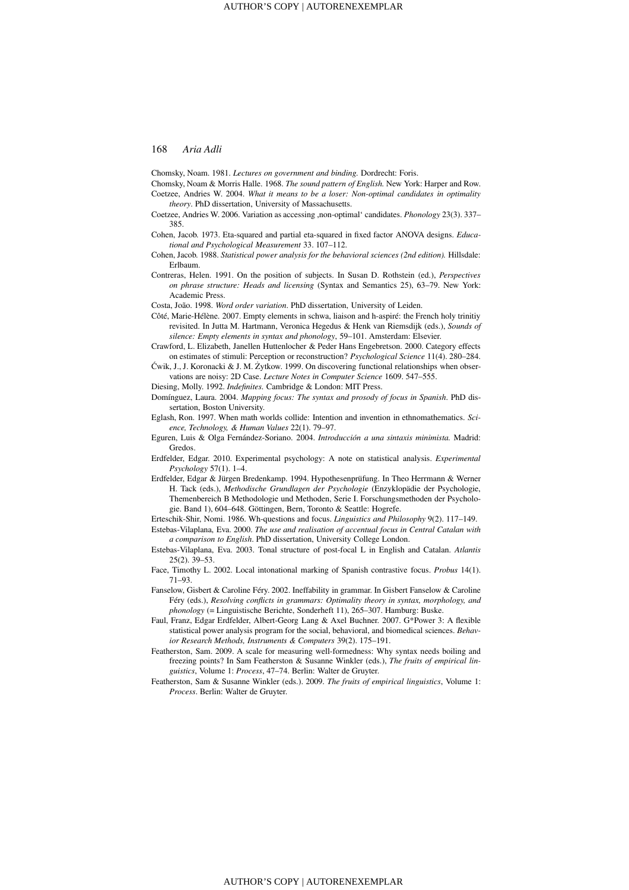Chomsky, Noam. 1981. *Lectures on government and binding.* Dordrecht: Foris.

Chomsky, Noam & Morris Halle. 1968. *The sound pattern of English.* New York: Harper and Row.

Coetzee, Andries W. 2004. *What it means to be a loser: Non-optimal candidates in optimality theory*. PhD dissertation, University of Massachusetts.

Coetzee, Andries W. 2006. Variation as accessing ‚non-optimal' candidates. *Phonology* 23(3). 337–385.

Cohen, Jacob. 1973. Eta-squared and partial eta-squared in fixed factor ANOVA designs. *Educational and Psychological Measurement* 33. 107–112.

Cohen, Jacob. 1988. *Statistical power analysis for the behavioral sciences (2nd edition).* Hillsdale: Erlbaum.

Contreras, Helen. 1991. On the position of subjects. In Susan D. Rothstein (ed.), *Perspectives on phrase structure: Heads and licensing* (Syntax and Semantics 25), 63–79. New York: Academic Press.

Costa, João. 1998. *Word order variation*. PhD dissertation, University of Leiden.

Côté, Marie-Hélène. 2007. Empty elements in schwa, liaison and h-aspiré: the French holy trinitiy revisited. In Jutta M. Hartmann, Veronica Hegedus & Henk van Riemsdijk (eds.), *Sounds of silence: Empty elements in syntax and phonology*, 59–101. Amsterdam: Elsevier.

Crawford, L. Elizabeth, Janellen Huttenlocher & Peder Hans Engebretson. 2000. Category effects on estimates of stimuli: Perception or reconstruction? *Psychological Science* 11(4). 280–284.

Ćwik, J., J. Koronacki & J. M. Żytkow. 1999. On discovering functional relationships when observations are noisy: 2D Case. *Lecture Notes in Computer Science* 1609. 547–555.

Diesing, Molly. 1992. *Indefinites.* Cambridge & London: MIT Press.

Domínguez, Laura. 2004. *Mapping focus: The syntax and prosody of focus in Spanish*. PhD dissertation, Boston University.

Eglash, Ron. 1997. When math worlds collide: Intention and invention in ethnomathematics. *Science, Technology, & Human Values* 22(1). 79–97.

Eguren, Luis & Olga Fernández-Soriano. 2004. *Introducción a una sintaxis minimista.* Madrid: Gredos.

Erdfelder, Edgar. 2010. Experimental psychology: A note on statistical analysis. *Experimental Psychology* 57(1). 1–4.

Erdfelder, Edgar & Jürgen Bredenkamp. 1994. Hypothesenprüfung. In Theo Herrmann & Werner H. Tack (eds.), *Methodische Grundlagen der Psychologie* (Enzyklopädie der Psychologie, Themenbereich B Methodologie und Methoden, Serie I. Forschungsmethoden der Psychologie. Band 1), 604–648. Göttingen, Bern, Toronto & Seattle: Hogrefe.

Erteschik-Shir, Nomi. 1986. Wh-questions and focus. *Linguistics and Philosophy* 9(2). 117–149.

Estebas-Vilaplana, Eva. 2000. *The use and realisation of accentual focus in Central Catalan with a comparison to English*. PhD dissertation, University College London.

Estebas-Vilaplana, Eva. 2003. Tonal structure of post-focal L in English and Catalan. *Atlantis* 25(2). 39–53.

Face, Timothy L. 2002. Local intonational marking of Spanish contrastive focus. *Probus* 14(1). 71–93.

Fanselow, Gisbert & Caroline Féry. 2002. Ineffability in grammar. In Gisbert Fanselow & Caroline Féry (eds.), *Resolving conflicts in grammars: Optimality theory in syntax, morphology, and phonology* (= Linguistische Berichte, Sonderheft 11), 265–307. Hamburg: Buske.

Faul, Franz, Edgar Erdfelder, Albert-Georg Lang & Axel Buchner. 2007. G*Power 3: A flexible statistical power analysis program for the social, behavioral, and biomedical sciences. *Behavior Research Methods, Instruments & Computers* 39(2). 175–191.

Featherston, Sam. 2009. A scale for measuring well-formedness: Why syntax needs boiling and freezing points? In Sam Featherston & Susanne Winkler (eds.), *The fruits of empirical linguistics*, Volume 1: *Process*, 47–74. Berlin: Walter de Gruyter.

Featherston, Sam & Susanne Winkler (eds.). 2009. *The fruits of empirical linguistics*, Volume 1: *Process*. Berlin: Walter de Gruyter.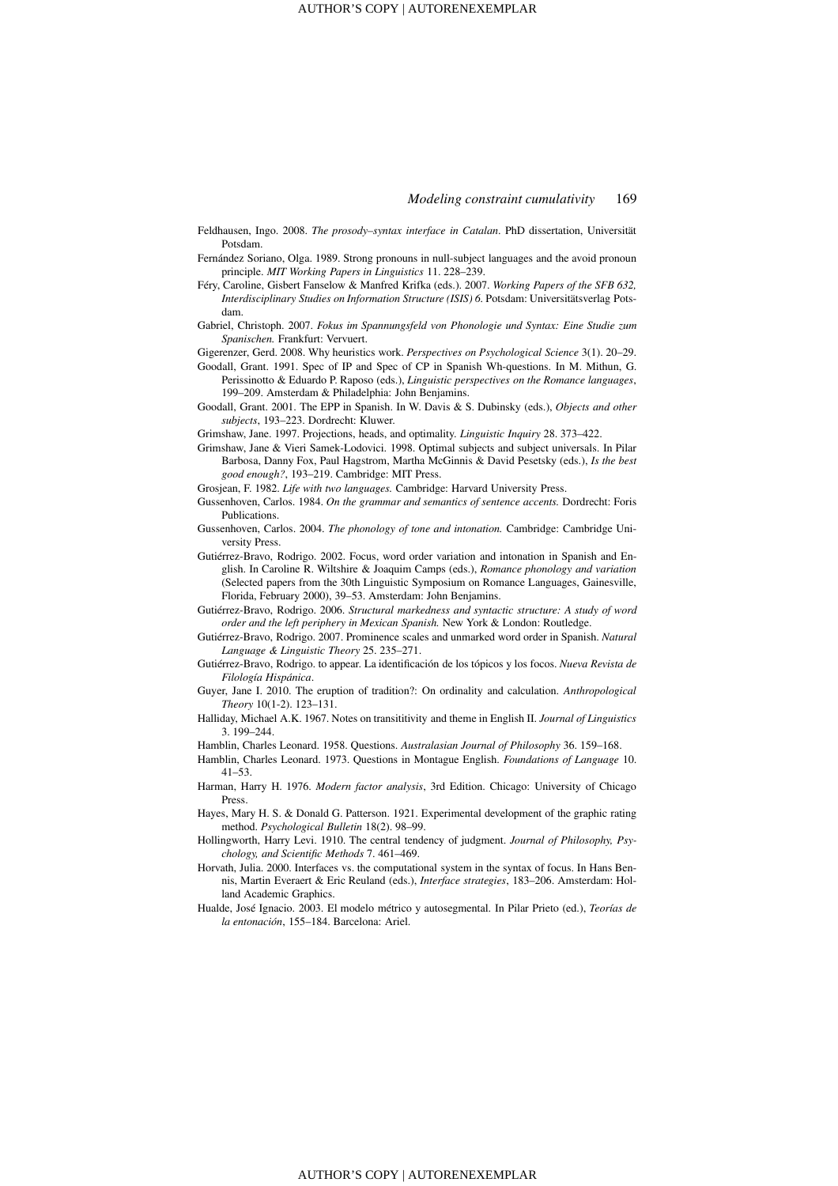Feldhausen, Ingo. 2008. *The prosody–syntax interface in Catalan*. PhD dissertation, Universität Potsdam.

Fernández Soriano, Olga. 1989. Strong pronouns in null-subject languages and the avoid pronoun principle. *MIT Working Papers in Linguistics* 11. 228–239.

Féry, Caroline, Gisbert Fanselow & Manfred Krifka (eds.). 2007. *Working Papers of the SFB 632, Interdisciplinary Studies on Information Structure (ISIS) 6*. Potsdam: Universitätsverlag Potsdam.

Gabriel, Christoph. 2007. *Fokus im Spannungsfeld von Phonologie und Syntax: Eine Studie zum Spanischen.* Frankfurt: Vervuert.

Gigerenzer, Gerd. 2008. Why heuristics work. *Perspectives on Psychological Science* 3(1). 20–29.

Goodall, Grant. 1991. Spec of IP and Spec of CP in Spanish Wh-questions. In M. Mithun, G. Perissinotto & Eduardo P. Raposo (eds.), *Linguistic perspectives on the Romance languages*, 199–209. Amsterdam & Philadelphia: John Benjamins.

Goodall, Grant. 2001. The EPP in Spanish. In W. Davis & S. Dubinsky (eds.), *Objects and other subjects*, 193–223. Dordrecht: Kluwer.

Grimshaw, Jane. 1997. Projections, heads, and optimality. *Linguistic Inquiry* 28. 373–422.

Grimshaw, Jane & Vieri Samek-Lodovici. 1998. Optimal subjects and subject universals. In Pilar Barbosa, Danny Fox, Paul Hagstrom, Martha McGinnis & David Pesetsky (eds.), *Is the best good enough?*, 193–219. Cambridge: MIT Press.

Grosjean, F. 1982. *Life with two languages.* Cambridge: Harvard University Press.

Gussenhoven, Carlos. 1984. *On the grammar and semantics of sentence accents.* Dordrecht: Foris Publications.

Gussenhoven, Carlos. 2004. *The phonology of tone and intonation.* Cambridge: Cambridge University Press.

Gutiérrez-Bravo, Rodrigo. 2002. Focus, word order variation and intonation in Spanish and English. In Caroline R. Wiltshire & Joaquim Camps (eds.), *Romance phonology and variation* (Selected papers from the 30th Linguistic Symposium on Romance Languages, Gainesville, Florida, February 2000), 39–53. Amsterdam: John Benjamins.

Gutiérrez-Bravo, Rodrigo. 2006. *Structural markedness and syntactic structure: A study of word order and the left periphery in Mexican Spanish.* New York & London: Routledge.

Gutiérrez-Bravo, Rodrigo. 2007. Prominence scales and unmarked word order in Spanish. *Natural Language & Linguistic Theory* 25. 235–271.

Gutiérrez-Bravo, Rodrigo. to appear. La identificación de los tópicos y los focos. *Nueva Revista de Filología Hispánica*.

Guyer, Jane I. 2010. The eruption of tradition?: On ordinality and calculation. *Anthropological Theory* 10(1-2). 123–131.

Halliday, Michael A.K. 1967. Notes on transititivity and theme in English II. *Journal of Linguistics* 3. 199–244.

Hamblin, Charles Leonard. 1958. Questions. *Australasian Journal of Philosophy* 36. 159–168.

Hamblin, Charles Leonard. 1973. Questions in Montague English. *Foundations of Language* 10. 41–53.

Harman, Harry H. 1976. *Modern factor analysis*, 3rd Edition. Chicago: University of Chicago Press.

Hayes, Mary H. S. & Donald G. Patterson. 1921. Experimental development of the graphic rating method. *Psychological Bulletin* 18(2). 98–99.

Hollingworth, Harry Levi. 1910. The central tendency of judgment. *Journal of Philosophy, Psychology, and Scientific Methods* 7. 461–469.

Horvath, Julia. 2000. Interfaces vs. the computational system in the syntax of focus. In Hans Bennis, Martin Everaert & Eric Reuland (eds.), *Interface strategies*, 183–206. Amsterdam: Holland Academic Graphics.

Hualde, José Ignacio. 2003. El modelo métrico y autosegmental. In Pilar Prieto (ed.), *Teorías de la entonación*, 155–184. Barcelona: Ariel.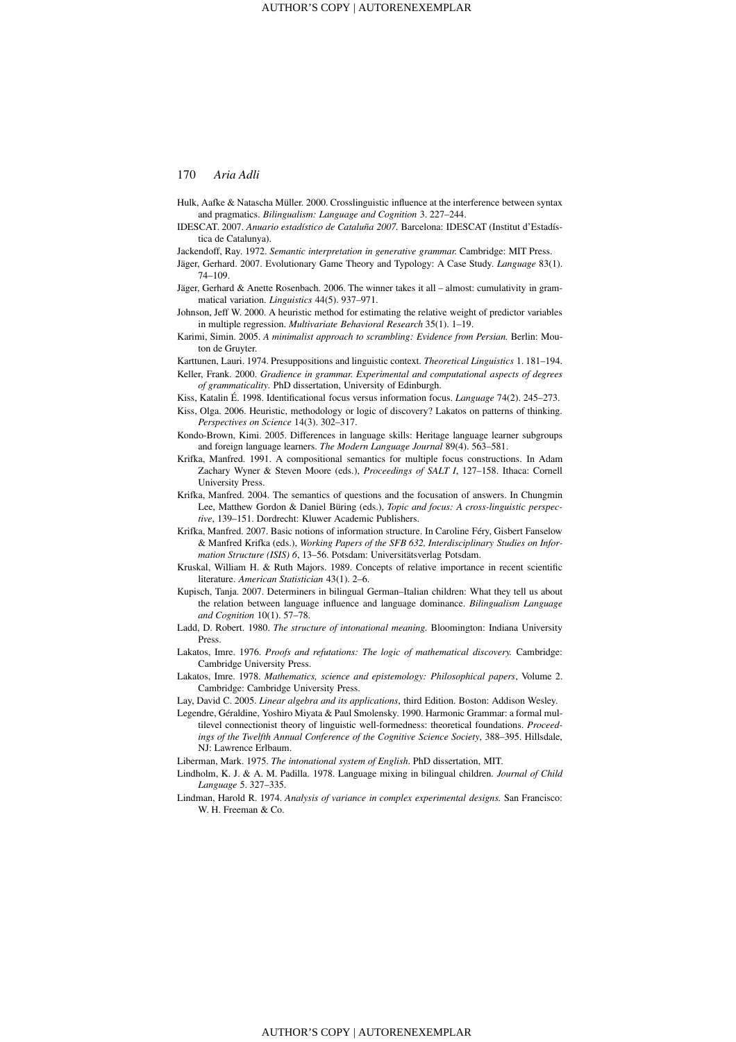Hulk, Aafke & Natascha Müller. 2000. Crosslinguistic influence at the interference between syntax and pragmatics. *Bilingualism: Language and Cognition* 3. 227–244.

IDESCAT. 2007. *Anuario estadístico de Cataluña 2007.* Barcelona: IDESCAT (Institut d'Estadística de Catalunya).

Jackendoff, Ray. 1972. *Semantic interpretation in generative grammar.* Cambridge: MIT Press.

Jäger, Gerhard. 2007. Evolutionary Game Theory and Typology: A Case Study. *Language* 83(1). 74–109.

Jäger, Gerhard & Anette Rosenbach. 2006. The winner takes it all – almost: cumulativity in grammatical variation. *Linguistics* 44(5). 937–971.

Johnson, Jeff W. 2000. A heuristic method for estimating the relative weight of predictor variables in multiple regression. *Multivariate Behavioral Research* 35(1). 1–19.

Karimi, Simin. 2005. *A minimalist approach to scrambling: Evidence from Persian.* Berlin: Mouton de Gruyter.

Karttunen, Lauri. 1974. Presuppositions and linguistic context. *Theoretical Linguistics* 1. 181–194.

Keller, Frank. 2000. *Gradience in grammar. Experimental and computational aspects of degrees of grammaticality.* PhD dissertation, University of Edinburgh.

Kiss, Katalin É. 1998. Identificational focus versus information focus. *Language* 74(2). 245–273.

Kiss, Olga. 2006. Heuristic, methodology or logic of discovery? Lakatos on patterns of thinking. *Perspectives on Science* 14(3). 302–317.

Kondo-Brown, Kimi. 2005. Differences in language skills: Heritage language learner subgroups and foreign language learners. *The Modern Language Journal* 89(4). 563–581.

Krifka, Manfred. 1991. A compositional semantics for multiple focus constructions. In Adam Zachary Wyner & Steven Moore (eds.), *Proceedings of SALT I*, 127–158. Ithaca: Cornell University Press.

Krifka, Manfred. 2004. The semantics of questions and the focusation of answers. In Chungmin Lee, Matthew Gordon & Daniel Büring (eds.), *Topic and focus: A cross-linguistic perspective*, 139–151. Dordrecht: Kluwer Academic Publishers.

Krifka, Manfred. 2007. Basic notions of information structure. In Caroline Féry, Gisbert Fanselow & Manfred Krifka (eds.), *Working Papers of the SFB 632, Interdisciplinary Studies on Information Structure (ISIS) 6*, 13–56. Potsdam: Universitätsverlag Potsdam.

Kruskal, William H. & Ruth Majors. 1989. Concepts of relative importance in recent scientific literature. *American Statistician* 43(1). 2–6.

Kupisch, Tanja. 2007. Determiners in bilingual German–Italian children: What they tell us about the relation between language influence and language dominance. *Bilingualism Language and Cognition* 10(1). 57–78.

Ladd, D. Robert. 1980. *The structure of intonational meaning.* Bloomington: Indiana University Press.

Lakatos, Imre. 1976. *Proofs and refutations: The logic of mathematical discovery.* Cambridge: Cambridge University Press.

Lakatos, Imre. 1978. *Mathematics, science and epistemology: Philosophical papers*, Volume 2. Cambridge: Cambridge University Press.

Lay, David C. 2005. *Linear algebra and its applications*, third Edition. Boston: Addison Wesley.

Legendre, Géraldine, Yoshiro Miyata & Paul Smolensky. 1990. Harmonic Grammar: a formal multilevel connectionist theory of linguistic well-formedness: theoretical foundations. *Proceedings of the Twelfth Annual Conference of the Cognitive Science Society*, 388–395. Hillsdale, NJ: Lawrence Erlbaum.

Liberman, Mark. 1975. *The intonational system of English*. PhD dissertation, MIT.

Lindholm, K. J. & A. M. Padilla. 1978. Language mixing in bilingual children. *Journal of Child Language* 5. 327–335.

Lindman, Harold R. 1974. *Analysis of variance in complex experimental designs.* San Francisco: W. H. Freeman & Co.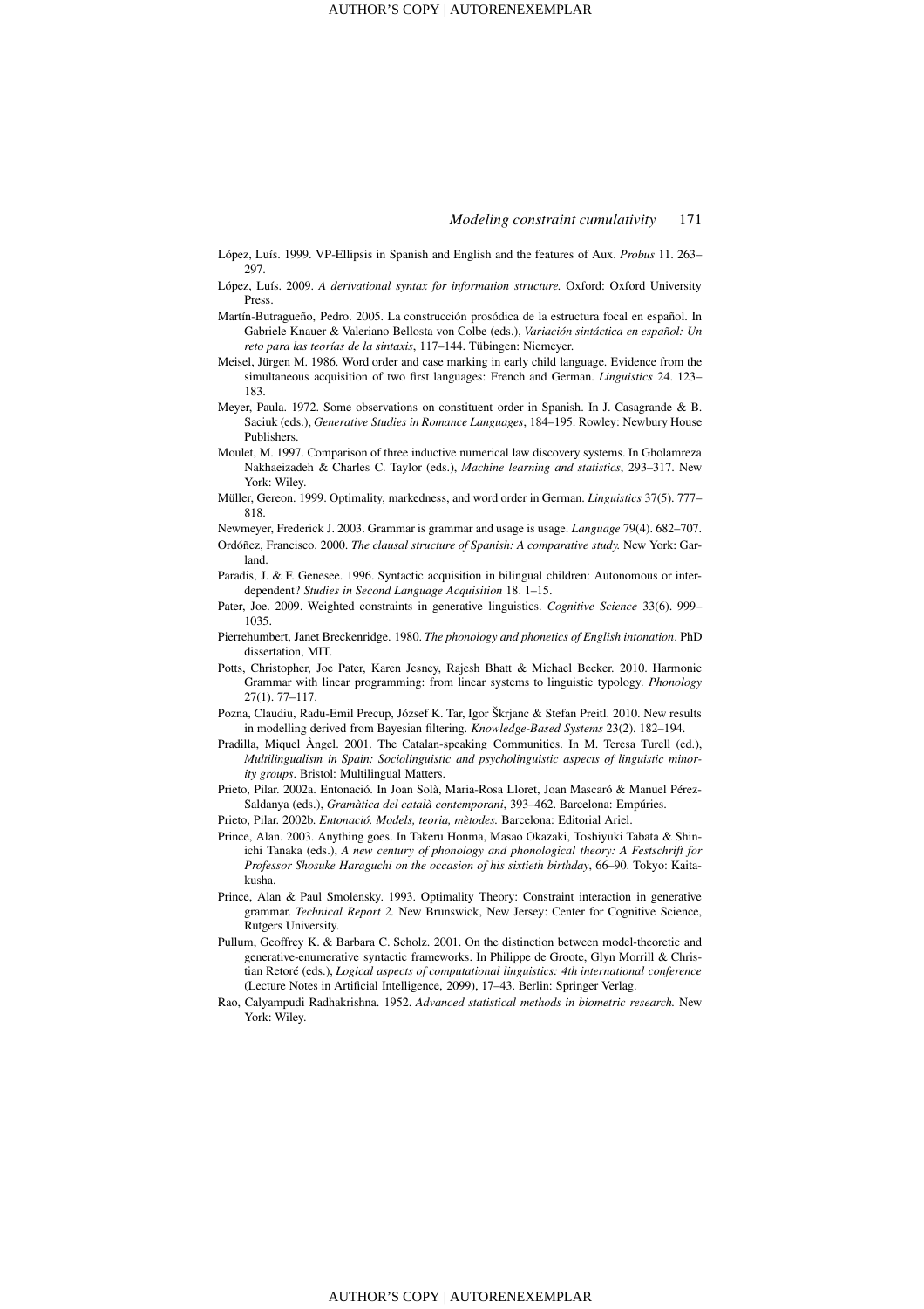López, Luís. 1999. VP-Ellipsis in Spanish and English and the features of Aux. *Probus* 11. 263–297.

López, Luís. 2009. *A derivational syntax for information structure.* Oxford: Oxford University Press.

Martín-Butragueño, Pedro. 2005. La construcción prosódica de la estructura focal en español. In Gabriele Knauer & Valeriano Bellosta von Colbe (eds.), *Variación sintáctica en español: Un reto para las teorías de la sintaxis*, 117–144. Tübingen: Niemeyer.

Meisel, Jürgen M. 1986. Word order and case marking in early child language. Evidence from the simultaneous acquisition of two first languages: French and German. *Linguistics* 24. 123–183.

Meyer, Paula. 1972. Some observations on constituent order in Spanish. In J. Casagrande & B. Saciuk (eds.), *Generative Studies in Romance Languages*, 184–195. Rowley: Newbury House Publishers.

Moulet, M. 1997. Comparison of three inductive numerical law discovery systems. In Gholamreza Nakhaeizadeh & Charles C. Taylor (eds.), *Machine learning and statistics*, 293–317. New York: Wiley.

Müller, Gereon. 1999. Optimality, markedness, and word order in German. *Linguistics* 37(5). 777–818.

Newmeyer, Frederick J. 2003. Grammar is grammar and usage is usage. *Language* 79(4). 682–707.

Ordóñez, Francisco. 2000. *The clausal structure of Spanish: A comparative study.* New York: Garland.

Paradis, J. & F. Genesee. 1996. Syntactic acquisition in bilingual children: Autonomous or interdependent? *Studies in Second Language Acquisition* 18. 1–15.

Pater, Joe. 2009. Weighted constraints in generative linguistics. *Cognitive Science* 33(6). 999–1035.

Pierrehumbert, Janet Breckenridge. 1980. *The phonology and phonetics of English intonation*. PhD dissertation, MIT.

Potts, Christopher, Joe Pater, Karen Jesney, Rajesh Bhatt & Michael Becker. 2010. Harmonic Grammar with linear programming: from linear systems to linguistic typology. *Phonology* 27(1). 77–117.

Pozna, Claudiu, Radu-Emil Precup, József K. Tar, Igor Škrjanc & Stefan Preitl. 2010. New results in modelling derived from Bayesian filtering. *Knowledge-Based Systems* 23(2). 182–194.

Pradilla, Miquel Àngel. 2001. The Catalan-speaking Communities. In M. Teresa Turell (ed.), *Multilingualism in Spain: Sociolinguistic and psycholinguistic aspects of linguistic minority groups*. Bristol: Multilingual Matters.

Prieto, Pilar. 2002a. Entonació. In Joan Solà, Maria-Rosa Lloret, Joan Mascaró & Manuel Pérez-Saldanya (eds.), *Gramàtica del català contemporani*, 393–462. Barcelona: Empúries.

Prieto, Pilar. 2002b. *Entonació. Models, teoria, mètodes.* Barcelona: Editorial Ariel.

Prince, Alan. 2003. Anything goes. In Takeru Honma, Masao Okazaki, Toshiyuki Tabata & Shinichi Tanaka (eds.), *A new century of phonology and phonological theory: A Festschrift for Professor Shosuke Haraguchi on the occasion of his sixtieth birthday*, 66–90. Tokyo: Kaitakusha.

Prince, Alan & Paul Smolensky. 1993. Optimality Theory: Constraint interaction in generative grammar. *Technical Report 2.* New Brunswick, New Jersey: Center for Cognitive Science, Rutgers University.

Pullum, Geoffrey K. & Barbara C. Scholz. 2001. On the distinction between model-theoretic and generative-enumerative syntactic frameworks. In Philippe de Groote, Glyn Morrill & Christian Retoré (eds.), *Logical aspects of computational linguistics: 4th international conference* (Lecture Notes in Artificial Intelligence, 2099), 17–43. Berlin: Springer Verlag.

Rao, Calyampudi Radhakrishna. 1952. *Advanced statistical methods in biometric research.* New York: Wiley.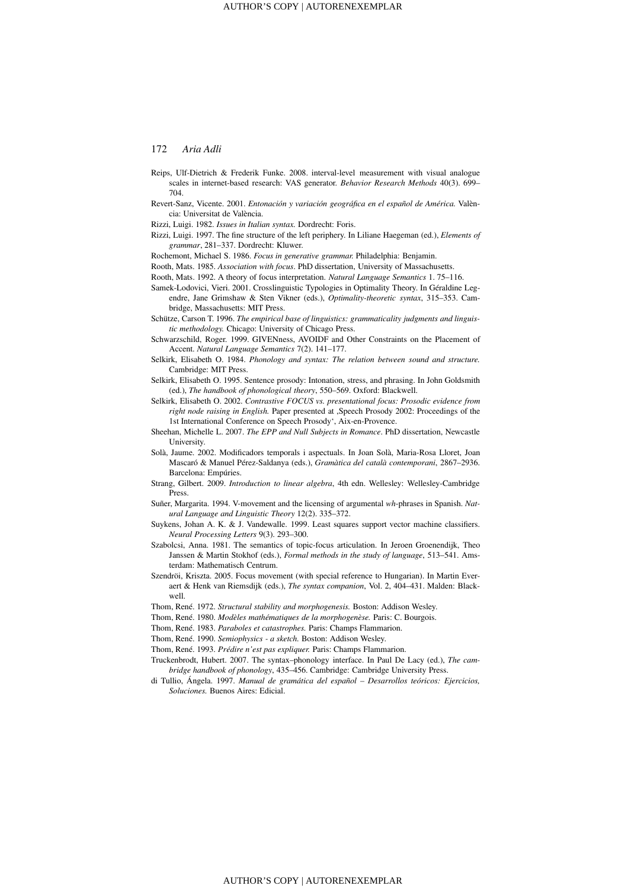Reips, Ulf-Dietrich & Frederik Funke. 2008. interval-level measurement with visual analogue scales in internet-based research: VAS generator. *Behavior Research Methods* 40(3). 699–704.

Revert-Sanz, Vicente. 2001. *Entonación y variación geográfica en el español de América.* València: Universitat de València.

Rizzi, Luigi. 1982. *Issues in Italian syntax.* Dordrecht: Foris.

Rizzi, Luigi. 1997. The fine structure of the left periphery. In Liliane Haegeman (ed.), *Elements of grammar*, 281–337. Dordrecht: Kluwer.

Rochemont, Michael S. 1986. *Focus in generative grammar.* Philadelphia: Benjamin.

Rooth, Mats. 1985. *Association with focus*. PhD dissertation, University of Massachusetts.

Rooth, Mats. 1992. A theory of focus interpretation. *Natural Language Semantics* 1. 75–116.

Samek-Lodovici, Vieri. 2001. Crosslinguistic Typologies in Optimality Theory. In Géraldine Legendre, Jane Grimshaw & Sten Vikner (eds.), *Optimality-theoretic syntax*, 315–353. Cambridge, Massachusetts: MIT Press.

Schütze, Carson T. 1996. *The empirical base of linguistics: grammaticality judgments and linguistic methodology.* Chicago: University of Chicago Press.

Schwarzschild, Roger. 1999. GIVENness, AVOIDF and Other Constraints on the Placement of Accent. *Natural Language Semantics* 7(2). 141–177.

Selkirk, Elisabeth O. 1984. *Phonology and syntax: The relation between sound and structure.* Cambridge: MIT Press.

Selkirk, Elisabeth O. 1995. Sentence prosody: Intonation, stress, and phrasing. In John Goldsmith (ed.), *The handbook of phonological theory*, 550–569. Oxford: Blackwell.

Selkirk, Elisabeth O. 2002. *Contrastive FOCUS vs. presentational focus: Prosodic evidence from right node raising in English.* Paper presented at ‚Speech Prosody 2002: Proceedings of the 1st International Conference on Speech Prosody', Aix-en-Provence.

Sheehan, Michelle L. 2007. *The EPP and Null Subjects in Romance*. PhD dissertation, Newcastle University.

Solà, Jaume. 2002. Modificadors temporals i aspectuals. In Joan Solà, Maria-Rosa Lloret, Joan Mascaró & Manuel Pérez-Saldanya (eds.), *Gramàtica del català contemporani*, 2867–2936. Barcelona: Empúries.

Strang, Gilbert. 2009. *Introduction to linear algebra*, 4th edn. Wellesley: Wellesley-Cambridge Press.

Suñer, Margarita. 1994. V-movement and the licensing of argumental *wh*-phrases in Spanish. *Natural Language and Linguistic Theory* 12(2). 335–372.

Suykens, Johan A. K. & J. Vandewalle. 1999. Least squares support vector machine classifiers. *Neural Processing Letters* 9(3). 293–300.

Szabolcsi, Anna. 1981. The semantics of topic-focus articulation. In Jeroen Groenendijk, Theo Janssen & Martin Stokhof (eds.), *Formal methods in the study of language*, 513–541. Amsterdam: Mathematisch Centrum.

Szendröi, Kriszta. 2005. Focus movement (with special reference to Hungarian). In Martin Everaert & Henk van Riemsdijk (eds.), *The syntax companion*, Vol. 2, 404–431. Malden: Blackwell.

Thom, René. 1972. *Structural stability and morphogenesis.* Boston: Addison Wesley.

Thom, René. 1980. *Modèles mathématiques de la morphogenèse.* Paris: C. Bourgois.

Thom, René. 1983. *Paraboles et catastrophes.* Paris: Champs Flammarion.

Thom, René. 1990. *Semiophysics - a sketch.* Boston: Addison Wesley.

Thom, René. 1993. *Prédire n'est pas expliquer.* Paris: Champs Flammarion.

Truckenbrodt, Hubert. 2007. The syntax–phonology interface. In Paul De Lacy (ed.), *The cambridge handbook of phonology*, 435–456. Cambridge: Cambridge University Press.

di Tullio, Ángela. 1997. *Manual de gramática del español – Desarrollos teóricos: Ejercicios, Soluciones.* Buenos Aires: Edicial.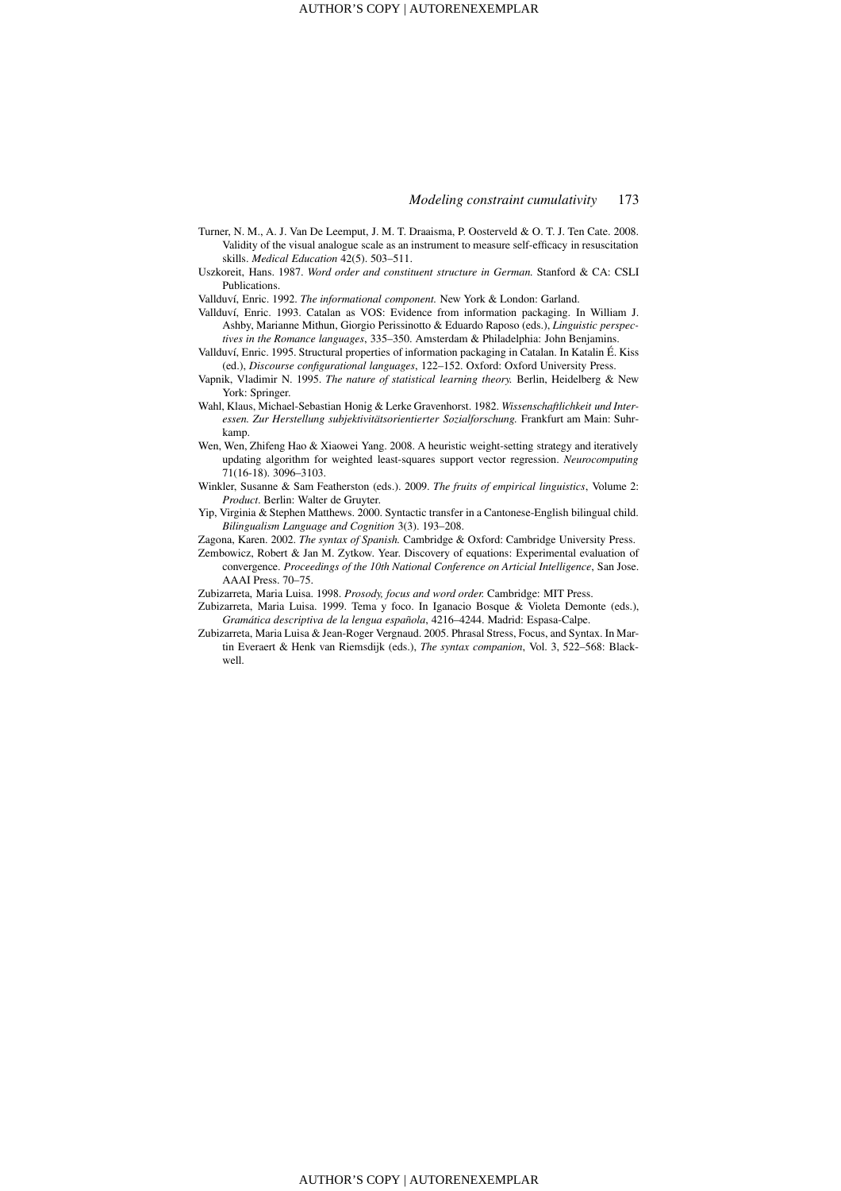Turner, N. M., A. J. Van De Leemput, J. M. T. Draaisma, P. Oosterveld & O. T. J. Ten Cate. 2008. Validity of the visual analogue scale as an instrument to measure self-efficacy in resuscitation skills. *Medical Education* 42(5). 503–511.

Uszkoreit, Hans. 1987. *Word order and constituent structure in German.* Stanford & CA: CSLI Publications.

Vallduví, Enric. 1992. *The informational component.* New York & London: Garland.

Vallduví, Enric. 1993. Catalan as VOS: Evidence from information packaging. In William J. Ashby, Marianne Mithun, Giorgio Perissinotto & Eduardo Raposo (eds.), *Linguistic perspectives in the Romance languages*, 335–350. Amsterdam & Philadelphia: John Benjamins.

Vallduví, Enric. 1995. Structural properties of information packaging in Catalan. In Katalin É. Kiss (ed.), *Discourse configurational languages*, 122–152. Oxford: Oxford University Press.

Vapnik, Vladimir N. 1995. *The nature of statistical learning theory.* Berlin, Heidelberg & New York: Springer.

Wahl, Klaus, Michael-Sebastian Honig & Lerke Gravenhorst. 1982. *Wissenschaftlichkeit und Interessen. Zur Herstellung subjektivitätsorientierter Sozialforschung.* Frankfurt am Main: Suhrkamp.

Wen, Wen, Zhifeng Hao & Xiaowei Yang. 2008. A heuristic weight-setting strategy and iteratively updating algorithm for weighted least-squares support vector regression. *Neurocomputing* 71(16-18). 3096–3103.

Winkler, Susanne & Sam Featherston (eds.). 2009. *The fruits of empirical linguistics*, Volume 2: *Product*. Berlin: Walter de Gruyter.

Yip, Virginia & Stephen Matthews. 2000. Syntactic transfer in a Cantonese-English bilingual child. *Bilingualism Language and Cognition* 3(3). 193–208.

Zagona, Karen. 2002. *The syntax of Spanish.* Cambridge & Oxford: Cambridge University Press.

Zembowicz, Robert & Jan M. Zytkow. Year. Discovery of equations: Experimental evaluation of convergence. *Proceedings of the 10th National Conference on Articial Intelligence*, San Jose. AAAI Press. 70–75.

Zubizarreta, Maria Luisa. 1998. *Prosody, focus and word order.* Cambridge: MIT Press.

Zubizarreta, Maria Luisa. 1999. Tema y foco. In Iganacio Bosque & Violeta Demonte (eds.), *Gramática descriptiva de la lengua española*, 4216–4244. Madrid: Espasa-Calpe.

Zubizarreta, Maria Luisa & Jean-Roger Vergnaud. 2005. Phrasal Stress, Focus, and Syntax. In Martin Everaert & Henk van Riemsdijk (eds.), *The syntax companion*, Vol. 3, 522–568: Blackwell.